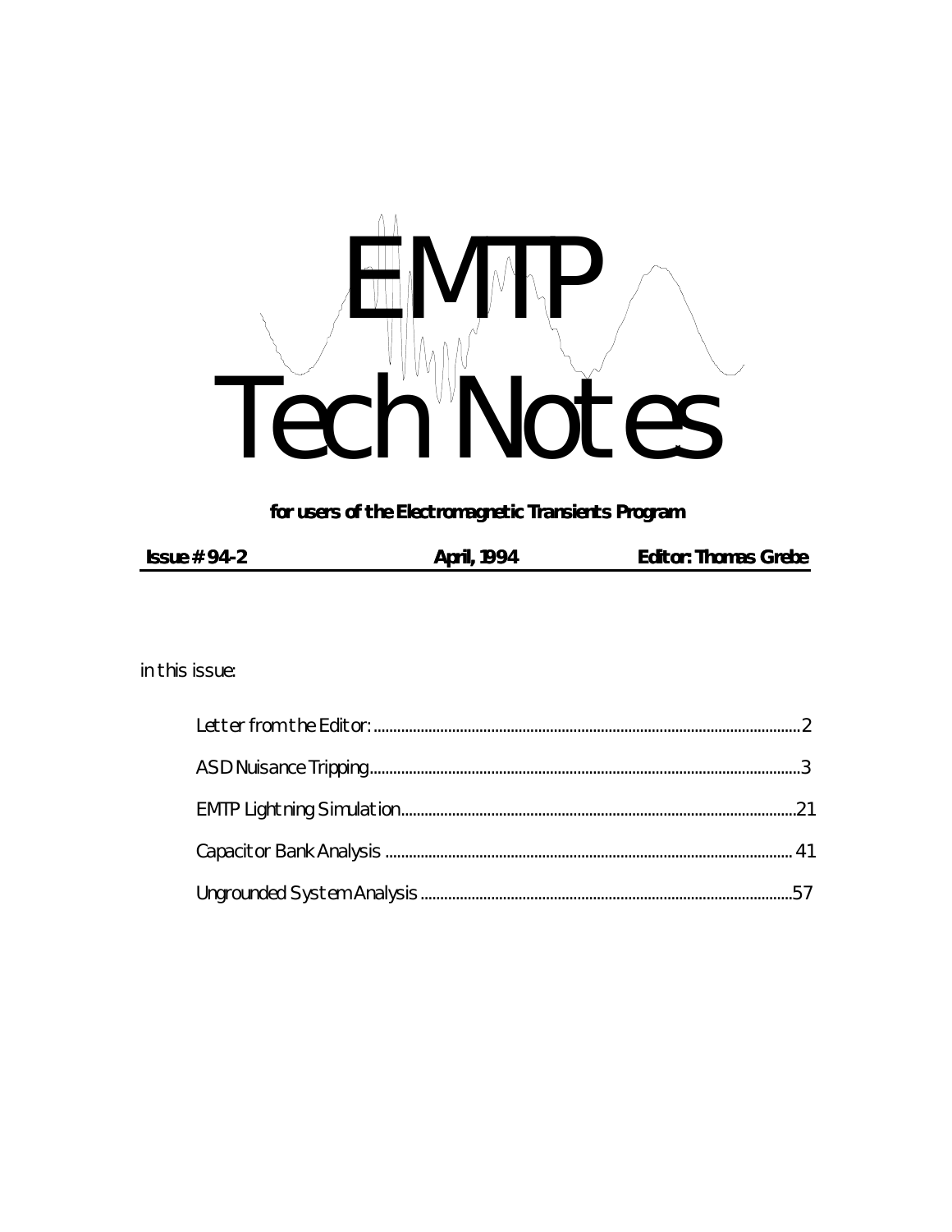# EMTP Tech Notes

**for users of the Electromagnetic Transients Program**

**Issue # 94-2** **April, 1994** **Editor: Thomas Grebe**

in this issue:

- Letter from the Editor: ...... 2
- ASD Nuisance Tripping ...... 3
- EMTP Lightning Simulation ...... 21
- Capacitor Bank Analysis ...... 41
- Ungrounded System Analysis ...... 57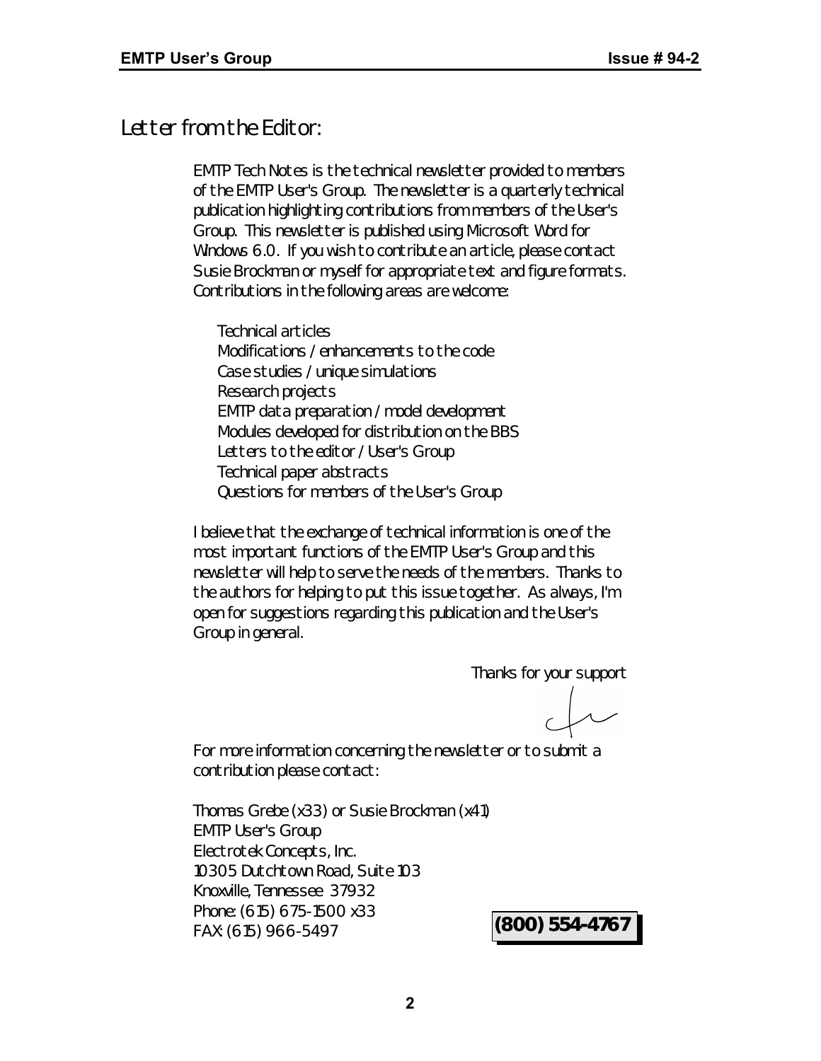# *Letter from the Editor:*

*EMTP Tech Notes* is the technical newsletter provided to members of the EMTP User's Group. The newsletter is a quarterly technical publication highlighting contributions from members of the User's Group. This newsletter is published using Microsoft Word for Windows 6.0. If you wish to contribute an article, please contact Susie Brockman or myself for appropriate text and figure formats. Contributions in the following areas are welcome:

- Technical articles
- Modifications / enhancements to the code
- Case studies / unique simulations
- Research projects
- EMTP data preparation / model development
- Modules developed for distribution on the BBS
- Letters to the editor / User's Group
- Technical paper abstracts
- Questions for members of the User's Group

I believe that the exchange of technical information is one of the most important functions of the EMTP User's Group and this newsletter will help to serve the needs of the members. Thanks to the authors for helping to put this issue together. As always, I'm open for suggestions regarding this publication and the User's Group in general.

Thanks for your support

For more information concerning the newsletter or to submit a contribution please contact:

Thomas Grebe (x33) or Susie Brockman (x41)
EMTP User's Group
Electrotek Concepts, Inc.
10305 Dutchtown Road, Suite 103
Knoxville, Tennessee 37932
Phone: (615) 675-1500 x33
FAX: (615) 966-5497

**(800) 554-4767**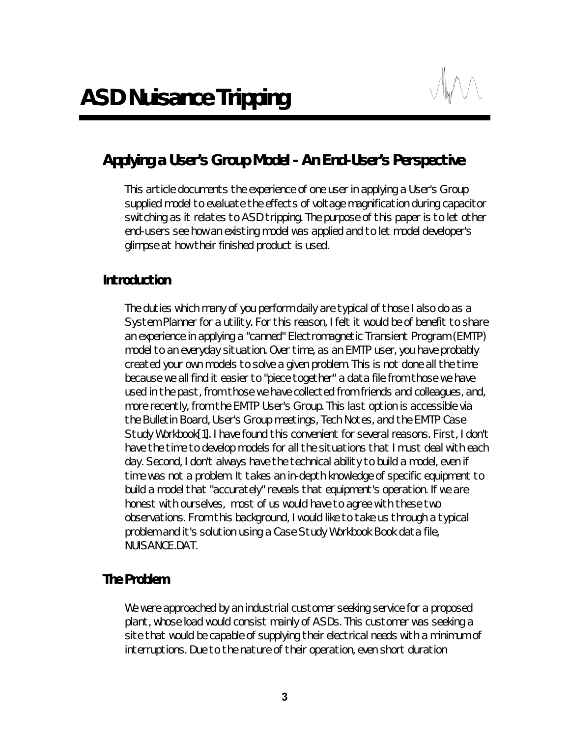# ASD Nuisance Tripping

## Applying a User's Group Model - An End-User's Perspective

This article documents the experience of one user in applying a User's Group supplied model to evaluate the effects of voltage magnification during capacitor switching as it relates to ASD tripping. The purpose of this paper is to let other end-users see how an existing model was applied and to let model developer's glimpse at how their finished product is used.

### Introduction

The duties which many of you perform daily are typical of those I also do as a System Planner for a utility. For this reason, I felt it would be of benefit to share an experience in applying a "canned" Electromagnetic Transient Program (EMTP) model to an everyday situation. Over time, as an EMTP user, you have probably created your own models to solve a given problem. This is not done all the time because we all find it easier to "piece together" a data file from those we have used in the past, from those we have collected from friends and colleagues, and, more recently, from the EMTP User's Group. This last option is accessible via the Bulletin Board, User's Group meetings, Tech Notes, and the EMTP Case Study Workbook[1]. I have found this convenient for several reasons. First, I don't have the time to develop models for all the situations that I must deal with each day. Second, I don't always have the technical ability to build a model, even if time was not a problem. It takes an in-depth knowledge of specific equipment to build a model that "accurately" reveals that equipment's operation. If we are honest with ourselves, most of us would have to agree with these two observations. From this background, I would like to take us through a typical problem and it's solution using a Case Study Workbook Book data file, NUISANCE.DAT.

### The Problem

We were approached by an industrial customer seeking service for a proposed plant, whose load would consist mainly of ASDs. This customer was seeking a site that would be capable of supplying their electrical needs with a minimum of interruptions. Due to the nature of their operation, even short duration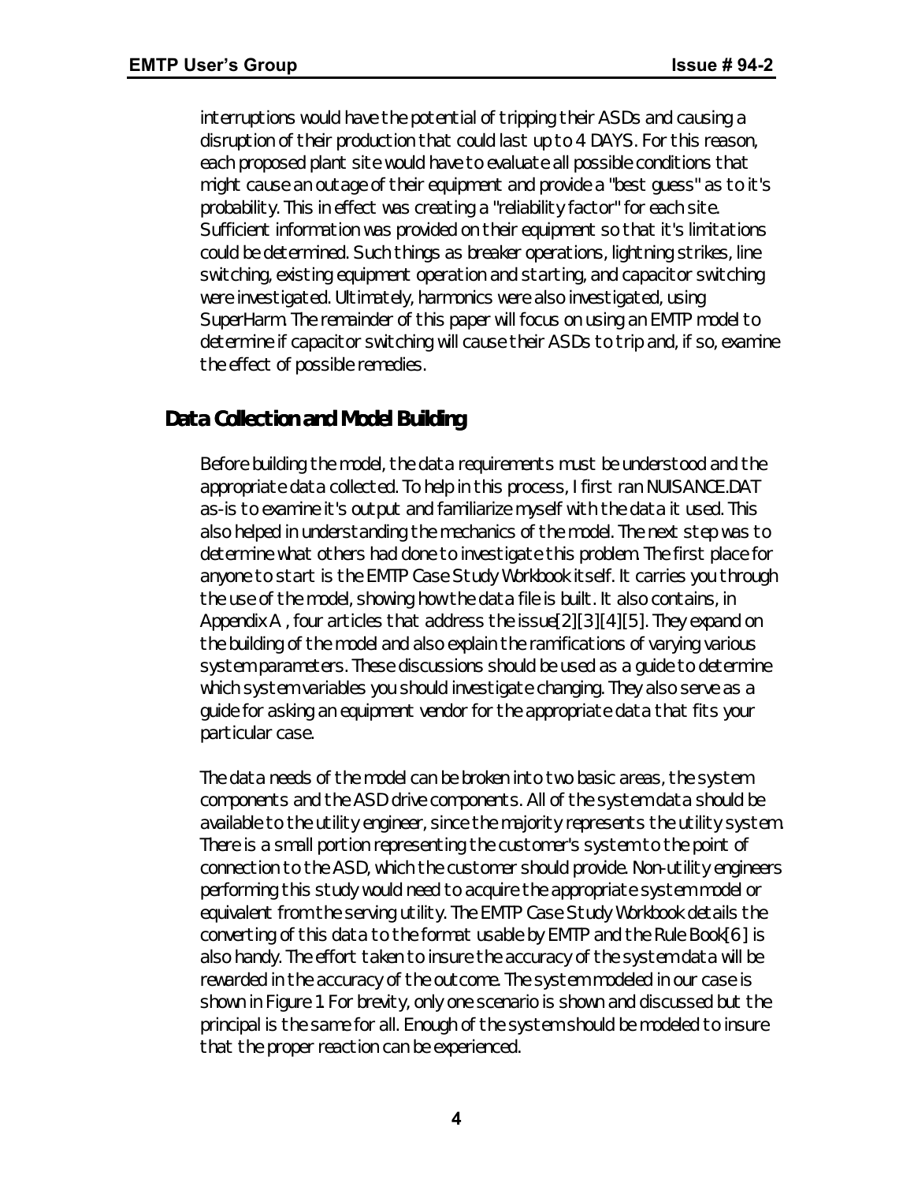interruptions would have the potential of tripping their ASDs and causing a disruption of their production that could last up to 4 DAYS. For this reason, each proposed plant site would have to evaluate all possible conditions that might cause an outage of their equipment and provide a "best guess" as to it's probability. This in effect was creating a "reliability factor" for each site. Sufficient information was provided on their equipment so that it's limitations could be determined. Such things as breaker operations, lightning strikes, line switching, existing equipment operation and starting, and capacitor switching were investigated. Ultimately, harmonics were also investigated, using SuperHarm. The remainder of this paper will focus on using an EMTP model to determine if capacitor switching will cause their ASDs to trip and, if so, examine the effect of possible remedies.

## Data Collection and Model Building

Before building the model, the data requirements must be understood and the appropriate data collected. To help in this process, I first ran NUISANCE.DAT as-is to examine it's output and familiarize myself with the data it used. This also helped in understanding the mechanics of the model. The next step was to determine what others had done to investigate this problem. The first place for anyone to start is the EMTP Case Study Workbook itself. It carries you through the use of the model, showing how the data file is built. It also contains, in Appendix A , four articles that address the issue[2][3][4][5]. They expand on the building of the model and also explain the ramifications of varying various system parameters. These discussions should be used as a guide to determine which system variables you should investigate changing. They also serve as a guide for asking an equipment vendor for the appropriate data that fits your particular case.

The data needs of the model can be broken into two basic areas, the system components and the ASD drive components. All of the system data should be available to the utility engineer, since the majority represents the utility system. There is a small portion representing the customer's system to the point of connection to the ASD, which the customer should provide. Non-utility engineers performing this study would need to acquire the appropriate system model or equivalent from the serving utility. The EMTP Case Study Workbook details the converting of this data to the format usable by EMTP and the Rule Book[6] is also handy. The effort taken to insure the accuracy of the system data will be rewarded in the accuracy of the outcome. The system modeled in our case is shown in Figure 1. For brevity, only one scenario is shown and discussed but the principal is the same for all. Enough of the system should be modeled to insure that the proper reaction can be experienced.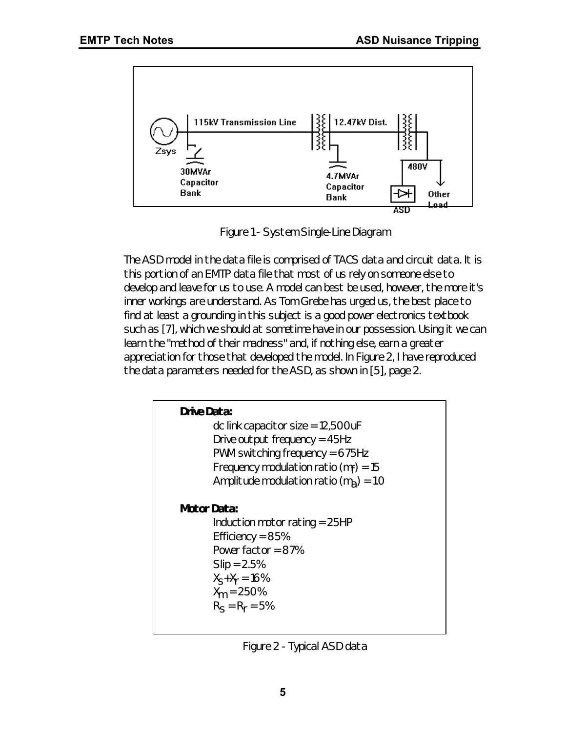Figure 1 - System Single-Line Diagram

The ASD model in the data file is comprised of TACS data and circuit data. It is this portion of an EMTP data file that most of us rely on someone else to develop and leave for us to use. A model can best be used, however, the more it's inner workings are understand. As Tom Grebe has urged us, the best place to find at least a grounding in this subject is a good power electronics textbook such as [7], which we should at sometime have in our possession. Using it we can learn the "method of their madness" and, if nothing else, earn a greater appreciation for those that developed the model. In Figure 2, I have reproduced the data parameters needed for the ASD, as shown in [5], page 2.

**Drive Data:**

- dc link capacitor size = 12,500 uF
- Drive output frequency = 45Hz
- PWM switching frequency = 675Hz
- Frequency modulation ratio ($m_f$) = 15
- Amplitude modulation ratio ($m_a$) = 1.0

**Motor Data:**

- Induction motor rating = 25HP
- Efficiency = 85%
- Power factor = 87%
- Slip = 2.5%
- $X_s + X_r$ = 16%
- $X_m$ = 250%
- $R_s = R_r$ = 5%

Figure 2 - Typical ASD data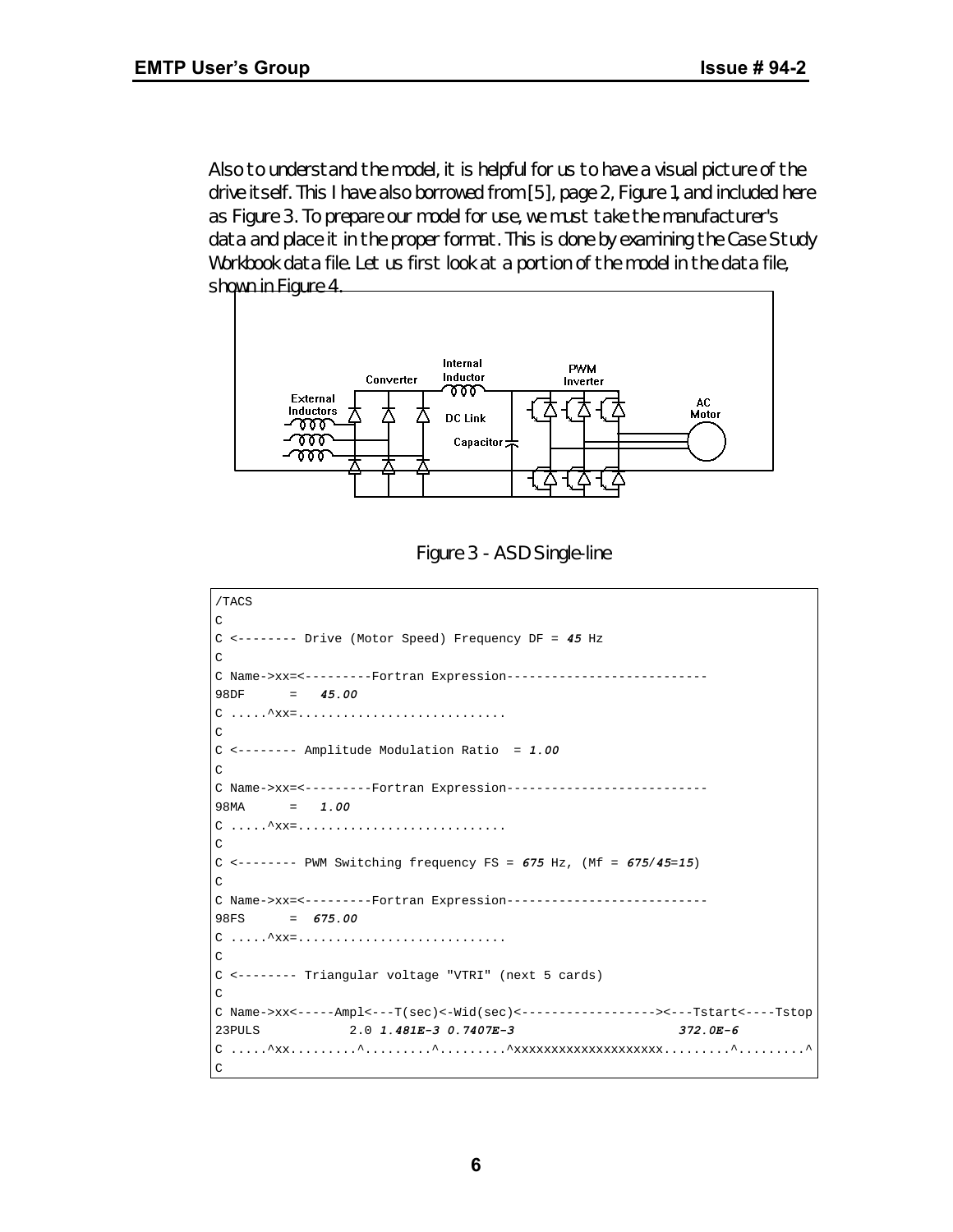Also to understand the model, it is helpful for us to have a visual picture of the drive itself. This I have also borrowed from [5], page 2, Figure 1, and included here as Figure 3. To prepare our model for use, we must take the manufacturer's data and place it in the proper format. This is done by examining the Case Study Workbook data file. Let us first look at a portion of the model in the data file, shown in Figure 4.

Figure 3 - ASD Single-line

```
/TACS
C
C <-------- Drive (Motor Speed) Frequency DF = 45 Hz
C
C Name->xx=<---------Fortran Expression--------------------------
98DF      =   45.00
C .....^xx=...........................
C
C <-------- Amplitude Modulation Ratio  = 1.00
C
C Name->xx=<---------Fortran Expression--------------------------
98MA      =   1.00
C .....^xx=...........................
C
C <-------- PWM Switching frequency FS = 675 Hz, (Mf = 675/45=15)
C
C Name->xx=<---------Fortran Expression--------------------------
98FS      =  675.00
C .....^xx=...........................
C
C <-------- Triangular voltage "VTRI" (next 5 cards)
C
C Name->xx<-----Ampl<---T(sec)<-Wid(sec)<------------------><---Tstart<----Tstop
23PULS           2.0 1.481E-3 0.7407E-3                     372.0E-6
C .....^xx.........^.........^.........^xxxxxxxxxxxxxxxxxxx.........^.........^
C
```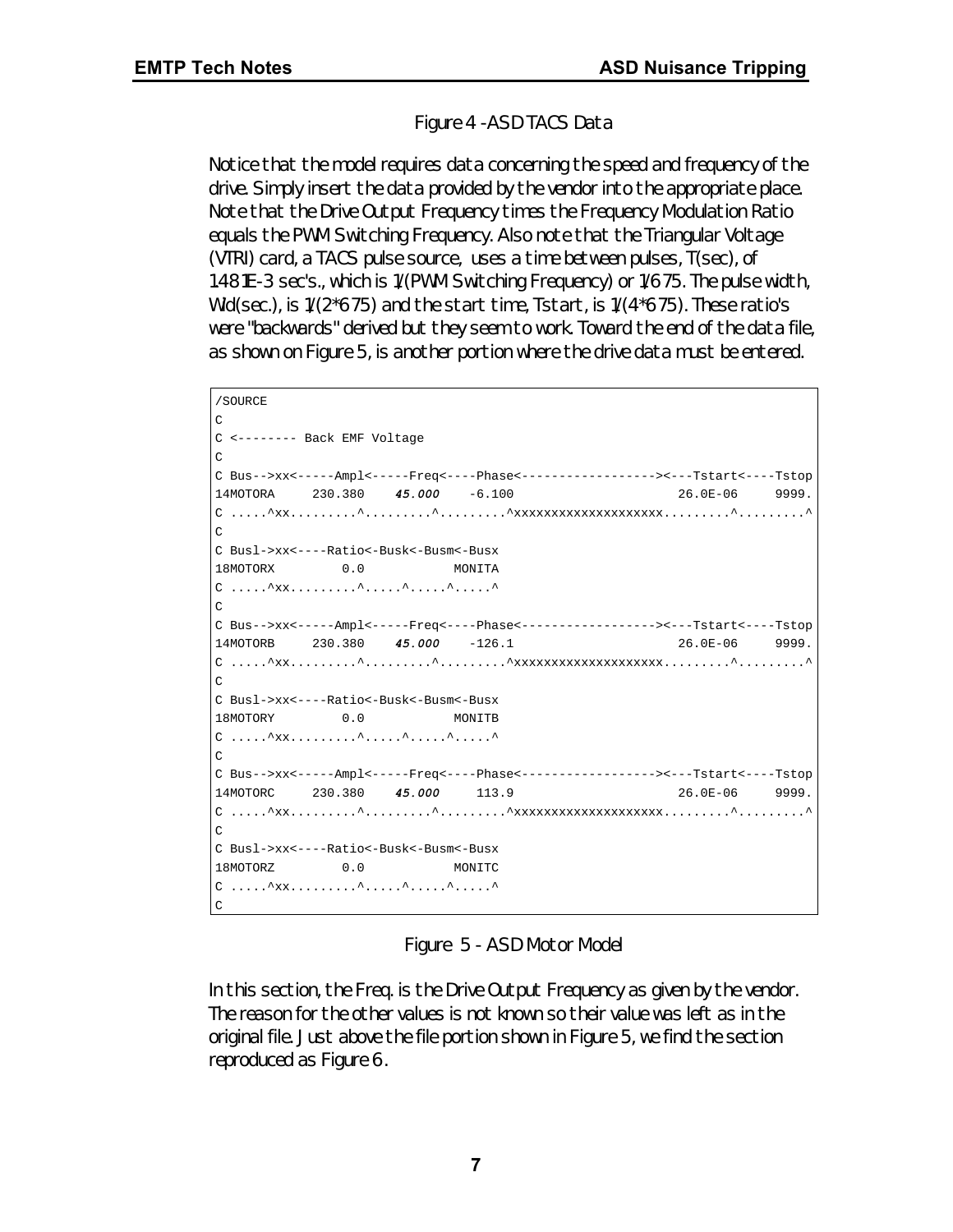Figure 4 -ASD TACS Data

Notice that the model requires data concerning the speed and frequency of the drive. Simply insert the data provided by the vendor into the appropriate place. Note that the Drive Output Frequency times the Frequency Modulation Ratio equals the PWM Switching Frequency. Also note that the Triangular Voltage (VTRI) card, a TACS pulse source, uses a time between pulses, T(sec), of 1481E-3 sec's., which is 1/(PWM Switching Frequency) or 1/675. The pulse width, Wd(sec.), is 1/(2*675) and the start time, Tstart, is 1/(4*675). These ratio's were "backwards" derived but they seem to work. Toward the end of the data file, as shown on Figure 5, is another portion where the drive data must be entered.

```
/SOURCE
C
C <-------- Back EMF Voltage
C
C Bus-->xx<-----Ampl<-----Freq<----Phase<------------------><---Tstart<----Tstop
14MOTORA     230.380    45.000    -6.100                       26.0E-06     9999.
C .....^xx.........^.........^.........^xxxxxxxxxxxxxxxxxxxx.........^.........^
C
C Busl->xx<----Ratio<-Busk<-Busm<-Busx
18MOTORX         0.0            MONITA
C .....^xx.........^.....^.....^.....^
C
C Bus-->xx<-----Ampl<-----Freq<----Phase<------------------><---Tstart<----Tstop
14MOTORB     230.380    45.000    -126.1                       26.0E-06     9999.
C .....^xx.........^.........^.........^xxxxxxxxxxxxxxxxxxxx.........^.........^
C
C Busl->xx<----Ratio<-Busk<-Busm<-Busx
18MOTORY         0.0            MONITB
C .....^xx.........^.....^.....^.....^
C
C Bus-->xx<-----Ampl<-----Freq<----Phase<------------------><---Tstart<----Tstop
14MOTORC     230.380    45.000     113.9                       26.0E-06     9999.
C .....^xx.........^.........^.........^xxxxxxxxxxxxxxxxxxxx.........^.........^
C
C Busl->xx<----Ratio<-Busk<-Busm<-Busx
18MOTORZ         0.0            MONITC
C .....^xx.........^.....^.....^.....^
C
```

Figure 5 - ASD Motor Model

In this section, the Freq. is the Drive Output Frequency as given by the vendor. The reason for the other values is not known so their value was left as in the original file. Just above the file portion shown in Figure 5, we find the section reproduced as Figure 6.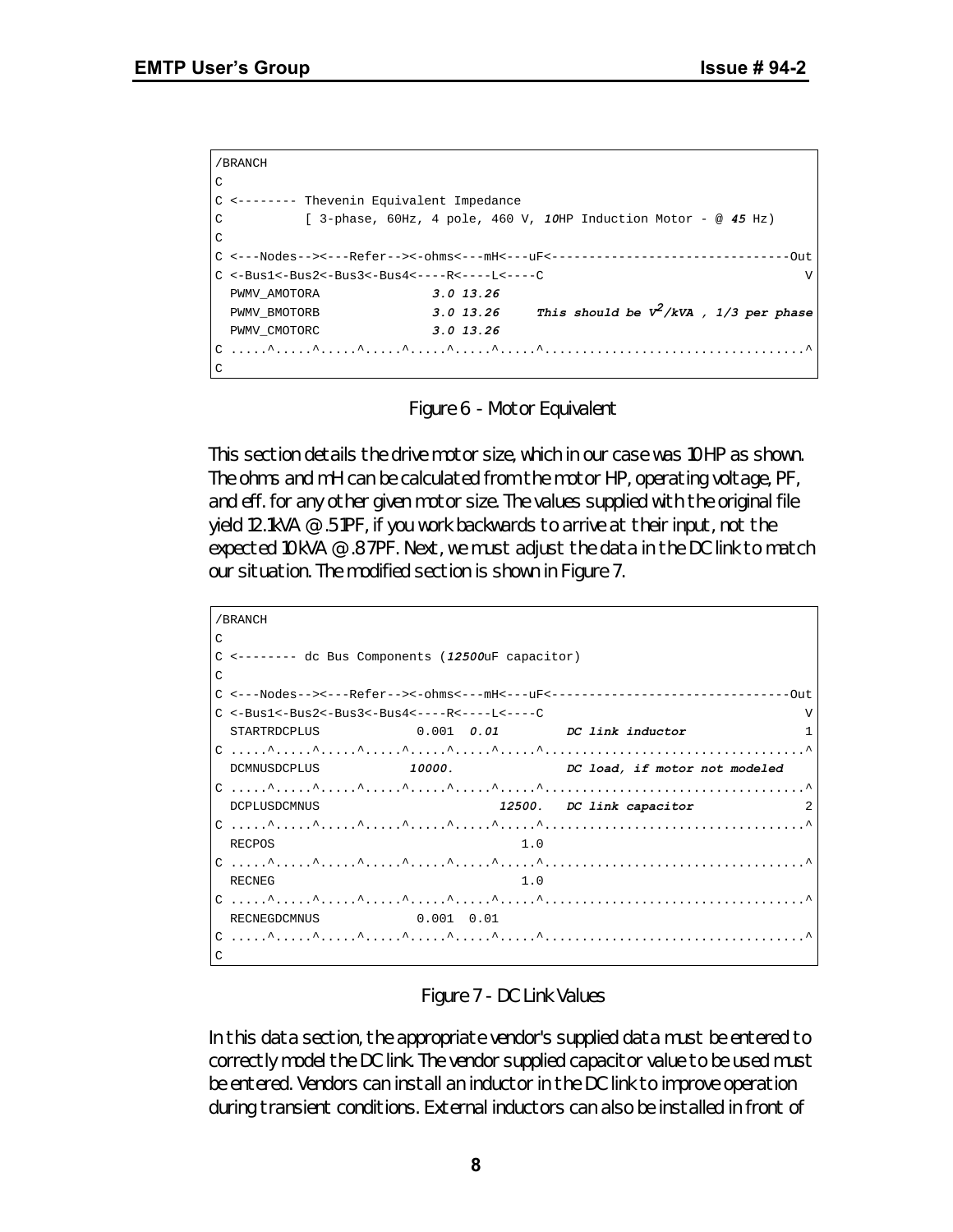```
/BRANCH
C
C <-------- Thevenin Equivalent Impedance
C           [ 3-phase, 60Hz, 4 pole, 460 V, 10HP Induction Motor - @ 45 Hz)
C
C <---Nodes--><---Refer--><-ohms<---mH<---uF<--------------------------------Out
C <-Bus1<-Bus2<-Bus3<-Bus4<----R<----L<----C                                    V
  PWMV_AMOTORA               3.0 13.26
  PWMV_BMOTORB               3.0 13.26     This should be V^2/kVA , 1/3 per phase
  PWMV_CMOTORC               3.0 13.26
C .....^.....^.....^.....^.....^.....^.....^..................................^
C
```

Figure 6 - Motor Equivalent

This section details the drive motor size, which in our case was 10 HP as shown. The ohms and mH can be calculated from the motor HP, operating voltage, PF, and eff. for any other given motor size. The values supplied with the original file yield 12.1kVA @ .51PF, if you work backwards to arrive at their input, not the expected 10 kVA @ .87PF. Next, we must adjust the data in the DC link to match our situation. The modified section is shown in Figure 7.

```
/BRANCH
C
C <-------- dc Bus Components (12500uF capacitor)
C
C <---Nodes--><---Refer--><-ohms<---mH<---uF<--------------------------------Out
C <-Bus1<-Bus2<-Bus3<-Bus4<----R<----L<----C                                    V
  STARTRDCPLUS             0.001  0.01         DC link inductor                1
C .....^.....^.....^.....^.....^.....^.....^..................................^
  DCMNUSDCPLUS            10000.               DC load, if motor not modeled
C .....^.....^.....^.....^.....^.....^.....^..................................^
  DCPLUSDCMNUS                          12500.   DC link capacitor             2
C .....^.....^.....^.....^.....^.....^.....^..................................^
  RECPOS                                     1.0
C .....^.....^.....^.....^.....^.....^.....^..................................^
  RECNEG                                     1.0
C .....^.....^.....^.....^.....^.....^.....^..................................^
  RECNEGDCMNUS             0.001  0.01
C .....^.....^.....^.....^.....^.....^.....^..................................^
C
```

Figure 7 - DC Link Values

In this data section, the appropriate vendor's supplied data must be entered to correctly model the DC link. The vendor supplied capacitor value to be used must be entered. Vendors can install an inductor in the DC link to improve operation during transient conditions. External inductors can also be installed in front of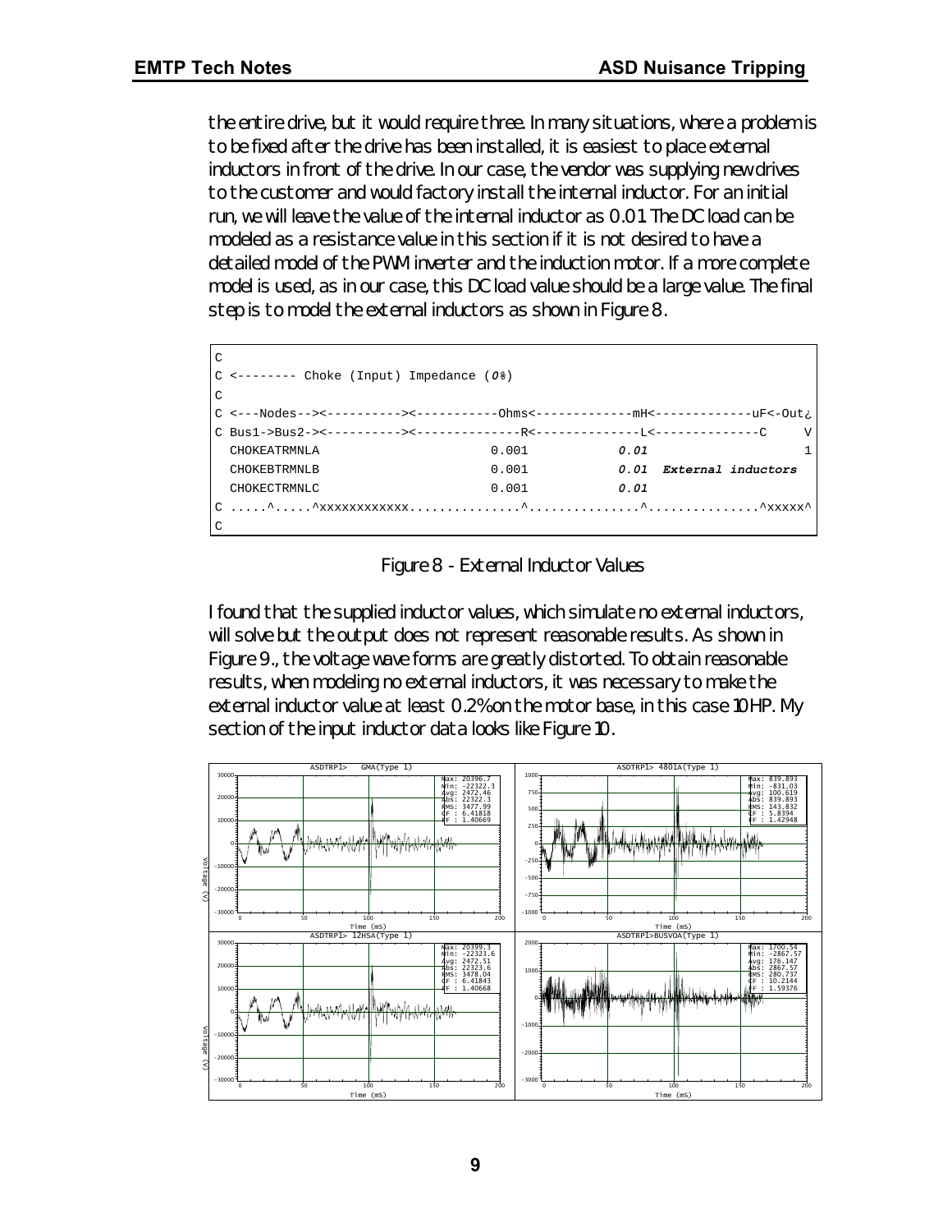the entire drive, but it would require three. In many situations, where a problem is to be fixed after the drive has been installed, it is easiest to place external inductors in front of the drive. In our case, the vendor was supplying new drives to the customer and would factory install the internal inductor. For an initial run, we will leave the value of the internal inductor as 0.01 The DC load can be modeled as a resistance value in this section if it is not desired to have a detailed model of the PWM inverter and the induction motor. If a more complete model is used, as in our case, this DC load value should be a large value. The final step is to model the external inductors as shown in Figure 8.

```
C
C <-------- Choke (Input) Impedance (0%)
C
C <---Nodes--><----------><-----------Ohms<-------------mH<-------------uF<-Out¿
C Bus1->Bus2-><----------><--------------R<--------------L<--------------C     V
  CHOKEATRMNLA                         0.001           0.01                     1
  CHOKEBTRMNLB                         0.001           0.01  External inductors
  CHOKECTRMNLC                         0.001           0.01
C .....^.....^xxxxxxxxxxxx...............^...............^...............^xxxxx^
C
```

Figure 8 - External Inductor Values

I found that the supplied inductor values, which simulate no external inductors, will solve but the output does not represent reasonable results. As shown in Figure 9., the voltage wave forms are greatly distorted. To obtain reasonable results, when modeling no external inductors, it was necessary to make the external inductor value at least 0.2% on the motor base, in this case 10HP. My section of the input inductor data looks like Figure 10.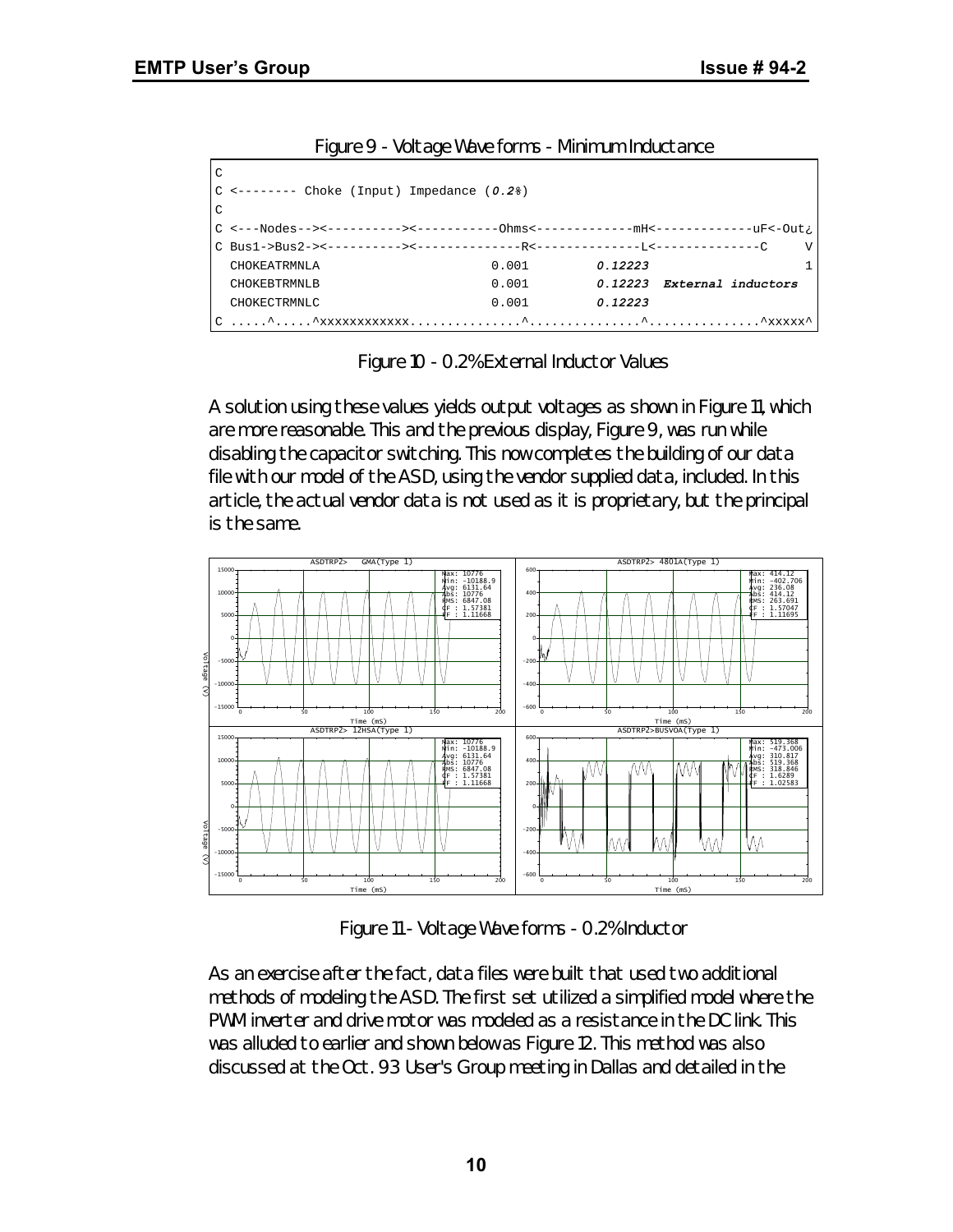Figure 9 - Voltage Wave forms - Minimum Inductance

```
C
C <-------- Choke (Input) Impedance (0.2%)
C
C <---Nodes--><----------><-----------Ohms<-------------mH<-------------uF<-Out¿
C Bus1->Bus2-><----------><--------------R<--------------L<--------------C     V
  CHOKEATRMNLA                       0.001        0.12223                       1
  CHOKEBTRMNLB                       0.001        0.12223  External inductors
  CHOKECTRMNLC                       0.001        0.12223
C .....^.....^xxxxxxxxxxxx...............^...............^..............^xxxxx^
```

Figure 10 - 0.2% External Inductor Values

A solution using these values yields output voltages as shown in Figure 11, which are more reasonable. This and the previous display, Figure 9, was run while disabling the capacitor switching. This now completes the building of our data file with our model of the ASD, using the vendor supplied data, included. In this article, the actual vendor data is not used as it is proprietary, but the principal is the same.

Figure 11 - Voltage Wave forms - 0.2% Inductor

As an exercise after the fact, data files were built that used two additional methods of modeling the ASD. The first set utilized a simplified model where the PWM inverter and drive motor was modeled as a resistance in the DC link. This was alluded to earlier and shown below as Figure 12. This method was also discussed at the Oct. 93 User's Group meeting in Dallas and detailed in the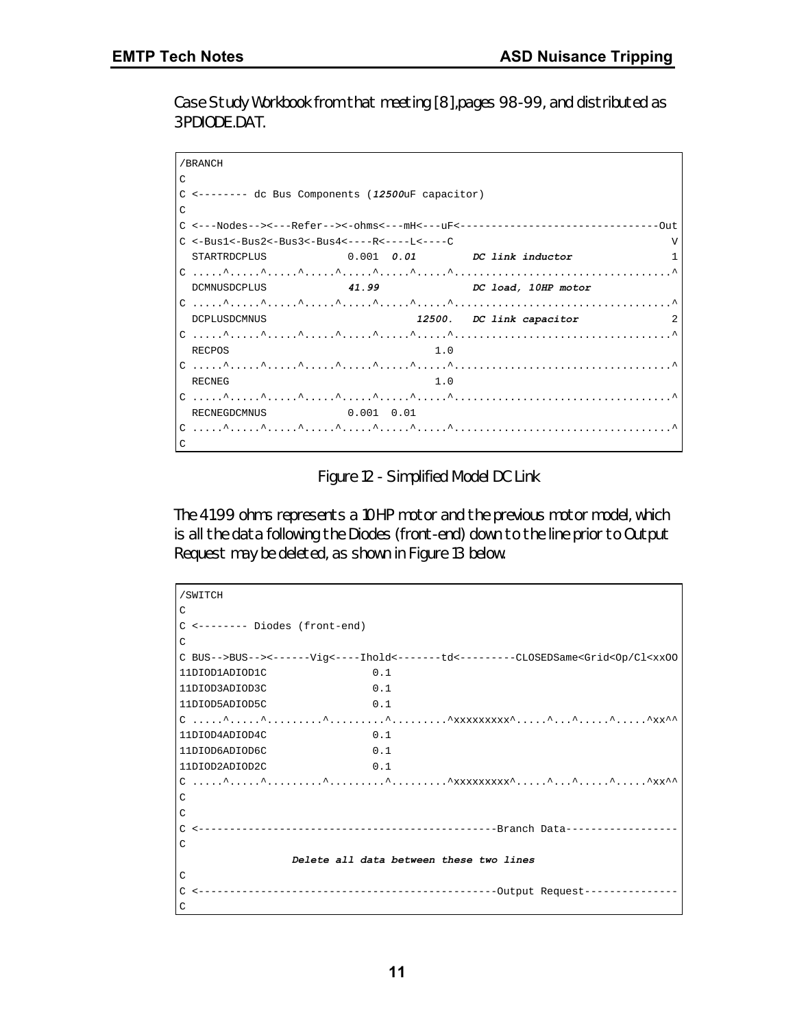Case Study Workbook from that meeting [8], pages 98-99, and distributed as 3PDIODE.DAT.

```
/BRANCH
C
C <-------- dc Bus Components (12500uF capacitor)
C
C <---Nodes--><---Refer--><-ohms<---mH<---uF<--------------------------------Out
C <-Bus1<-Bus2<-Bus3<-Bus4<----R<----L<----C                                   V
  STARTRDCPLUS             0.001  0.01         DC link inductor                1
C .....^.....^.....^.....^.....^.....^.....^..................................^
  DCMNUSDCPLUS            41.99                DC load, 10HP motor
C .....^.....^.....^.....^.....^.....^.....^..................................^
  DCPLUSDCMNUS                          12500.   DC link capacitor              2
C .....^.....^.....^.....^.....^.....^.....^..................................^
  RECPOS                                  1.0
C .....^.....^.....^.....^.....^.....^.....^..................................^
  RECNEG                                  1.0
C .....^.....^.....^.....^.....^.....^.....^..................................^
  RECNEGDCMNUS            0.001  0.01
C .....^.....^.....^.....^.....^.....^.....^..................................^
C
```

Figure 12 - Simplified Model DC Link

The 41.99 ohms represents a 10 HP motor and the previous motor model, which is all the data following the Diodes (front-end) down to the line prior to Output Request may be deleted, as shown in Figure 13 below.

```
/SWITCH
C
C <-------- Diodes (front-end)
C
C BUS-->BUS--><------Vig<----Ihold<-------td<---------CLOSEDSame<Grid<Op/Cl<xxOO
11DIOD1ADIOD1C                0.1
11DIOD3ADIOD3C                0.1
11DIOD5ADIOD5C                0.1
C .....^.....^.........^.........^.........^xxxxxxxxx^.....^...^.....^.....^xx^^
11DIOD4ADIOD4C                0.1
11DIOD6ADIOD6C                0.1
11DIOD2ADIOD2C                0.1
C .....^.....^.........^.........^.........^xxxxxxxxx^.....^...^.....^.....^xx^^
C
C
C <----------------------------------------------Branch Data------------------
C
                Delete all data between these two lines
C
C <----------------------------------------------Output Request---------------
C
```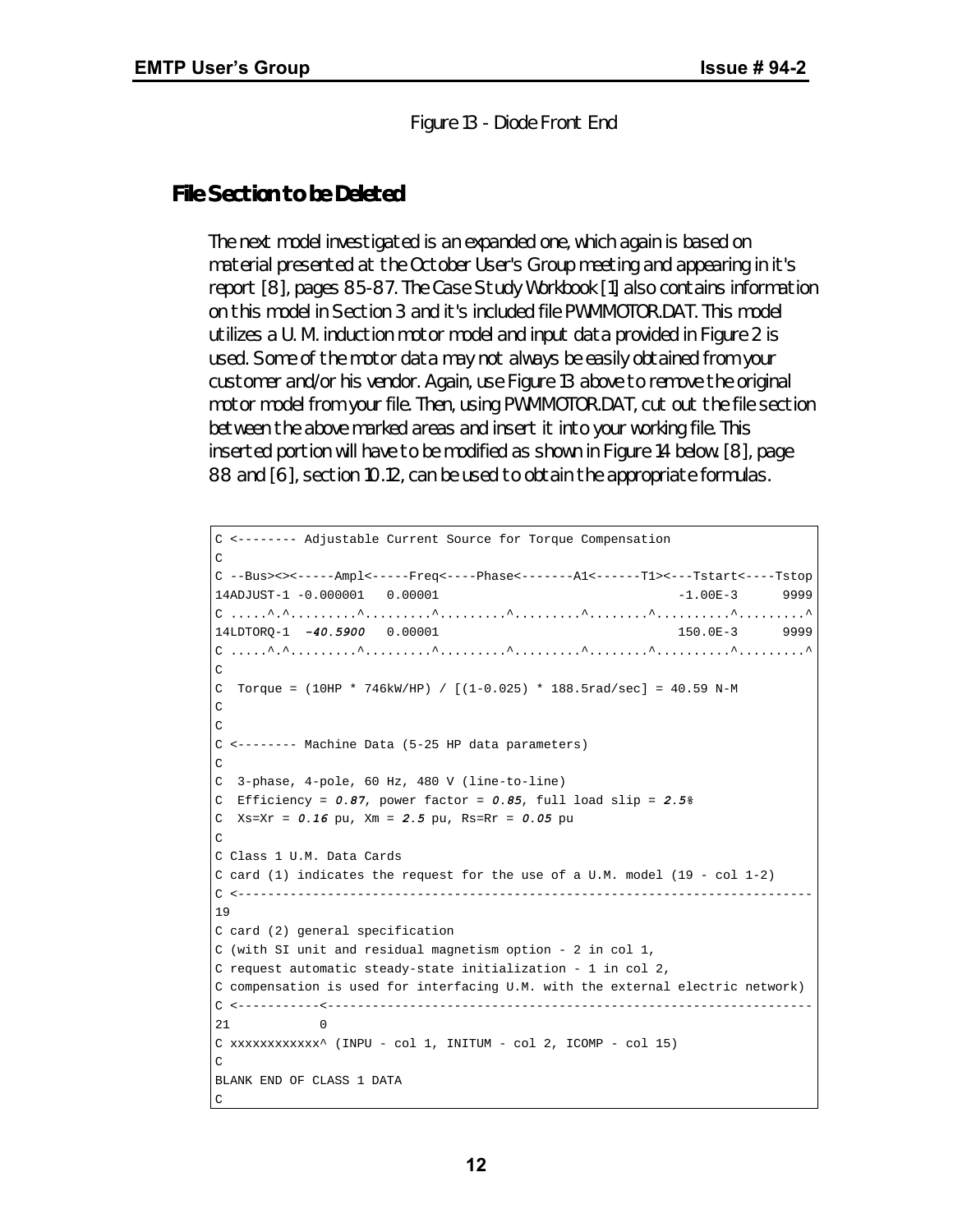Figure 13 - Diode Front End

## File Section to be Deleted

The next model investigated is an expanded one, which again is based on material presented at the October User's Group meeting and appearing in it's report [8], pages 85-87. The Case Study Workbook [1] also contains information on this model in Section 3 and it's included file PWMMOTOR.DAT. This model utilizes a U. M. induction motor model and input data provided in Figure 2 is used. Some of the motor data may not always be easily obtained from your customer and/or his vendor. Again, use Figure 13 above to remove the original motor model from your file. Then, using PWMMOTOR.DAT, cut out the file section between the above marked areas and insert it into your working file. This inserted portion will have to be modified as shown in Figure 14 below. [8], page 88 and [6], section 10.12, can be used to obtain the appropriate formulas.

```
C <-------- Adjustable Current Source for Torque Compensation
C
C --Bus><><-----Ampl<-----Freq<----Phase<-------A1<------T1><---Tstart<----Tstop
14ADJUST-1 -0.000001   0.00001                                 -1.00E-3      9999
C .....^.^.........^.........^.........^.........^........^..........^.........^
14LDTORQ-1  -40.5900   0.00001                                 150.0E-3      9999
C .....^.^.........^.........^.........^.........^........^..........^.........^
C
C  Torque = (10HP * 746kW/HP) / [(1-0.025) * 188.5rad/sec] = 40.59 N-M
C
C
C <-------- Machine Data (5-25 HP data parameters)
C
C  3-phase, 4-pole, 60 Hz, 480 V (line-to-line)
C  Efficiency = 0.87, power factor = 0.85, full load slip = 2.5%
C  Xs=Xr = 0.16 pu, Xm = 2.5 pu, Rs=Rr = 0.05 pu
C
C Class 1 U.M. Data Cards
C card (1) indicates the request for the use of a U.M. model (19 - col 1-2)
C <---------------------------------------------------------------------------
19
C card (2) general specification
C (with SI unit and residual magnetism option - 2 in col 1,
C request automatic steady-state initialization - 1 in col 2,
C compensation is used for interfacing U.M. with the external electric network)
C <-----------<---------------------------------------------------------------
21            0
C xxxxxxxxxxxx^ (INPU - col 1, INITUM - col 2, ICOMP - col 15)
C
BLANK END OF CLASS 1 DATA
C
```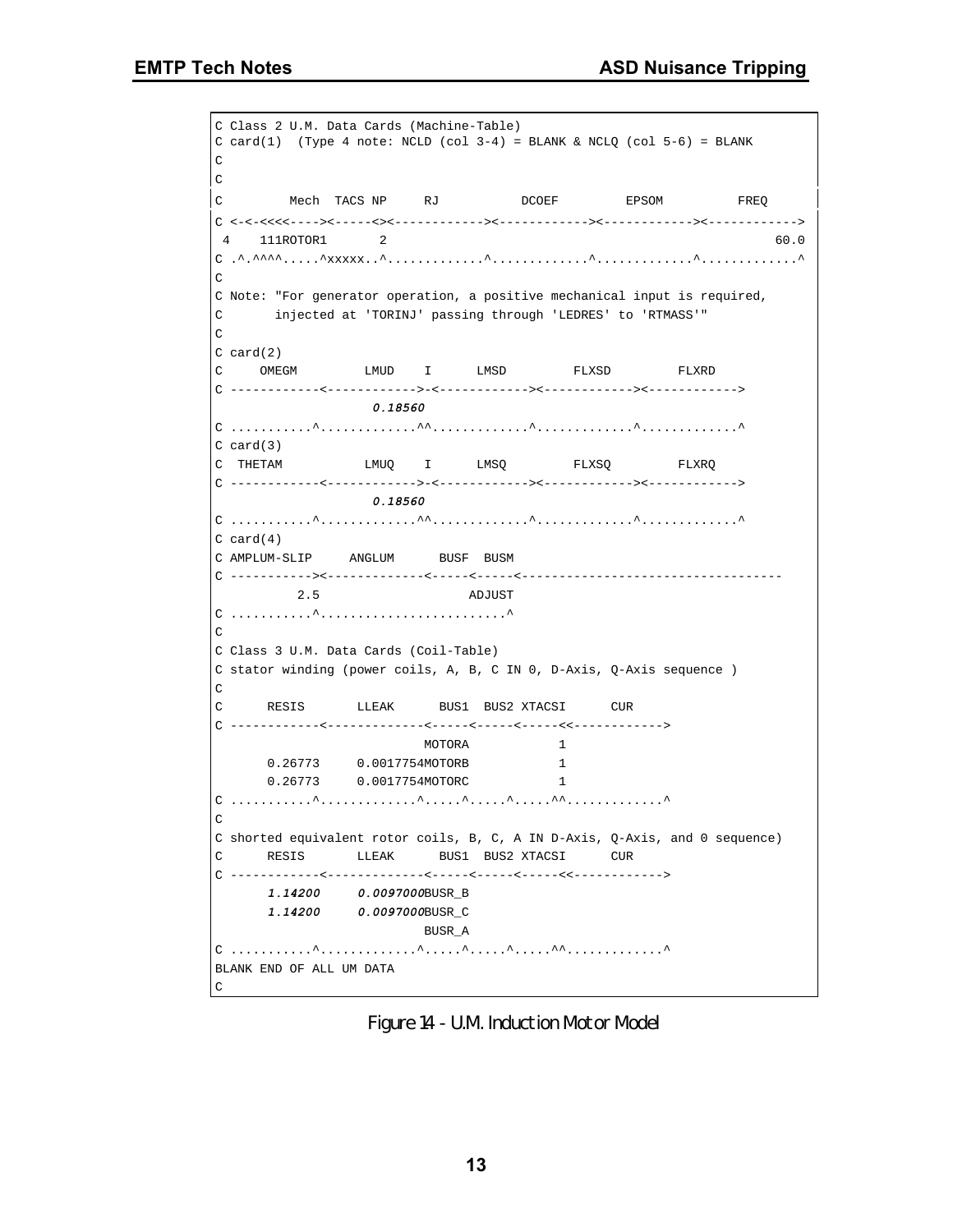```
C Class 2 U.M. Data Cards (Machine-Table)
C card(1)  (Type 4 note: NCLD (col 3-4) = BLANK & NCLQ (col 5-6) = BLANK
C
C
C         Mech  TACS NP     RJ           DCOEF         EPSOM          FREQ
C <-<-<<<<---->< ----<><------------><------------><------------><------------>
 4    111ROTOR1       2                                                     60.0
C .^.^^^^.....^xxxxx..^.............^.............^.............^.............^
C
C Note: "For generator operation, a positive mechanical input is required,
C       injected at 'TORINJ' passing through 'LEDRES' to 'RTMASS'"
C
C card(2)
C     OMEGM         LMUD    I      LMSD         FLXSD         FLXRD
C ------------<------------>-<------------><------------><------------>
                   0.18560
C ...........^.............^^.............^.............^.............^
C card(3)
C  THETAM           LMUQ    I      LMSQ         FLXSQ         FLXRQ
C ------------<------------>-<------------><------------><------------>
                   0.18560
C ...........^.............^^.............^.............^.............^
C card(4)
C AMPLUM-SLIP     ANGLUM      BUSF  BUSM
C ----------->< ------------<-----<-----<----------------------------------
           2.5                    ADJUST
C ...........^........................^
C
C Class 3 U.M. Data Cards (Coil-Table)
C stator winding (power coils, A, B, C IN 0, D-Axis, Q-Axis sequence )
C
C      RESIS       LLEAK      BUS1  BUS2 XTACSI      CUR
C ------------<-------------<-----<-----<-----<<------------>
                            MOTORA            1
      0.26773     0.0017754MOTORB            1
      0.26773     0.0017754MOTORC            1
C ...........^.............^.....^.....^.....^^.............^
C
C shorted equivalent rotor coils, B, C, A IN D-Axis, Q-Axis, and 0 sequence)
C      RESIS       LLEAK      BUS1  BUS2 XTACSI      CUR
C ------------<-------------<-----<-----<-----<<------------>
      1.14200     0.0097000BUSR_B
      1.14200     0.0097000BUSR_C
                            BUSR_A
C ...........^.............^.....^.....^.....^^.............^
BLANK END OF ALL UM DATA
C
```

Figure 14 - U.M. Induction Motor Model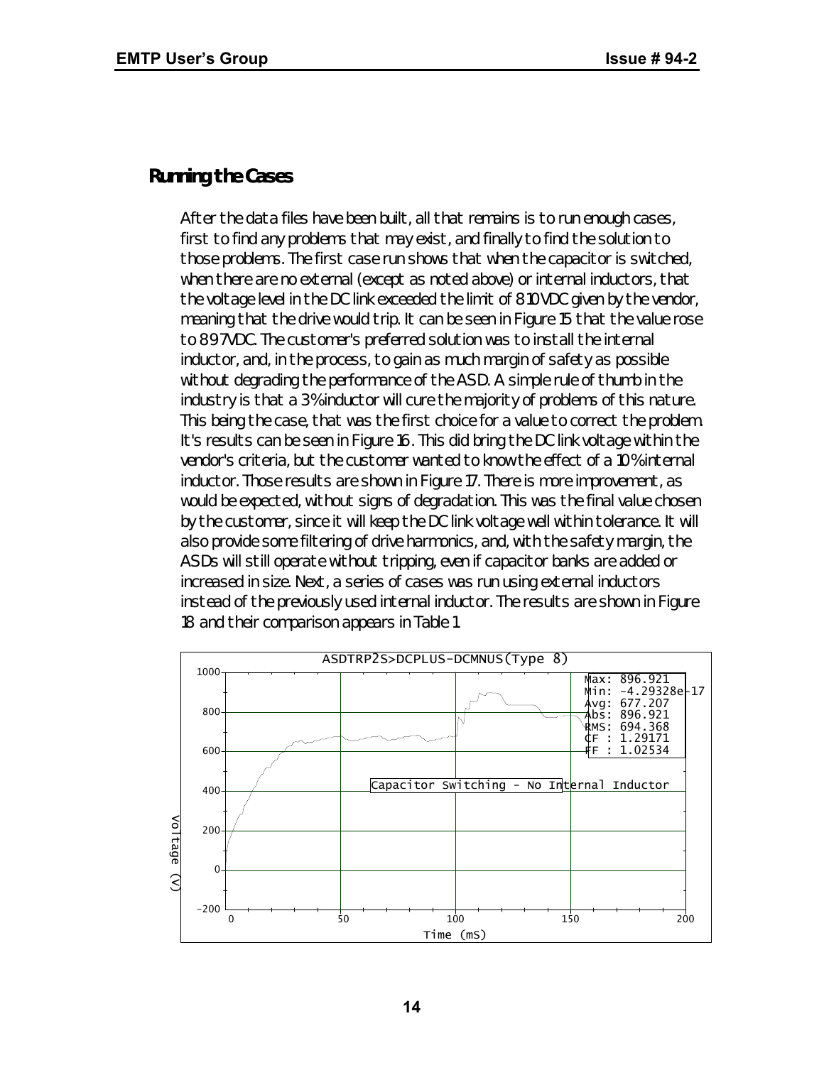## Running the Cases

After the data files have been built, all that remains is to run enough cases, first to find any problems that may exist, and finally to find the solution to those problems. The first case run shows that when the capacitor is switched, when there are no external (except as noted above) or internal inductors, that the voltage level in the DC link exceeded the limit of 810 VDC given by the vendor, meaning that the drive would trip. It can be seen in Figure 15 that the value rose to 897VDC. The customer's preferred solution was to install the internal inductor, and, in the process, to gain as much margin of safety as possible without degrading the performance of the ASD. A simple rule of thumb in the industry is that a 3% inductor will cure the majority of problems of this nature. This being the case, that was the first choice for a value to correct the problem. It's results can be seen in Figure 16. This did bring the DC link voltage within the vendor's criteria, but the customer wanted to know the effect of a 10% internal inductor. Those results are shown in Figure 17. There is more improvement, as would be expected, without signs of degradation. This was the final value chosen by the customer, since it will keep the DC link voltage well within tolerance. It will also provide some filtering of drive harmonics, and, with the safety margin, the ASDs will still operate without tripping, even if capacitor banks are added or increased in size. Next, a series of cases was run using external inductors instead of the previously used internal inductor. The results are shown in Figure 18 and their comparison appears in Table 1.

ASDTRP2S>DCPLUS-DCMNUS(Type 8)

Capacitor Switching - No Internal Inductor

Max: 896.921
Min: -4.29328e-17
Avg: 677.207
Abs: 896.921
RMS: 694.368
CF : 1.29171
FF : 1.02534

Voltage (V)

Time (mS)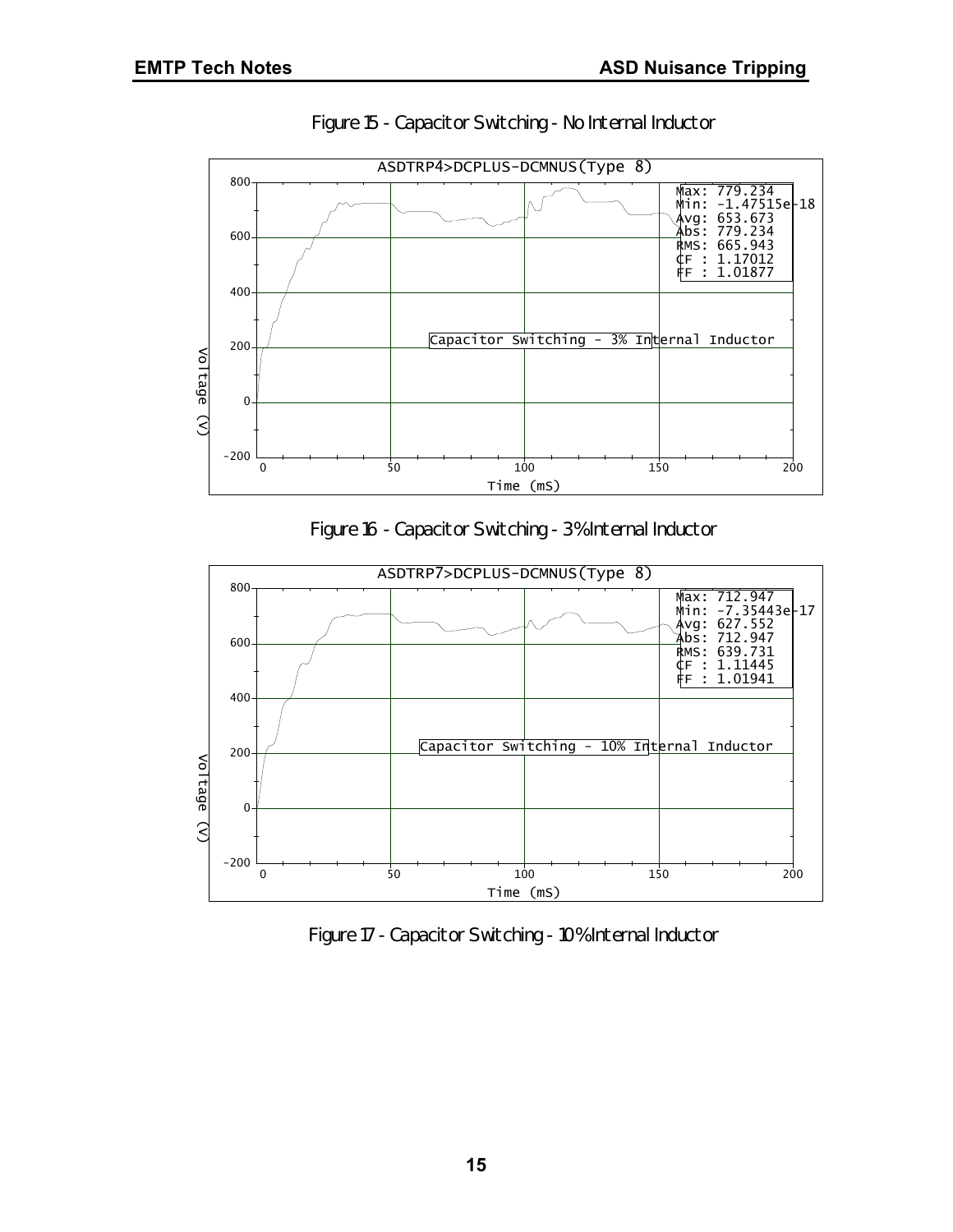Figure 15 - Capacitor Switching - No Internal Inductor

Figure 16 - Capacitor Switching - 3% Internal Inductor

Figure 17 - Capacitor Switching - 10% Internal Inductor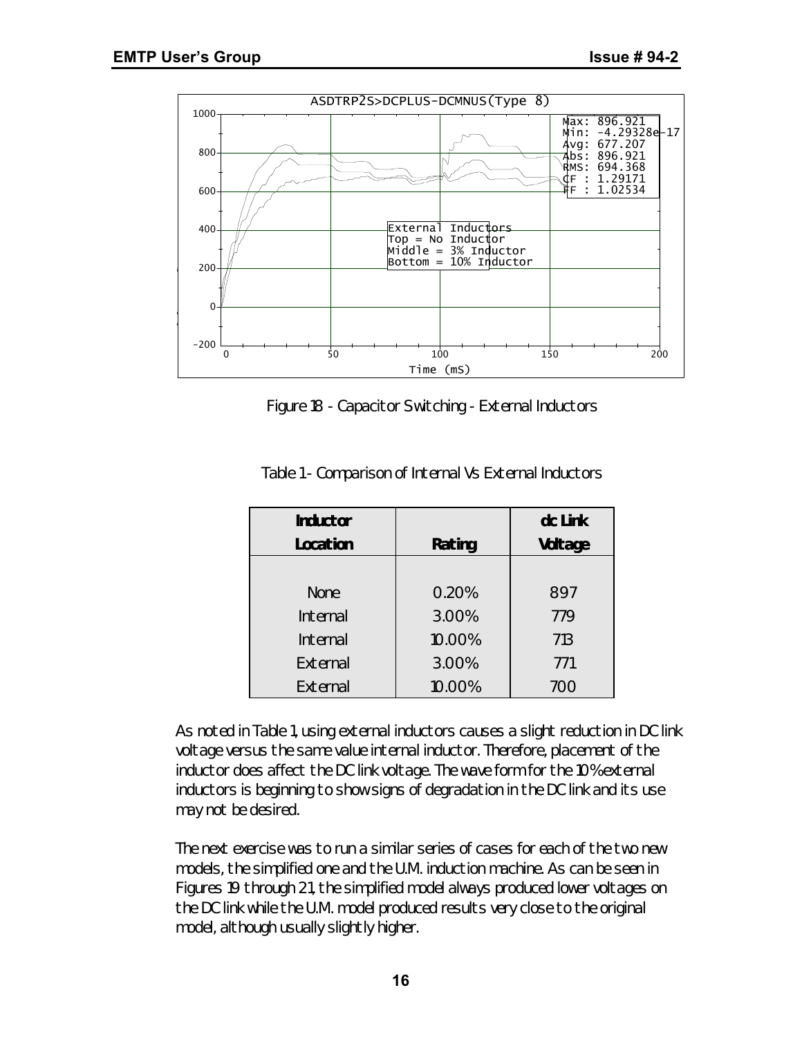Figure 18 - Capacitor Switching - External Inductors

Table 1 - Comparison of Internal Vs External Inductors

| Inductor Location | Rating | dc Link Voltage |
|---|---|---|
| None | 0.20% | 897 |
| Internal | 3.00% | 779 |
| Internal | 10.00% | 713 |
| External | 3.00% | 771 |
| External | 10.00% | 700 |

As noted in Table 1, using external inductors causes a slight reduction in DC link voltage versus the same value internal inductor. Therefore, placement of the inductor does affect the DC link voltage. The wave form for the 10% external inductors is beginning to show signs of degradation in the DC link and its use may not be desired.

The next exercise was to run a similar series of cases for each of the two new models, the simplified one and the U.M. induction machine. As can be seen in Figures 19 through 21, the simplified model always produced lower voltages on the DC link while the U.M. model produced results very close to the original model, although usually slightly higher.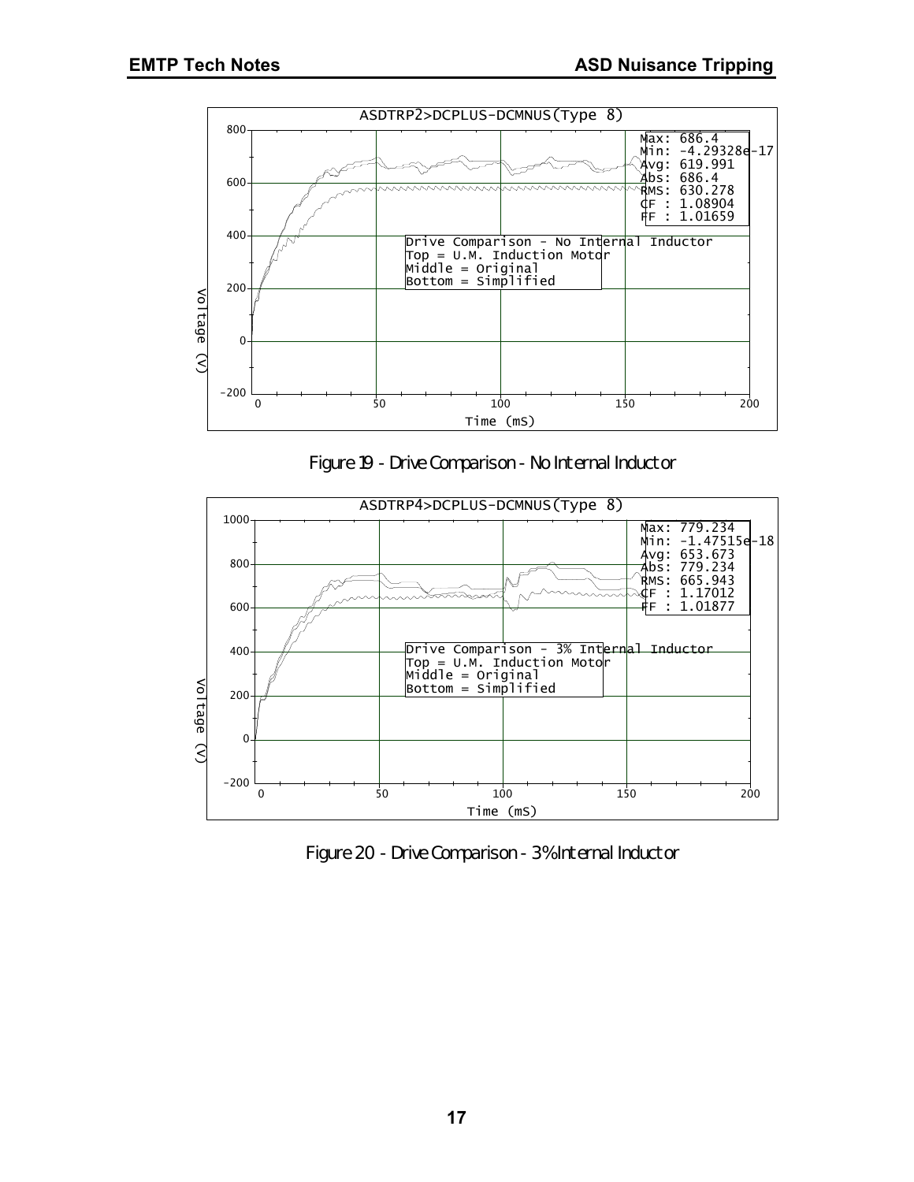Figure 19 - Drive Comparison - No Internal Inductor

Figure 20 - Drive Comparison - 3% Internal Inductor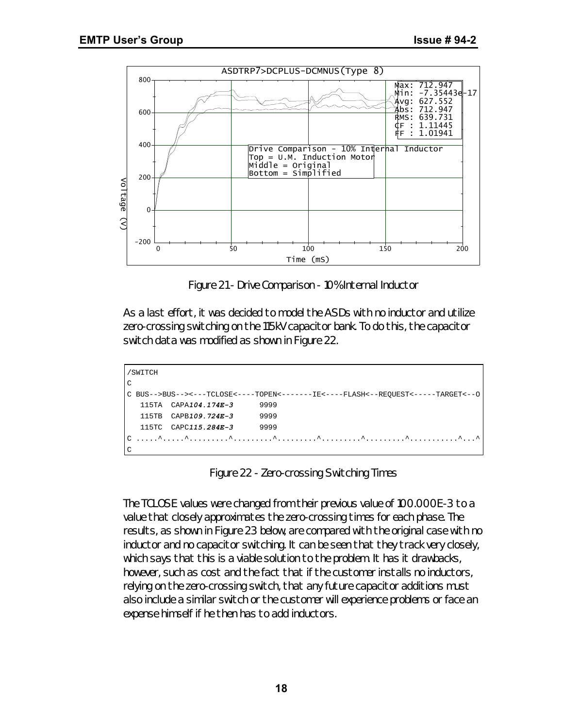Figure 21 - Drive Comparison - 10% Internal Inductor

As a last effort, it was decided to model the ASDs with no inductor and utilize zero-crossing switching on the 115kV capacitor bank. To do this, the capacitor switch data was modified as shown in Figure 22.

```
/SWITCH
C
C BUS-->BUS--><---TCLOSE<----TOPEN<-------IE<----FLASH<--REQUEST<-----TARGET<--O
   115TA  CAPA104.174E-3      9999
   115TB  CAPB109.724E-3      9999
   115TC  CAPC115.284E-3      9999
C .....^.....^.........^.........^.........^.........^.........^...........^...^
C
```

Figure 22 - Zero-crossing Switching Times

The TCLOSE values were changed from their previous value of 100.000E-3 to a value that closely approximates the zero-crossing times for each phase. The results, as shown in Figure 23 below, are compared with the original case with no inductor and no capacitor switching. It can be seen that they track very closely, which says that this is a viable solution to the problem. It has it drawbacks, however, such as cost and the fact that if the customer installs no inductors, relying on the zero-crossing switch, that any future capacitor additions must also include a similar switch or the customer will experience problems or face an expense himself if he then has to add inductors.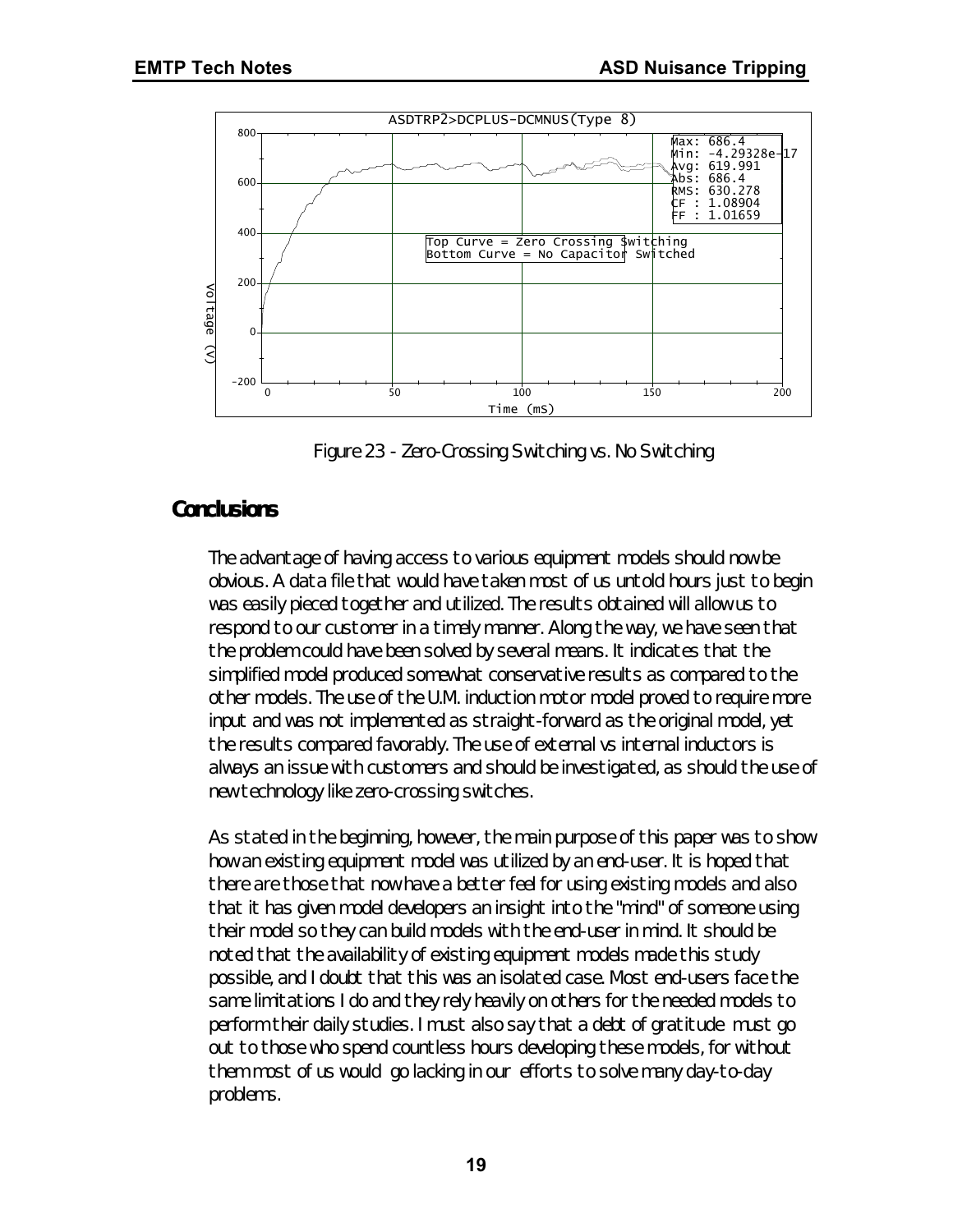Figure 23 - Zero-Crossing Switching vs. No Switching

## Conclusions

The advantage of having access to various equipment models should now be obvious. A data file that would have taken most of us untold hours just to begin was easily pieced together and utilized. The results obtained will allow us to respond to our customer in a timely manner. Along the way, we have seen that the problem could have been solved by several means. It indicates that the simplified model produced somewhat conservative results as compared to the other models. The use of the U.M. induction motor model proved to require more input and was not implemented as straight-forward as the original model, yet the results compared favorably. The use of external vs internal inductors is always an issue with customers and should be investigated, as should the use of new technology like zero-crossing switches.

As stated in the beginning, however, the main purpose of this paper was to show how an existing equipment model was utilized by an end-user. It is hoped that there are those that now have a better feel for using existing models and also that it has given model developers an insight into the "mind" of someone using their model so they can build models with the end-user in mind. It should be noted that the availability of existing equipment models made this study possible, and I doubt that this was an isolated case. Most end-users face the same limitations I do and they rely heavily on others for the needed models to perform their daily studies. I must also say that a debt of gratitude must go out to those who spend countless hours developing these models, for without them most of us would go lacking in our efforts to solve many day-to-day problems.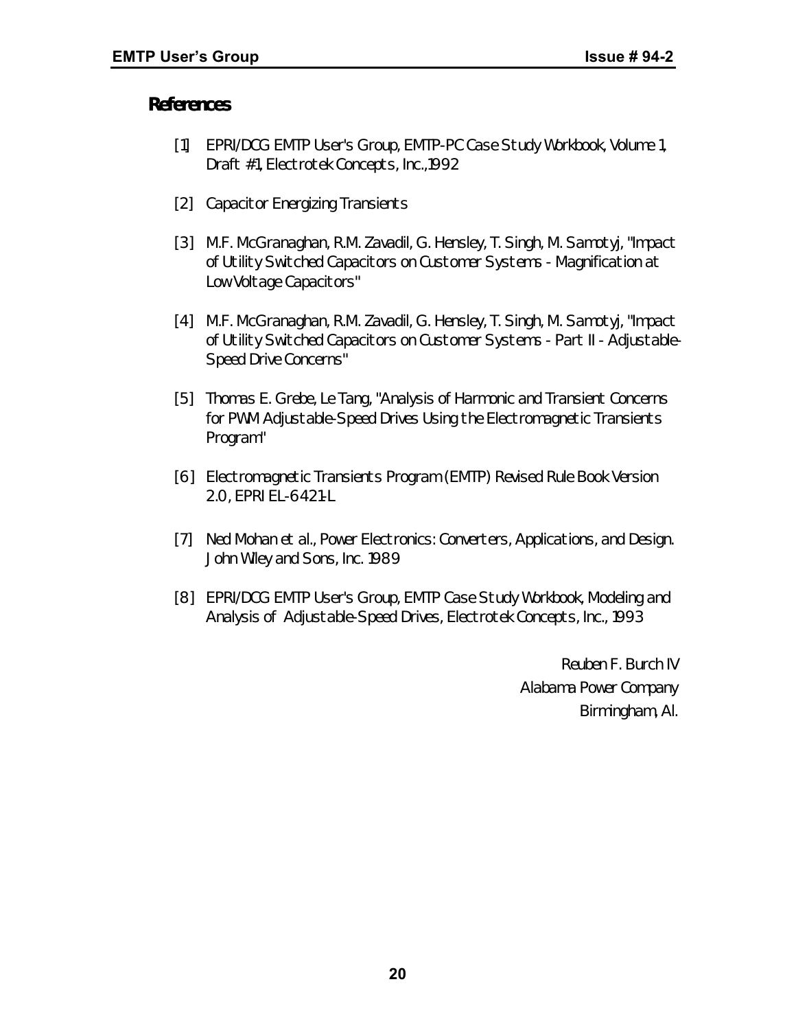## References

[1] EPRI/DCG EMTP User's Group, EMTP-PC Case Study Workbook, Volume 1, Draft #1, Electrotek Concepts, Inc.,1992

[2] Capacitor Energizing Transients

[3] M.F. McGranaghan, R.M. Zavadil, G. Hensley, T. Singh, M. Samotyj, "Impact of Utility Switched Capacitors on Customer Systems - Magnification at Low Voltage Capacitors"

[4] M.F. McGranaghan, R.M. Zavadil, G. Hensley, T. Singh, M. Samotyj, "Impact of Utility Switched Capacitors on Customer Systems - Part II - Adjustable-Speed Drive Concerns"

[5] Thomas E. Grebe, Le Tang, "Analysis of Harmonic and Transient Concerns for PWM Adjustable-Speed Drives Using the Electromagnetic Transients Program"

[6] Electromagnetic Transients Program (EMTP) Revised Rule Book Version 2.0, EPRI EL-6421-L

[7] Ned Mohan et al., Power Electronics: Converters, Applications, and Design. John Wiley and Sons, Inc. 1989

[8] EPRI/DCG EMTP User's Group, EMTP Case Study Workbook, Modeling and Analysis of Adjustable-Speed Drives, Electrotek Concepts, Inc., 1993

Reuben F. Burch IV
Alabama Power Company
Birmingham, Al.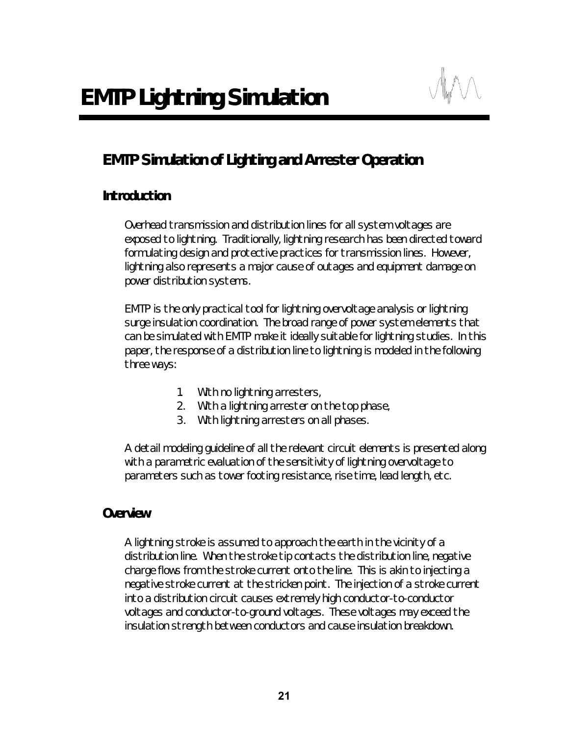# EMTP Lightning Simulation

## EMTP Simulation of Lighting and Arrester Operation

### Introduction

Overhead transmission and distribution lines for all system voltages are exposed to lightning. Traditionally, lightning research has been directed toward formulating design and protective practices for transmission lines. However, lightning also represents a major cause of outages and equipment damage on power distribution systems.

EMTP is the only practical tool for lightning overvoltage analysis or lightning surge insulation coordination. The broad range of power system elements that can be simulated with EMTP make it ideally suitable for lightning studies. In this paper, the response of a distribution line to lightning is modeled in the following three ways:

1. With no lightning arresters,
2. With a lightning arrester on the top phase,
3. With lightning arresters on all phases.

A detail modeling guideline of all the relevant circuit elements is presented along with a parametric evaluation of the sensitivity of lightning overvoltage to parameters such as tower footing resistance, rise time, lead length, etc.

### Overview

A lightning stroke is assumed to approach the earth in the vicinity of a distribution line. When the stroke tip contacts the distribution line, negative charge flows from the stroke current onto the line. This is akin to injecting a negative stroke current at the stricken point. The injection of a stroke current into a distribution circuit causes extremely high conductor-to-conductor voltages and conductor-to-ground voltages. These voltages may exceed the insulation strength between conductors and cause insulation breakdown.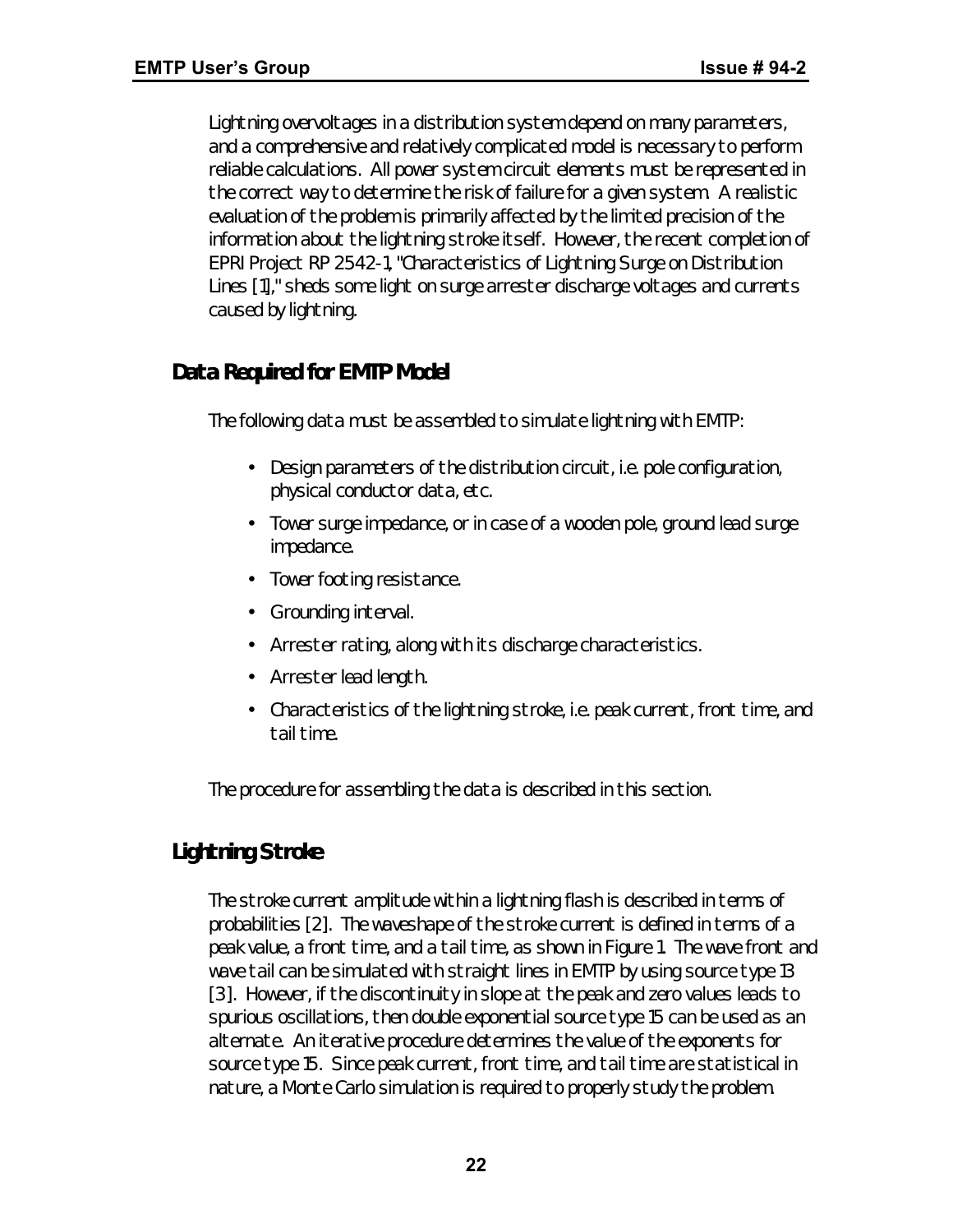Lightning overvoltages in a distribution system depend on many parameters, and a comprehensive and relatively complicated model is necessary to perform reliable calculations. All power system circuit elements must be represented in the correct way to determine the risk of failure for a given system. A realistic evaluation of the problem is primarily affected by the limited precision of the information about the lightning stroke itself. However, the recent completion of EPRI Project RP 2542-1, "Characteristics of Lightning Surge on Distribution Lines [1]," sheds some light on surge arrester discharge voltages and currents caused by lightning.

## Data Required for EMTP Model

The following data must be assembled to simulate lightning with EMTP:

- Design parameters of the distribution circuit, i.e. pole configuration, physical conductor data, etc.
- Tower surge impedance, or in case of a wooden pole, ground lead surge impedance.
- Tower footing resistance.
- Grounding interval.
- Arrester rating, along with its discharge characteristics.
- Arrester lead length.
- Characteristics of the lightning stroke, i.e. peak current, front time, and tail time.

The procedure for assembling the data is described in this section.

## Lightning Stroke

The stroke current amplitude within a lightning flash is described in terms of probabilities [2]. The waveshape of the stroke current is defined in terms of a peak value, a front time, and a tail time, as shown in Figure 1. The wave front and wave tail can be simulated with straight lines in EMTP by using source type 13 [3]. However, if the discontinuity in slope at the peak and zero values leads to spurious oscillations, then double exponential source type 15 can be used as an alternate. An iterative procedure determines the value of the exponents for source type 15. Since peak current, front time, and tail time are statistical in nature, a Monte Carlo simulation is required to properly study the problem.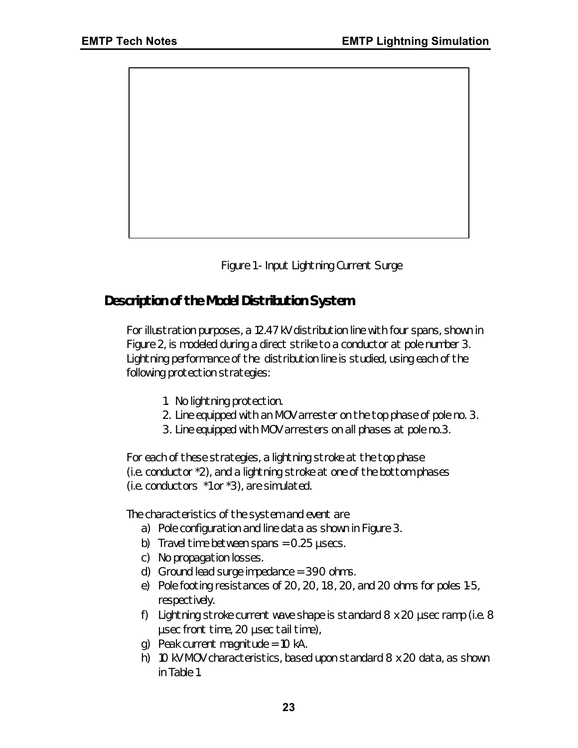Figure 1 - Input Lightning Current Surge

## Description of the Model Distribution System

For illustration purposes, a 12.47 kV distribution line with four spans, shown in Figure 2, is modeled during a direct strike to a conductor at pole number 3. Lightning performance of the distribution line is studied, using each of the following protection strategies:

1. No lightning protection.
2. Line equipped with an MOV arrester on the top phase of pole no. 3.
3. Line equipped with MOV arresters on all phases at pole no.3.

For each of these strategies, a lightning stroke at the top phase (i.e. conductor *2), and a lightning stroke at one of the bottom phases (i.e. conductors *1 or *3), are simulated.

The characteristics of the system and event are

a) Pole configuration and line data as shown in Figure 3.
b) Travel time between spans = 0.25 µsecs.
c) No propagation losses.
d) Ground lead surge impedance = 390 ohms.
e) Pole footing resistances of 20, 20, 18, 20, and 20 ohms for poles 1-5, respectively.
f) Lightning stroke current wave shape is standard 8 x 20 µsec ramp (i.e. 8 µsec front time, 20 µsec tail time),
g) Peak current magnitude = 10 kA.
h) 10 kV MOV characteristics, based upon standard 8 x 20 data, as shown in Table 1.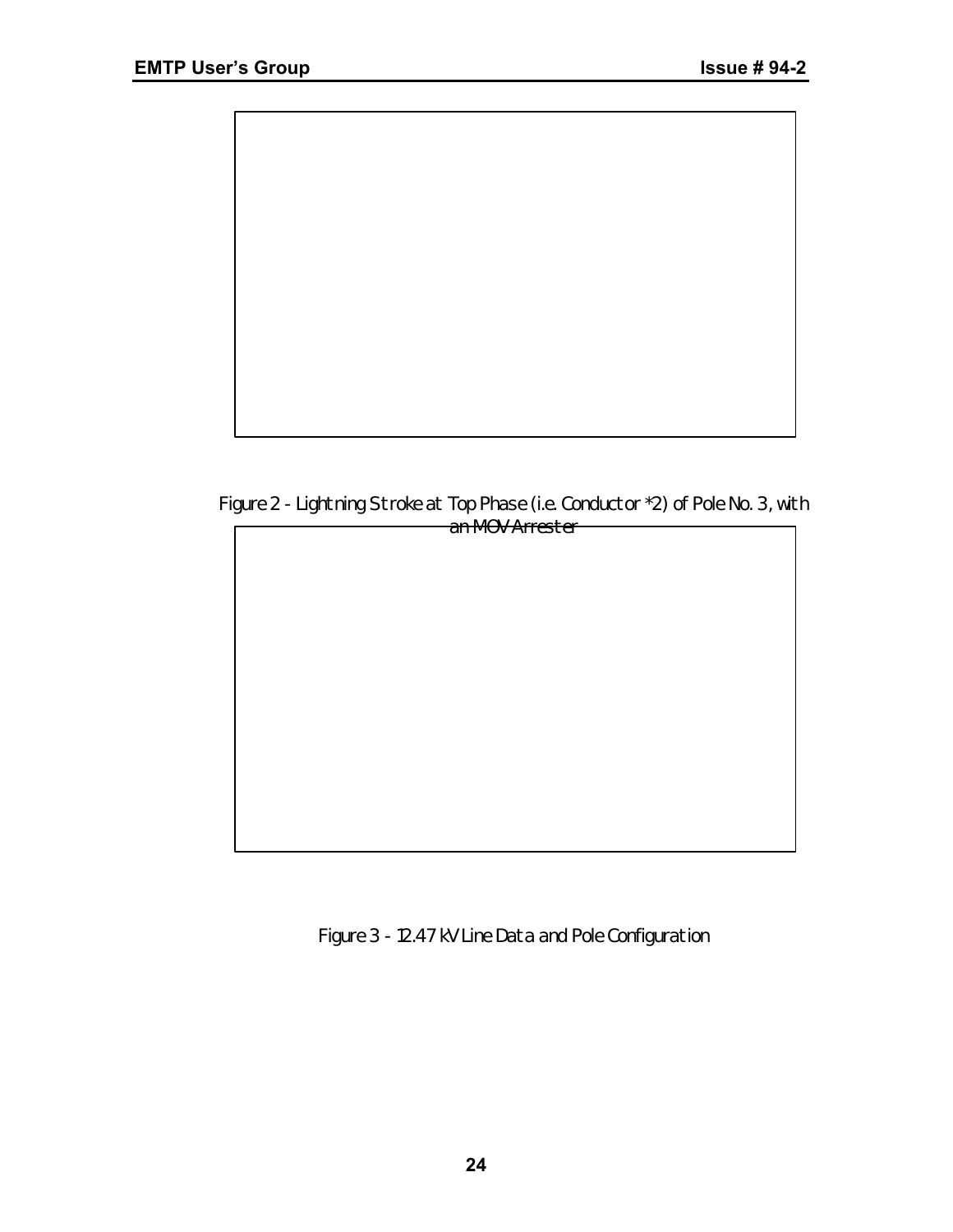Figure 2 - Lightning Stroke at Top Phase (i.e. Conductor *2) of Pole No. 3, with an MOV Arrester

Figure 3 - 12.47 kV Line Data and Pole Configuration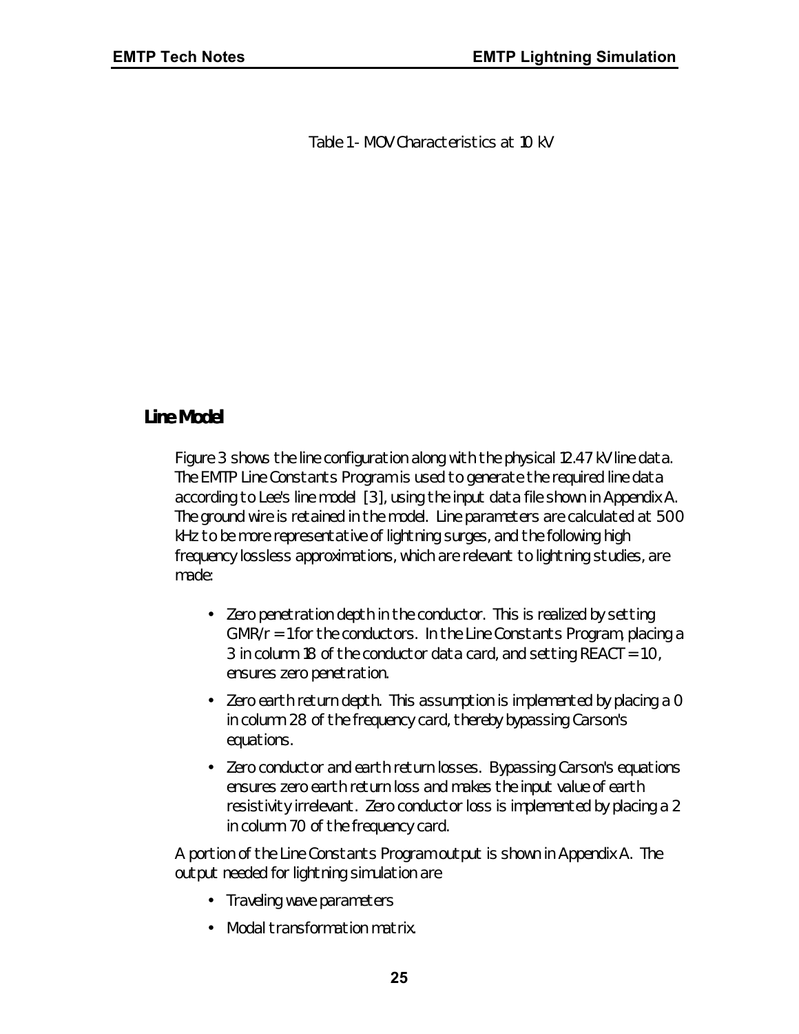Table 1 - MOV Characteristics at 10 kV

## Line Model

Figure 3 shows the line configuration along with the physical 12.47 kV line data. The EMTP Line Constants Program is used to generate the required line data according to Lee's line model [3], using the input data file shown in Appendix A. The ground wire is retained in the model. Line parameters are calculated at 500 kHz to be more representative of lightning surges, and the following high frequency lossless approximations, which are relevant to lightning studies, are made:

- Zero penetration depth in the conductor. This is realized by setting GMR/r = 1 for the conductors. In the Line Constants Program, placing a 3 in column 18 of the conductor data card, and setting REACT = 1.0, ensures zero penetration.
- Zero earth return depth. This assumption is implemented by placing a 0 in column 28 of the frequency card, thereby bypassing Carson's equations.
- Zero conductor and earth return losses. Bypassing Carson's equations ensures zero earth return loss and makes the input value of earth resistivity irrelevant. Zero conductor loss is implemented by placing a 2 in column 70 of the frequency card.

A portion of the Line Constants Program output is shown in Appendix A. The output needed for lightning simulation are

- Traveling wave parameters
- Modal transformation matrix.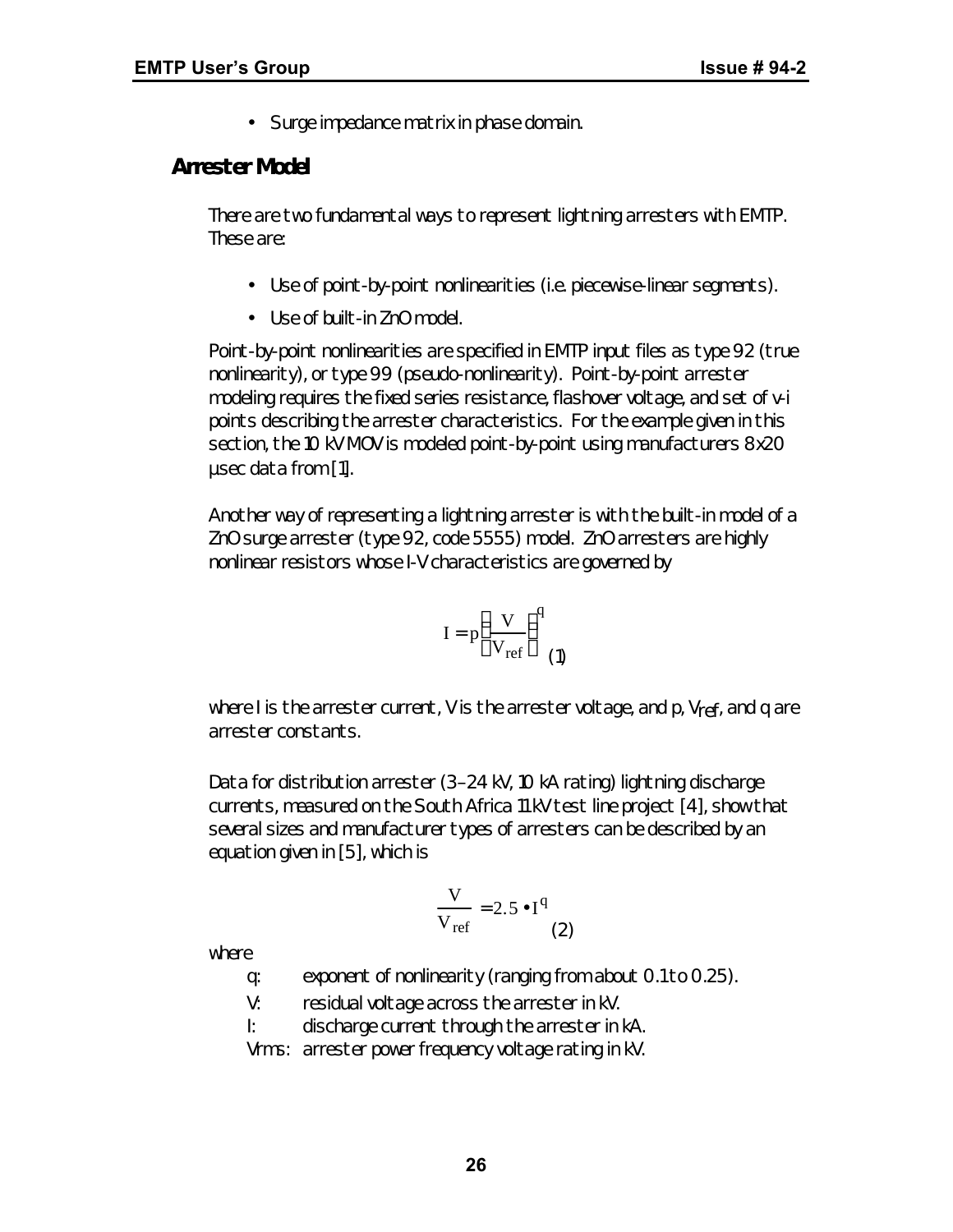- Surge impedance matrix in phase domain.

## Arrester Model

There are two fundamental ways to represent lightning arresters with EMTP. These are:

- Use of point-by-point nonlinearities (i.e. piecewise-linear segments).
- Use of built-in ZnO model.

Point-by-point nonlinearities are specified in EMTP input files as type 92 (true nonlinearity), or type 99 (pseudo-nonlinearity). Point-by-point arrester modeling requires the fixed series resistance, flashover voltage, and set of v-i points describing the arrester characteristics. For the example given in this section, the 10 kV MOV is modeled point-by-point using manufacturers 8x20 μsec data from [1].

Another way of representing a lightning arrester is with the built-in model of a ZnO surge arrester (type 92, code 5555) model. ZnO arresters are highly nonlinear resistors whose I-V characteristics are governed by

$$I = p\left(\frac{V}{V_{ref}}\right)^{q} \quad (1)$$

where I is the arrester current, V is the arrester voltage, and p, $V_{ref}$, and q are arrester constants.

Data for distribution arrester (3–24 kV, 10 kA rating) lightning discharge currents, measured on the South Africa 11 kV test line project [4], show that several sizes and manufacturer types of arresters can be described by an equation given in [5], which is

$$\frac{V}{V_{ref}} = 2.5 \bullet I^{q} \quad (2)$$

where

- q: exponent of nonlinearity (ranging from about 0.1 to 0.25).
- V: residual voltage across the arrester in kV.
- I: discharge current through the arrester in kA.
- Vrms: arrester power frequency voltage rating in kV.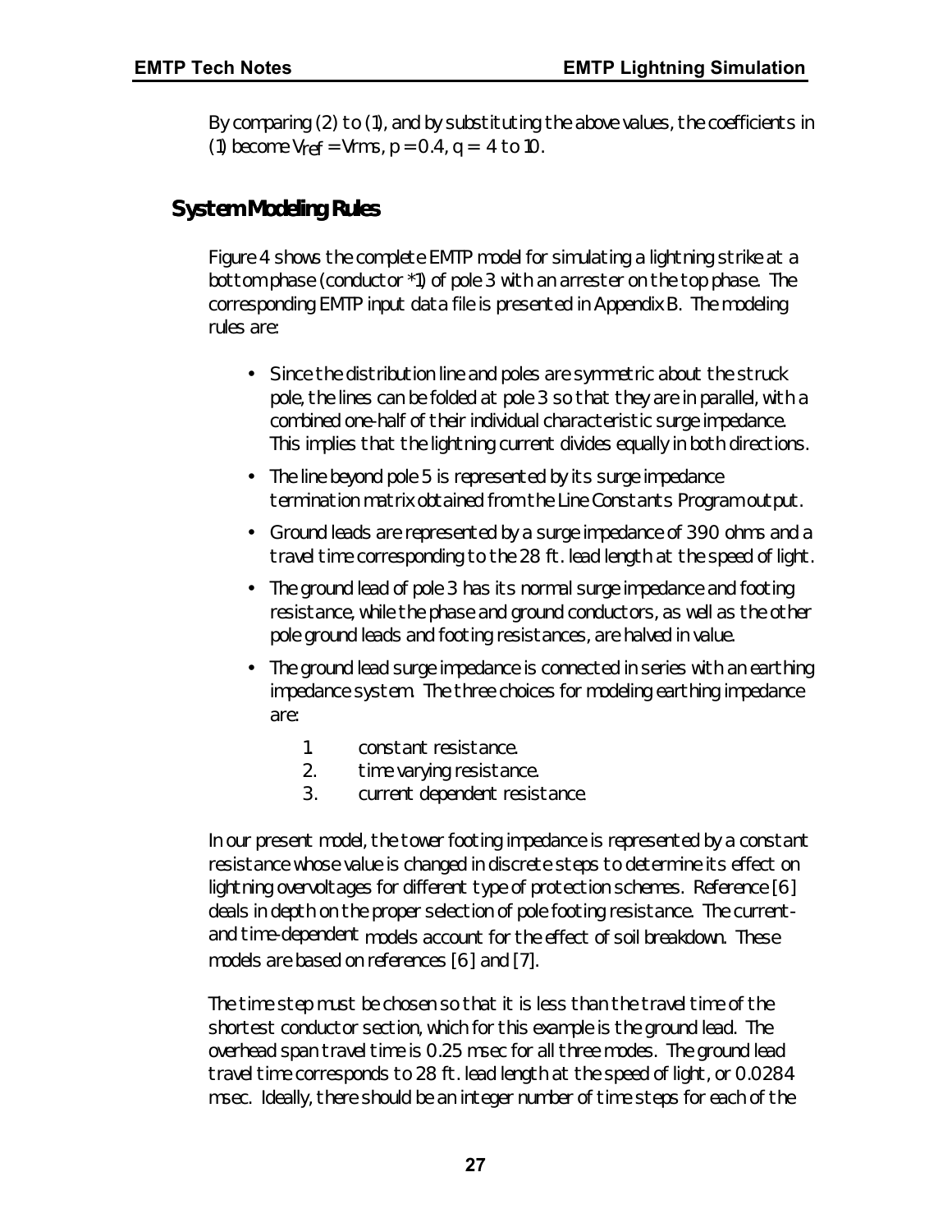By comparing (2) to (1), and by substituting the above values, the coefficients in (1) become $V_{ref}$ = Vrms, p = 0.4, q = 4 to 10.

## System Modeling Rules

Figure 4 shows the complete EMTP model for simulating a lightning strike at a bottom phase (conductor *1) of pole 3 with an arrester on the top phase. The corresponding EMTP input data file is presented in Appendix B. The modeling rules are:

- Since the distribution line and poles are symmetric about the struck pole, the lines can be folded at pole 3 so that they are in parallel, with a combined one-half of their individual characteristic surge impedance. This implies that the lightning current divides equally in both directions.
- The line beyond pole 5 is represented by its surge impedance termination matrix obtained from the Line Constants Program output.
- Ground leads are represented by a surge impedance of 390 ohms and a travel time corresponding to the 28 ft. lead length at the speed of light.
- The ground lead of pole 3 has its normal surge impedance and footing resistance, while the phase and ground conductors, as well as the other pole ground leads and footing resistances, are halved in value.
- The ground lead surge impedance is connected in series with an earthing impedance system. The three choices for modeling earthing impedance are:
    1. constant resistance.
    2. time varying resistance.
    3. current dependent resistance.

In our present model, the tower footing impedance is represented by a constant resistance whose value is changed in discrete steps to determine its effect on lightning overvoltages for different type of protection schemes. Reference [6] deals in depth on the proper selection of pole footing resistance. The current- and time-dependent models account for the effect of soil breakdown. These models are based on references [6] and [7].

The time step must be chosen so that it is less than the travel time of the shortest conductor section, which for this example is the ground lead. The overhead span travel time is 0.25 msec for all three modes. The ground lead travel time corresponds to 28 ft. lead length at the speed of light, or 0.0284 msec. Ideally, there should be an integer number of time steps for each of the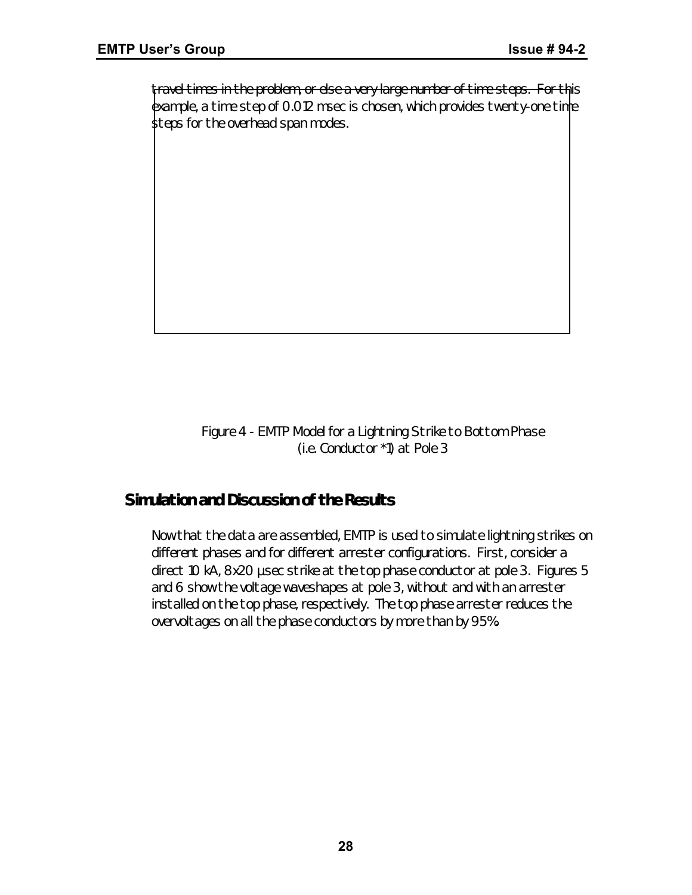travel times in the problem, or else a very large number of time steps. For this example, a time step of 0.012 msec is chosen, which provides twenty-one time steps for the overhead span modes.

Figure 4 - EMTP Model for a Lightning Strike to Bottom Phase (i.e. Conductor *1) at Pole 3

## Simulation and Discussion of the Results

Now that the data are assembled, EMTP is used to simulate lightning strikes on different phases and for different arrester configurations. First, consider a direct 10 kA, 8x20 μsec strike at the top phase conductor at pole 3. Figures 5 and 6 show the voltage waveshapes at pole 3, without and with an arrester installed on the top phase, respectively. The top phase arrester reduces the overvoltages on all the phase conductors by more than by 95%.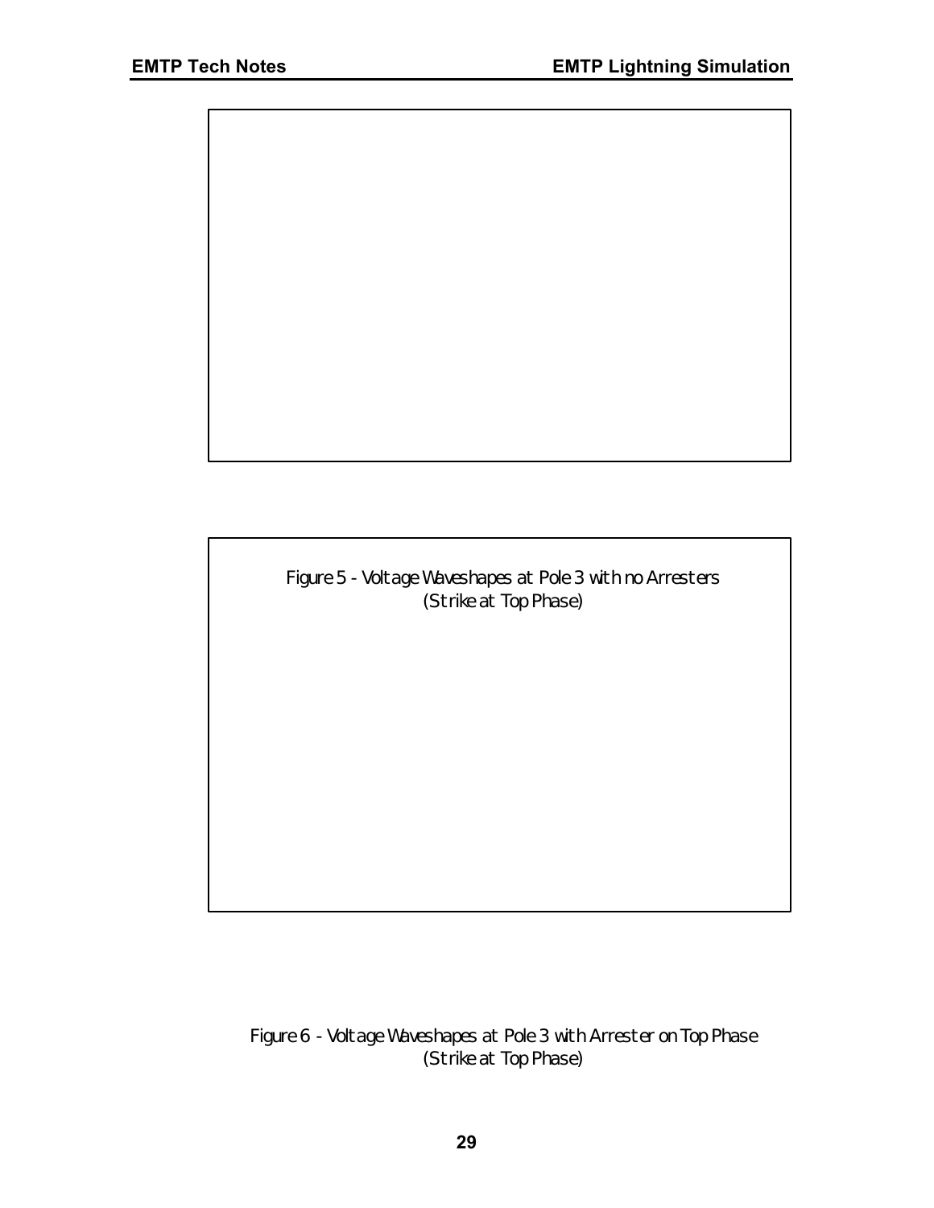Figure 5 - Voltage Waveshapes at Pole 3 with no Arresters
(Strike at Top Phase)

Figure 6 - Voltage Waveshapes at Pole 3 with Arrester on Top Phase
(Strike at Top Phase)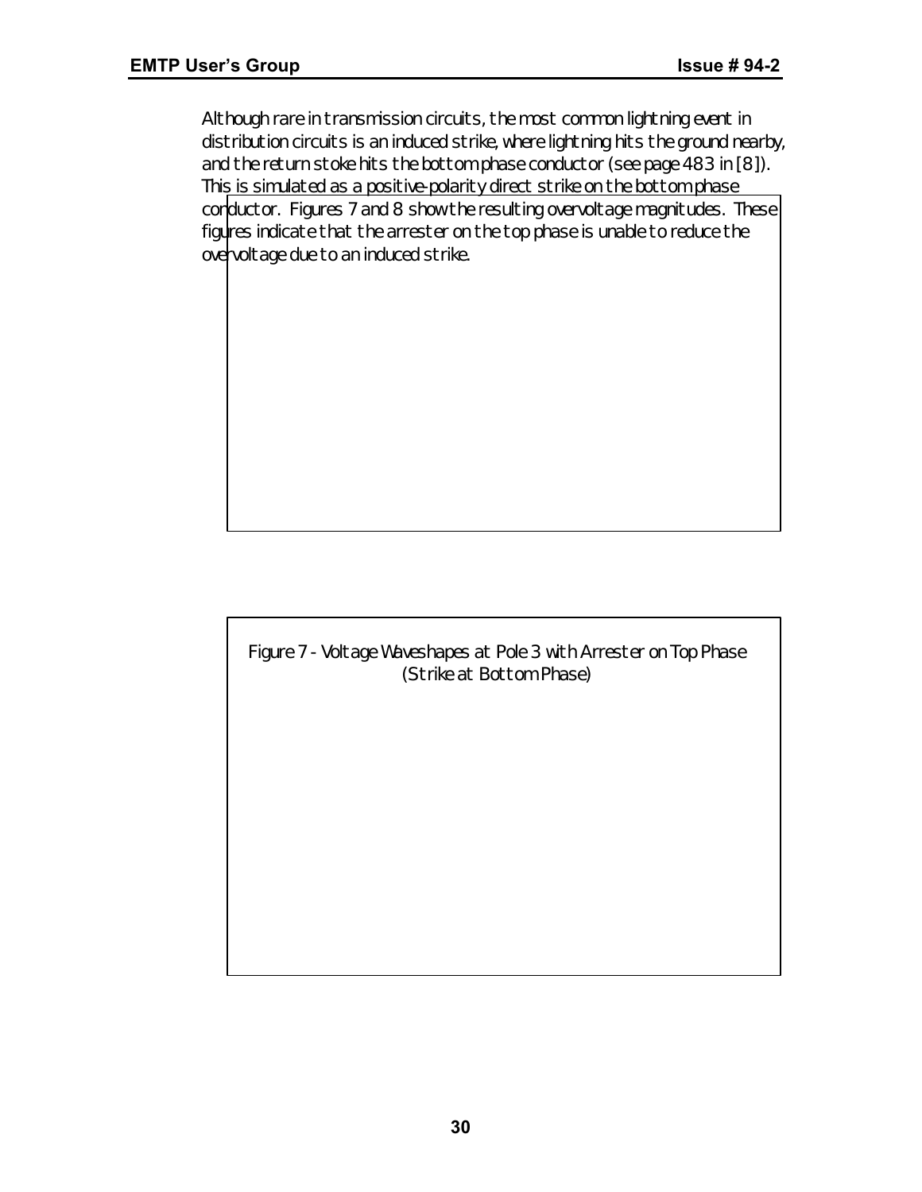Although rare in transmission circuits, the most common lightning event in distribution circuits is an induced strike, where lightning hits the ground nearby, and the return stoke hits the bottom phase conductor (see page 483 in [8]). This is simulated as a positive-polarity direct strike on the bottom phase conductor. Figures 7 and 8 show the resulting overvoltage magnitudes. These figures indicate that the arrester on the top phase is unable to reduce the overvoltage due to an induced strike.

Figure 7 - Voltage Waveshapes at Pole 3 with Arrester on Top Phase (Strike at Bottom Phase)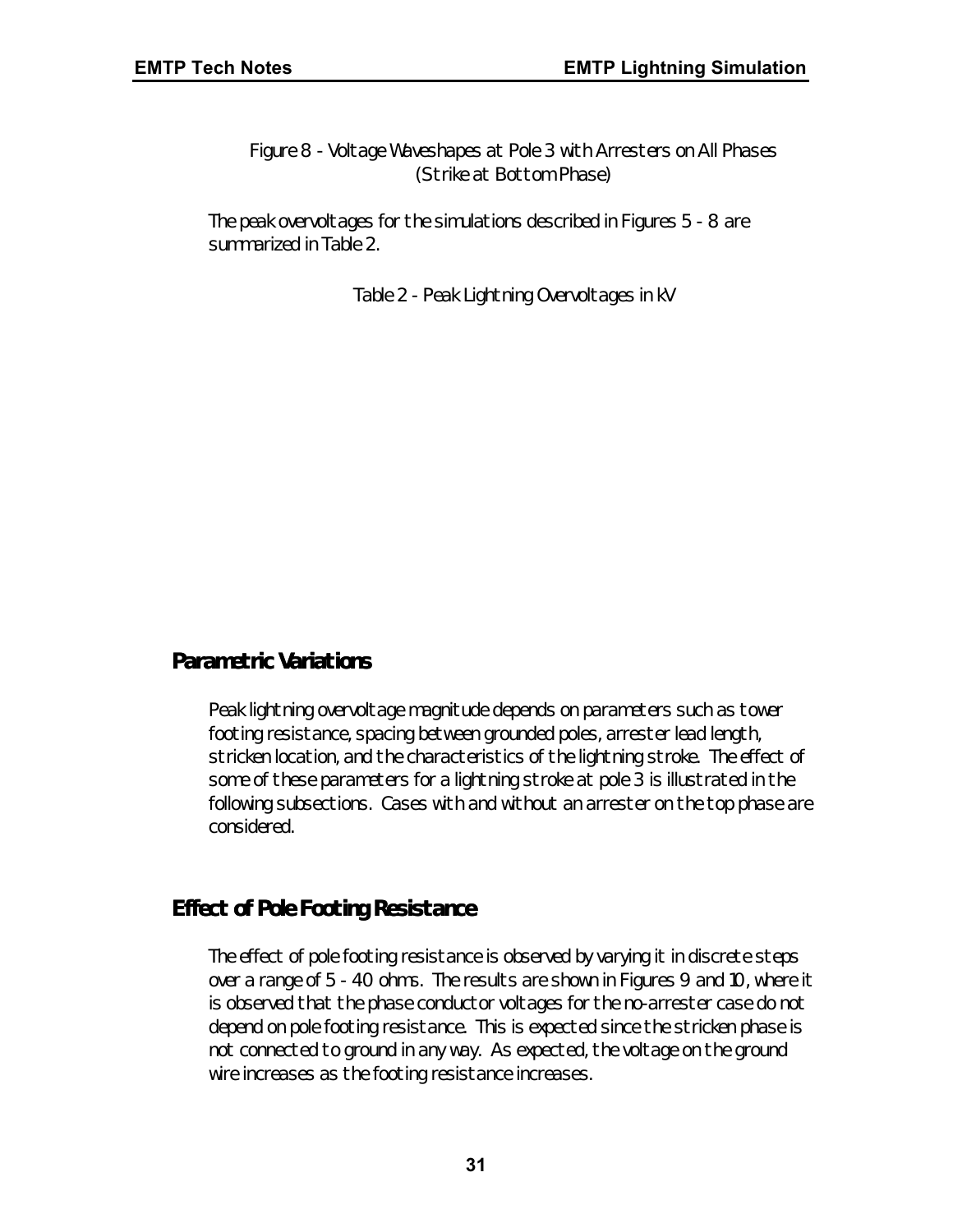Figure 8 - Voltage Waveshapes at Pole 3 with Arresters on All Phases (Strike at Bottom Phase)

The peak overvoltages for the simulations described in Figures 5 - 8 are summarized in Table 2.

Table 2 - Peak Lightning Overvoltages in kV

## Parametric Variations

Peak lightning overvoltage magnitude depends on parameters such as tower footing resistance, spacing between grounded poles, arrester lead length, stricken location, and the characteristics of the lightning stroke. The effect of some of these parameters for a lightning stroke at pole 3 is illustrated in the following subsections. Cases with and without an arrester on the top phase are considered.

## Effect of Pole Footing Resistance

The effect of pole footing resistance is observed by varying it in discrete steps over a range of 5 - 40 ohms. The results are shown in Figures 9 and 10, where it is observed that the phase conductor voltages for the no-arrester case do not depend on pole footing resistance. This is expected since the stricken phase is not connected to ground in any way. As expected, the voltage on the ground wire increases as the footing resistance increases.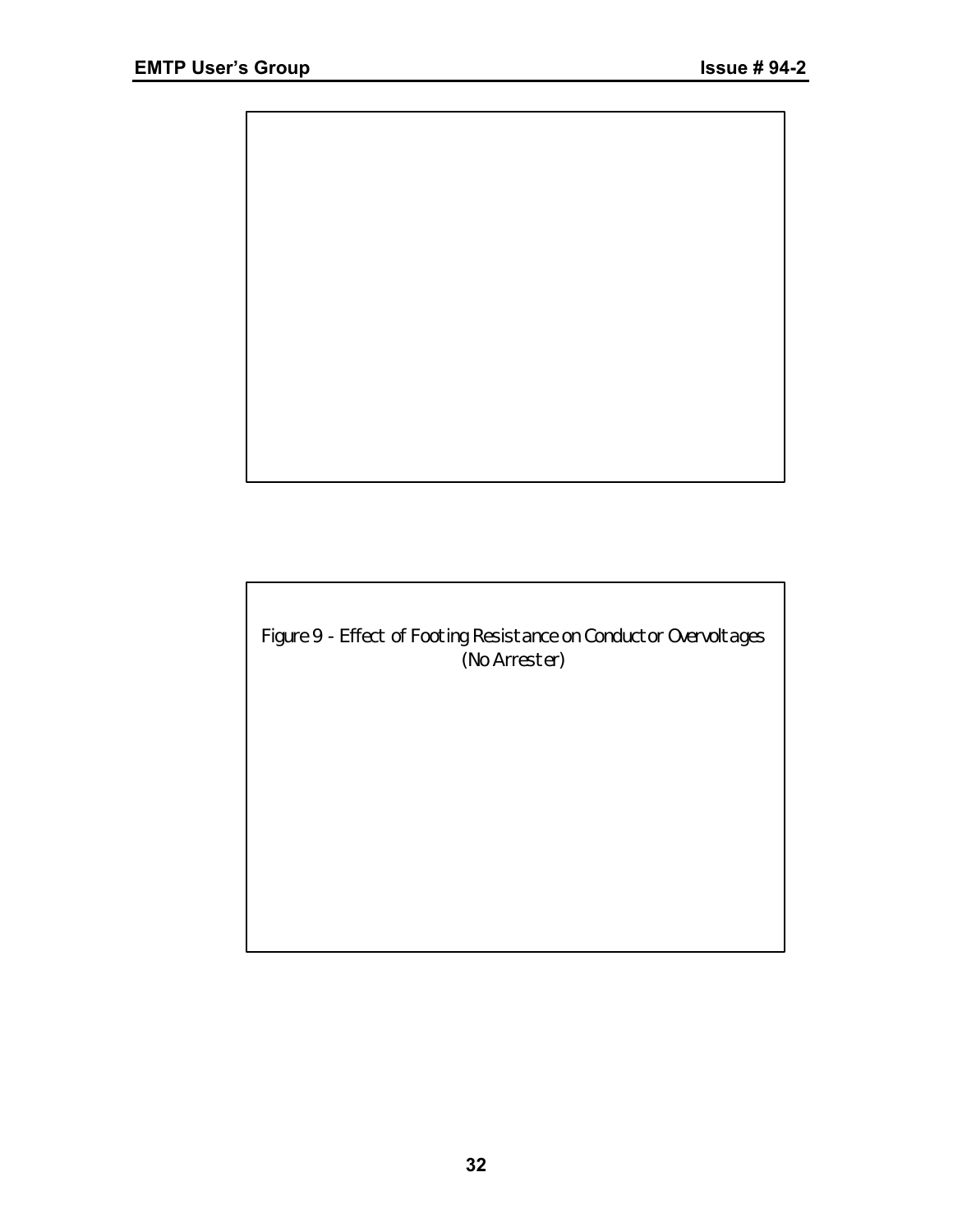Figure 9 - Effect of Footing Resistance on Conductor Overvoltages (No Arrester)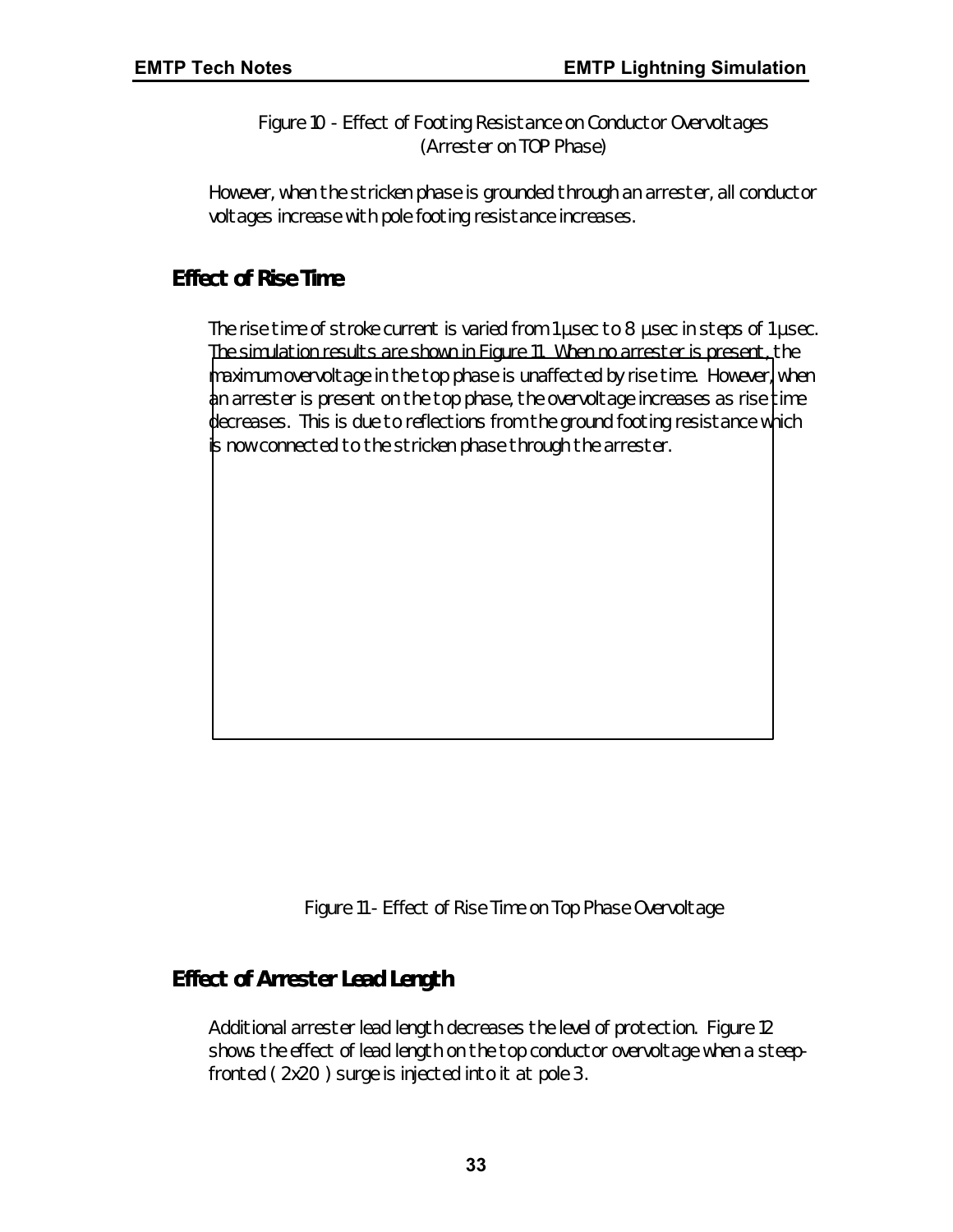Figure 10 - Effect of Footing Resistance on Conductor Overvoltages (Arrester on TOP Phase)

However, when the stricken phase is grounded through an arrester, all conductor voltages increase with pole footing resistance increases.

## Effect of Rise Time

The rise time of stroke current is varied from 1 µsec to 8 µsec in steps of 1 µsec. The simulation results are shown in Figure 11. When no arrester is present, the maximum overvoltage in the top phase is unaffected by rise time. However, when an arrester is present on the top phase, the overvoltage increases as rise time decreases. This is due to reflections from the ground footing resistance which is now connected to the stricken phase through the arrester.

Figure 11 - Effect of Rise Time on Top Phase Overvoltage

## Effect of Arrester Lead Length

Additional arrester lead length decreases the level of protection. Figure 12 shows the effect of lead length on the top conductor overvoltage when a steep-fronted ( 2x20 ) surge is injected into it at pole 3.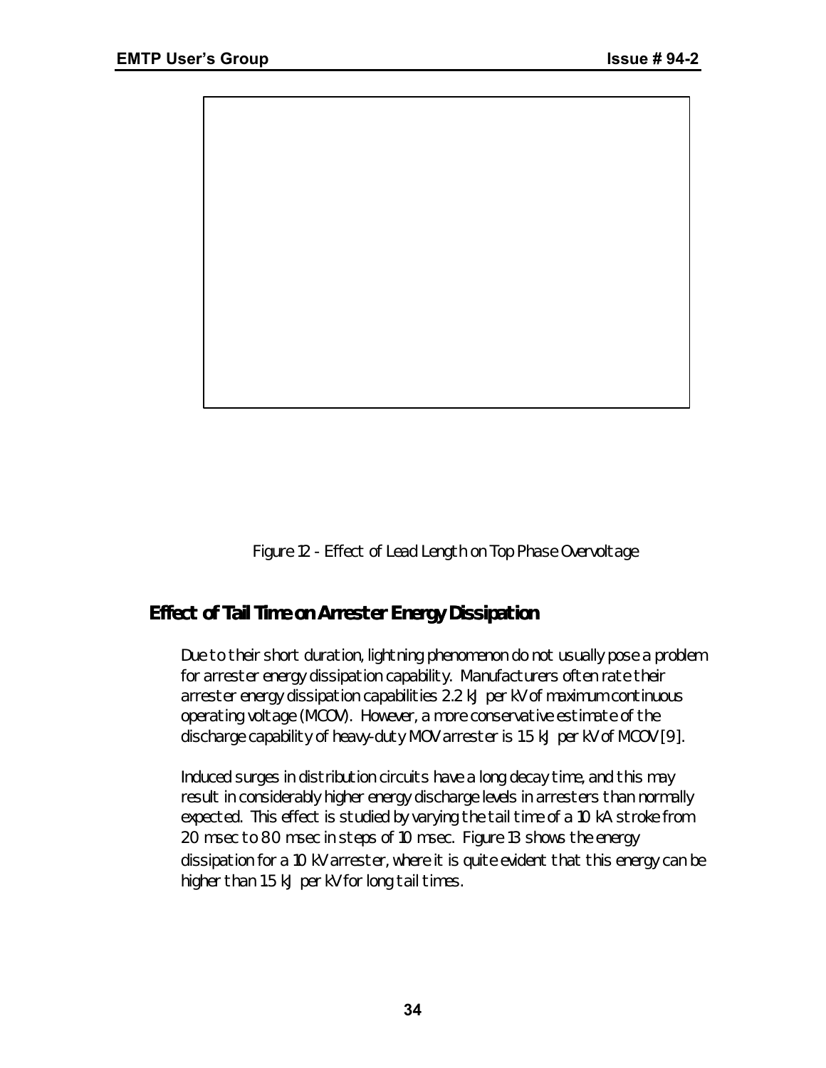Figure 12 - Effect of Lead Length on Top Phase Overvoltage

## Effect of Tail Time on Arrester Energy Dissipation

Due to their short duration, lightning phenomenon do not usually pose a problem for arrester energy dissipation capability. Manufacturers often rate their arrester energy dissipation capabilities 2.2 kJ per kV of maximum continuous operating voltage (MCOV). However, a more conservative estimate of the discharge capability of heavy-duty MOV arrester is 1.5 kJ per kV of MCOV [9].

Induced surges in distribution circuits have a long decay time, and this may result in considerably higher energy discharge levels in arresters than normally expected. This effect is studied by varying the tail time of a 10 kA stroke from 20 msec to 80 msec in steps of 10 msec. Figure 13 shows the energy dissipation for a 10 kV arrester, where it is quite evident that this energy can be higher than 1.5 kJ per kV for long tail times.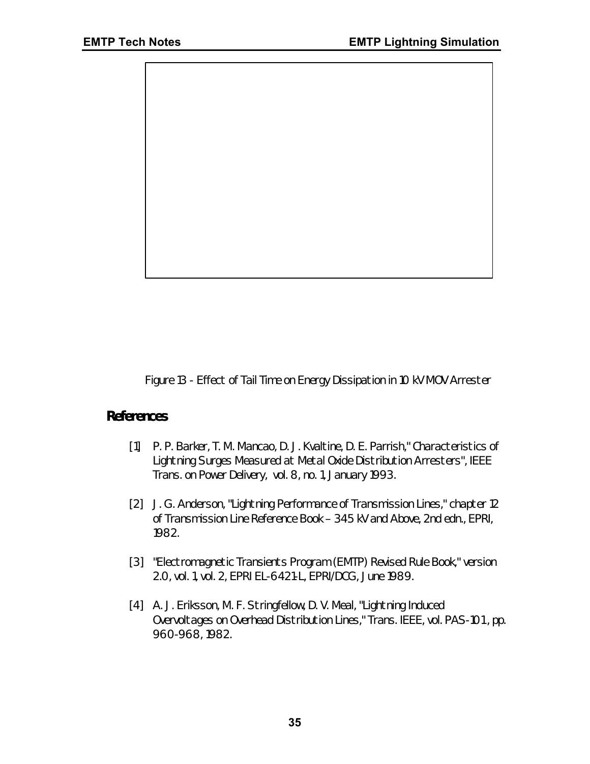Figure 13 - Effect of Tail Time on Energy Dissipation in 10 kV MOV Arrester

## References

[1] P. P. Barker, T. M. Mancao, D. J. Kvaltine, D. E. Parrish," Characteristics of Lightning Surges Measured at Metal Oxide Distribution Arresters", IEEE Trans. on Power Delivery, vol. 8, no. 1, January 1993.

[2] J. G. Anderson, "Lightning Performance of Transmission Lines," chapter 12 of Transmission Line Reference Book – 345 kV and Above, 2nd edn., EPRI, 1982.

[3] "Electromagnetic Transients Program (EMTP) Revised Rule Book," version 2.0, vol. 1, vol. 2, EPRI EL-6421-L, EPRI/DCG, June 1989.

[4] A. J. Eriksson, M. F. Stringfellow, D. V. Meal, "Lightning Induced Overvoltages on Overhead Distribution Lines," Trans. IEEE, vol. PAS-101, pp. 960-968, 1982.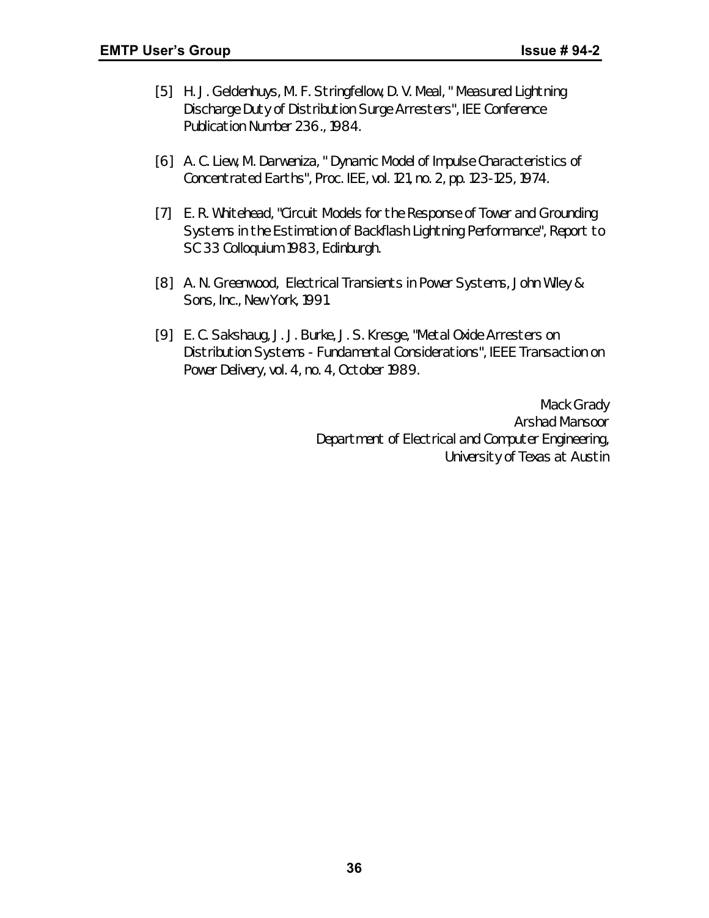[5] H. J. Geldenhuys, M. F. Stringfellow, D. V. Meal, " Measured Lightning Discharge Duty of Distribution Surge Arresters", IEE Conference Publication Number 236., 1984.

[6] A. C. Liew, M. Darweniza, " Dynamic Model of Impulse Characteristics of Concentrated Earths", Proc. IEE, vol. 121, no. 2, pp. 123-125, 1974.

[7] E. R. Whitehead, "Circuit Models for the Response of Tower and Grounding Systems in the Estimation of Backflash Lightning Performance", Report to SC 33 Colloquium 1983, Edinburgh.

[8] A. N. Greenwood, Electrical Transients in Power Systems, John Wiley & Sons, Inc., New York, 1991.

[9] E. C. Sakshaug, J. J. Burke, J. S. Kresge, "Metal Oxide Arresters on Distribution Systems - Fundamental Considerations", IEEE Transaction on Power Delivery, vol. 4, no. 4, October 1989.

Mack Grady
Arshad Mansoor
Department of Electrical and Computer Engineering,
University of Texas at Austin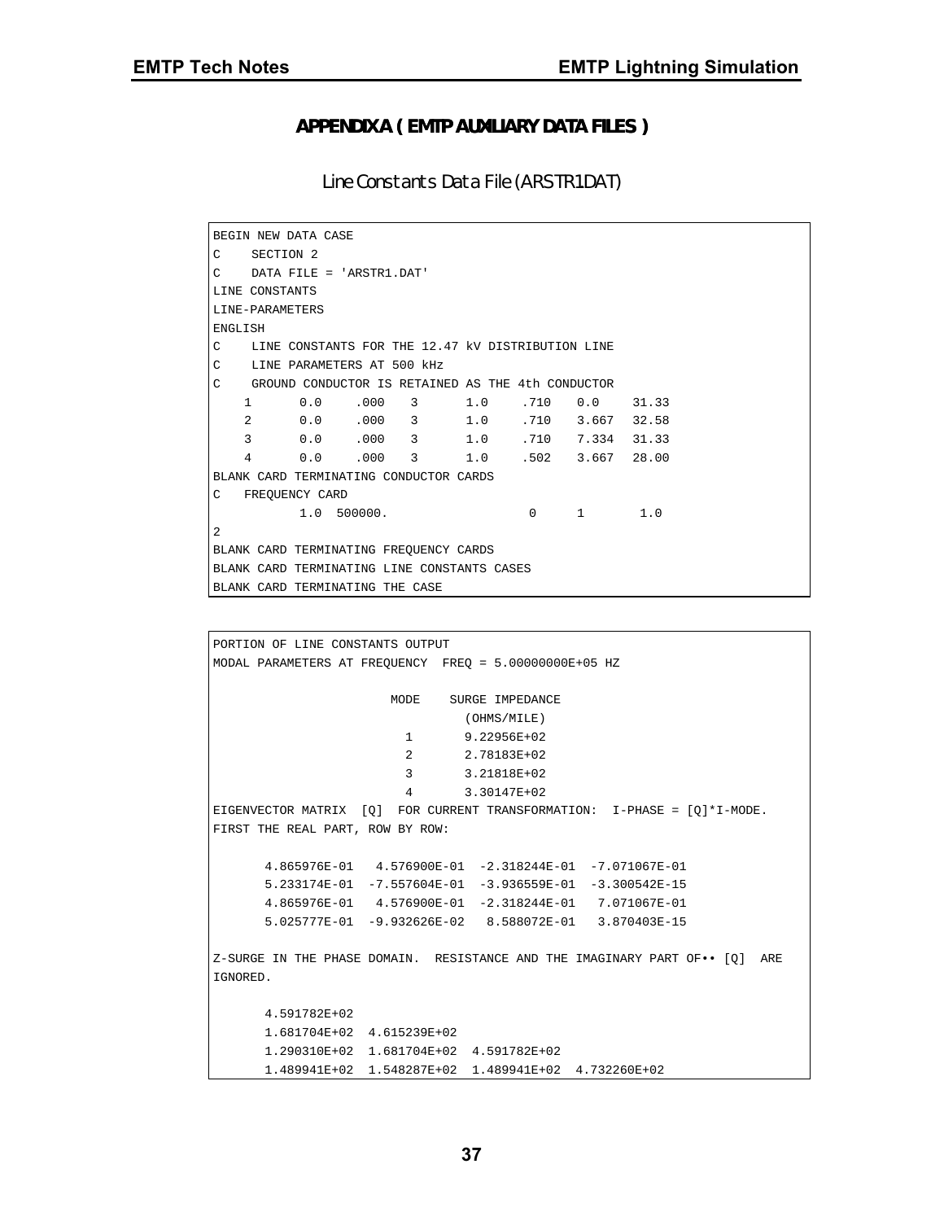# APPENDIX A ( EMTP AUXILIARY DATA FILES )

## Line Constants Data File (ARSTR1DAT)

```
BEGIN NEW DATA CASE
C    SECTION 2
C    DATA FILE = 'ARSTR1.DAT'
LINE CONSTANTS
LINE-PARAMETERS
ENGLISH
C    LINE CONSTANTS FOR THE 12.47 kV DISTRIBUTION LINE
C    LINE PARAMETERS AT 500 kHz
C    GROUND CONDUCTOR IS RETAINED AS THE 4th CONDUCTOR
    1      0.0    .000   3      1.0    .710   0.0    31.33
    2      0.0    .000   3      1.0    .710   3.667  32.58
    3      0.0    .000   3      1.0    .710   7.334  31.33
    4      0.0    .000   3      1.0    .502   3.667  28.00
BLANK CARD TERMINATING CONDUCTOR CARDS
C   FREQUENCY CARD
           1.0  500000.                  0     1       1.0
2
BLANK CARD TERMINATING FREQUENCY CARDS
BLANK CARD TERMINATING LINE CONSTANTS CASES
BLANK CARD TERMINATING THE CASE
```

```
PORTION OF LINE CONSTANTS OUTPUT
MODAL PARAMETERS AT FREQUENCY  FREQ = 5.00000000E+05 HZ

                        MODE    SURGE IMPEDANCE
                                  (OHMS/MILE)
                          1       9.22956E+02
                          2       2.78183E+02
                          3       3.21818E+02
                          4       3.30147E+02
EIGENVECTOR MATRIX  [Q]  FOR CURRENT TRANSFORMATION:  I-PHASE = [Q]*I-MODE.
FIRST THE REAL PART, ROW BY ROW:

       4.865976E-01   4.576900E-01  -2.318244E-01  -7.071067E-01
       5.233174E-01  -7.557604E-01  -3.936559E-01  -3.300542E-15
       4.865976E-01   4.576900E-01  -2.318244E-01   7.071067E-01
       5.025777E-01  -9.932626E-02   8.588072E-01   3.870403E-15

Z-SURGE IN THE PHASE DOMAIN.  RESISTANCE AND THE IMAGINARY PART OF•• [Q]  ARE
IGNORED.

       4.591782E+02
       1.681704E+02  4.615239E+02
       1.290310E+02  1.681704E+02  4.591782E+02
       1.489941E+02  1.548287E+02  1.489941E+02  4.732260E+02
```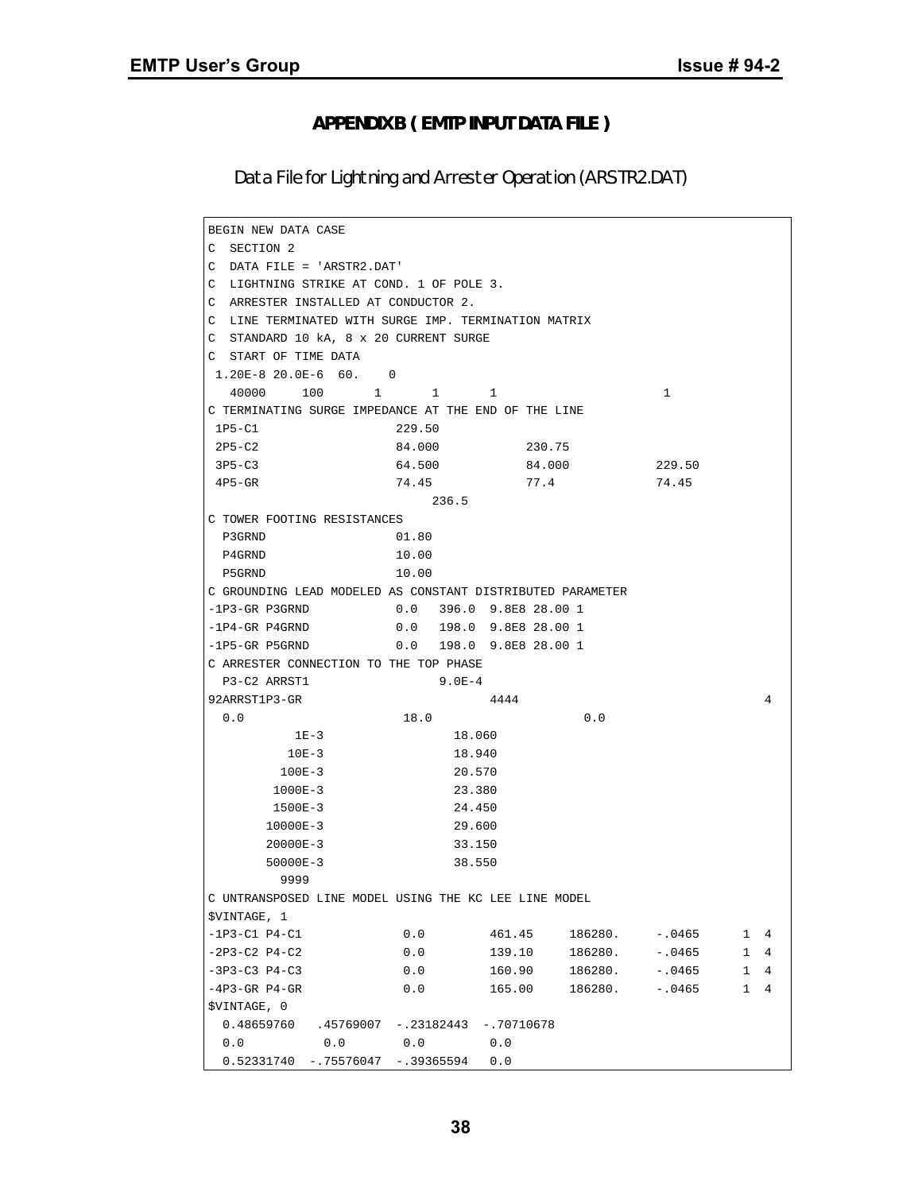# APPENDIX B ( EMTP INPUT DATA FILE )

## Data File for Lightning and Arrester Operation (ARSTR2.DAT)

```
BEGIN NEW DATA CASE
C  SECTION 2
C  DATA FILE = 'ARSTR2.DAT'
C  LIGHTNING STRIKE AT COND. 1 OF POLE 3.
C  ARRESTER INSTALLED AT CONDUCTOR 2.
C  LINE TERMINATED WITH SURGE IMP. TERMINATION MATRIX
C  STANDARD 10 kA, 8 x 20 CURRENT SURGE
C  START OF TIME DATA
 1.20E-8 20.0E-6  60.    0
   40000     100       1       1       1                       1
C TERMINATING SURGE IMPEDANCE AT THE END OF THE LINE
 1P5-C1                    229.50
 2P5-C2                    84.000            230.75
 3P5-C3                    64.500            84.000            229.50
 4P5-GR                    74.45             77.4              74.45
                                236.5
C TOWER FOOTING RESISTANCES
  P3GRND                   01.80
  P4GRND                   10.00
  P5GRND                   10.00
C GROUNDING LEAD MODELED AS CONSTANT DISTRIBUTED PARAMETER
-1P3-GR P3GRND             0.0   396.0  9.8E8 28.00 1
-1P4-GR P4GRND             0.0   198.0  9.8E8 28.00 1
-1P5-GR P5GRND             0.0   198.0  9.8E8 28.00 1
C ARRESTER CONNECTION TO THE TOP PHASE
  P3-C2 ARRST1                   9.0E-4
92ARRST1P3-GR                          4444                                4
  0.0                       18.0                     0.0
           1E-3                  18.060
          10E-3                  18.940
         100E-3                  20.570
        1000E-3                  23.380
        1500E-3                  24.450
       10000E-3                  29.600
       20000E-3                  33.150
       50000E-3                  38.550
         9999
C UNTRANSPOSED LINE MODEL USING THE KC LEE LINE MODEL
$VINTAGE, 1
-1P3-C1 P4-C1               0.0         461.45     186280.     -.0465      1  4
-2P3-C2 P4-C2               0.0         139.10     186280.     -.0465      1  4
-3P3-C3 P4-C3               0.0         160.90     186280.     -.0465      1  4
-4P3-GR P4-GR               0.0         165.00     186280.     -.0465      1  4
$VINTAGE, 0
  0.48659760   .45769007  -.23182443  -.70710678
  0.0          0.0        0.0         0.0
  0.52331740  -.75576047  -.39365594   0.0
```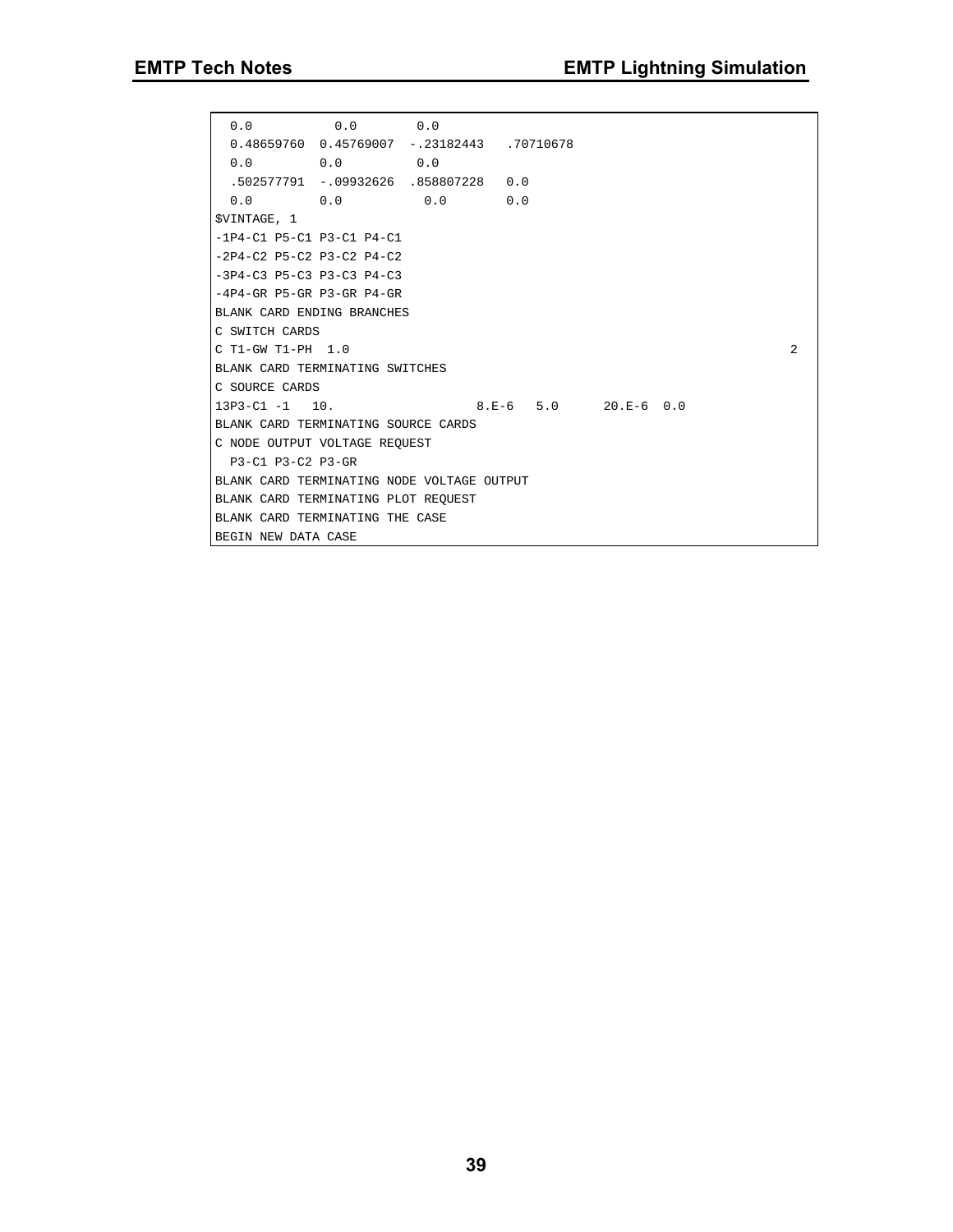```
  0.0           0.0        0.0
  0.48659760  0.45769007  -.23182443   .70710678
  0.0         0.0          0.0
  .502577791  -.09932626  .858807228   0.0
  0.0         0.0           0.0        0.0
$VINTAGE, 1
-1P4-C1 P5-C1 P3-C1 P4-C1
-2P4-C2 P5-C2 P3-C2 P4-C2
-3P4-C3 P5-C3 P3-C3 P4-C3
-4P4-GR P5-GR P3-GR P4-GR
BLANK CARD ENDING BRANCHES
C SWITCH CARDS
C T1-GW T1-PH  1.0                                                                 2
BLANK CARD TERMINATING SWITCHES
C SOURCE CARDS
13P3-C1 -1   10.                   8.E-6   5.0      20.E-6  0.0
BLANK CARD TERMINATING SOURCE CARDS
C NODE OUTPUT VOLTAGE REQUEST
  P3-C1 P3-C2 P3-GR
BLANK CARD TERMINATING NODE VOLTAGE OUTPUT
BLANK CARD TERMINATING PLOT REQUEST
BLANK CARD TERMINATING THE CASE
BEGIN NEW DATA CASE
```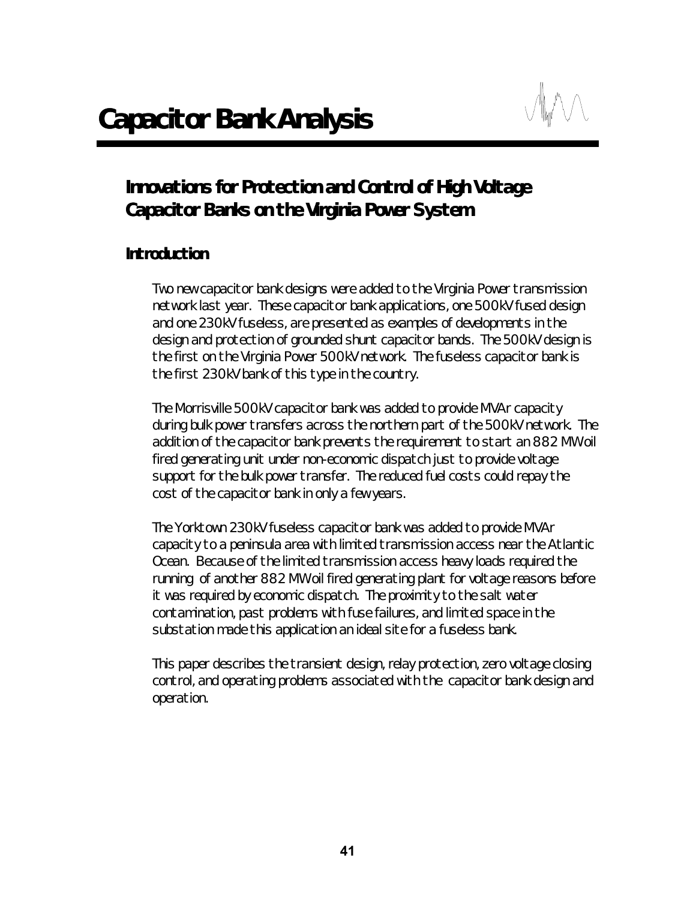# Capacitor Bank Analysis

## Innovations for Protection and Control of High Voltage Capacitor Banks on the Virginia Power System

### Introduction

Two new capacitor bank designs were added to the Virginia Power transmission network last year. These capacitor bank applications, one 500kV fused design and one 230kV fuseless, are presented as examples of developments in the design and protection of grounded shunt capacitor bands. The 500kV design is the first on the Virginia Power 500kV network. The fuseless capacitor bank is the first 230kV bank of this type in the country.

The Morrisville 500kV capacitor bank was added to provide MVAr capacity during bulk power transfers across the northern part of the 500kV network. The addition of the capacitor bank prevents the requirement to start an 882 MW oil fired generating unit under non-economic dispatch just to provide voltage support for the bulk power transfer. The reduced fuel costs could repay the cost of the capacitor bank in only a few years.

The Yorktown 230kV fuseless capacitor bank was added to provide MVAr capacity to a peninsula area with limited transmission access near the Atlantic Ocean. Because of the limited transmission access heavy loads required the running of another 882 MW oil fired generating plant for voltage reasons before it was required by economic dispatch. The proximity to the salt water contamination, past problems with fuse failures, and limited space in the substation made this application an ideal site for a fuseless bank.

This paper describes the transient design, relay protection, zero voltage closing control, and operating problems associated with the capacitor bank design and operation.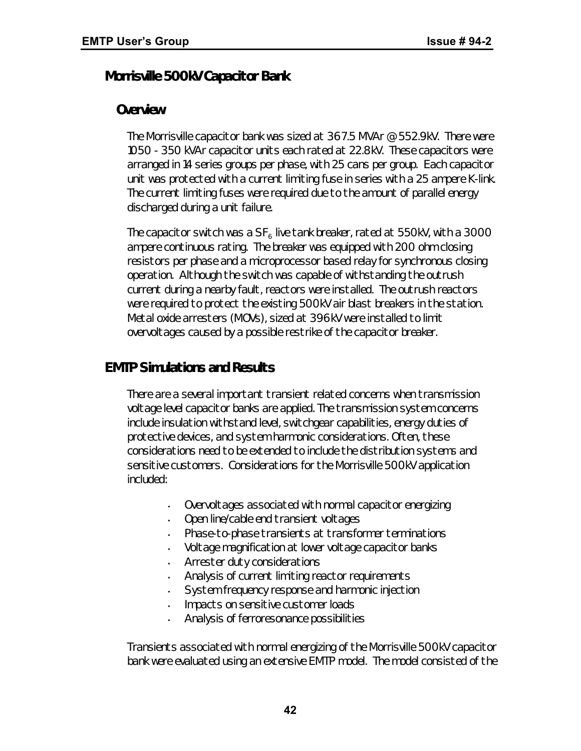## Morrisville 500kV Capacitor Bank

### Overview

The Morrisville capacitor bank was sized at 367.5 MVAr @ 552.9kV. There were 1050 - 350 kVAr capacitor units each rated at 22.8kV. These capacitors were arranged in 14 series groups per phase, with 25 cans per group. Each capacitor unit was protected with a current limiting fuse in series with a 25 ampere K-link. The current limiting fuses were required due to the amount of parallel energy discharged during a unit failure.

The capacitor switch was a $SF_6$ live tank breaker, rated at 550kV, with a 3000 ampere continuous rating. The breaker was equipped with 200 ohm closing resistors per phase and a microprocessor based relay for synchronous closing operation. Although the switch was capable of withstanding the outrush current during a nearby fault, reactors were installed. The outrush reactors were required to protect the existing 500kV air blast breakers in the station. Metal oxide arresters (MOVs), sized at 396kV were installed to limit overvoltages caused by a possible restrike of the capacitor breaker.

## EMTP Simulations and Results

There are a several important transient related concerns when transmission voltage level capacitor banks are applied. The transmission system concerns include insulation withstand level, switchgear capabilities, energy duties of protective devices, and system harmonic considerations. Often, these considerations need to be extended to include the distribution systems and sensitive customers. Considerations for the Morrisville 500kV application included:

- Overvoltages associated with normal capacitor energizing
- Open line/cable end transient voltages
- Phase-to-phase transients at transformer terminations
- Voltage magnification at lower voltage capacitor banks
- Arrester duty considerations
- Analysis of current limiting reactor requirements
- System frequency response and harmonic injection
- Impacts on sensitive customer loads
- Analysis of ferroresonance possibilities

Transients associated with normal energizing of the Morrisville 500kV capacitor bank were evaluated using an extensive EMTP model. The model consisted of the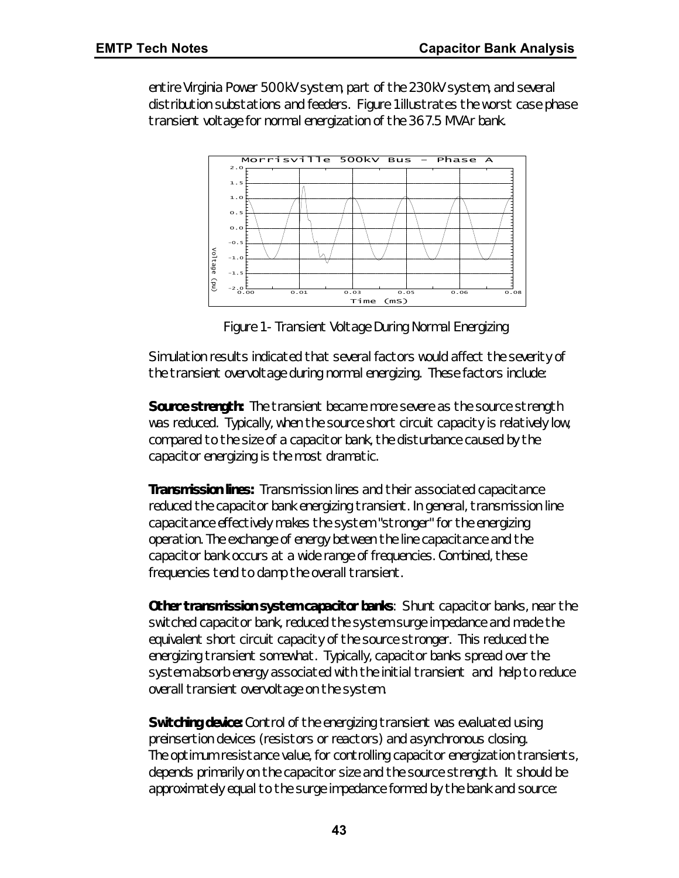entire Virginia Power 500kV system, part of the 230kV system, and several distribution substations and feeders. Figure 1 illustrates the worst case phase transient voltage for normal energization of the 367.5 MVAr bank.

Figure 1 - Transient Voltage During Normal Energizing

Simulation results indicated that several factors would affect the severity of the transient overvoltage during normal energizing. These factors include:

**Source strength:** The transient became more severe as the source strength was reduced. Typically, when the source short circuit capacity is relatively low, compared to the size of a capacitor bank, the disturbance caused by the capacitor energizing is the most dramatic.

**Transmission lines:** Transmission lines and their associated capacitance reduced the capacitor bank energizing transient. In general, transmission line capacitance effectively makes the system "stronger" for the energizing operation. The exchange of energy between the line capacitance and the capacitor bank occurs at a wide range of frequencies. Combined, these frequencies tend to damp the overall transient.

**Other transmission system capacitor banks**: Shunt capacitor banks, near the switched capacitor bank, reduced the system surge impedance and made the equivalent short circuit capacity of the source stronger. This reduced the energizing transient somewhat. Typically, capacitor banks spread over the system absorb energy associated with the initial transient and help to reduce overall transient overvoltage on the system.

**Switching device:** Control of the energizing transient was evaluated using preinsertion devices (resistors or reactors) and asynchronous closing. The optimum resistance value, for controlling capacitor energization transients, depends primarily on the capacitor size and the source strength. It should be approximately equal to the surge impedance formed by the bank and source: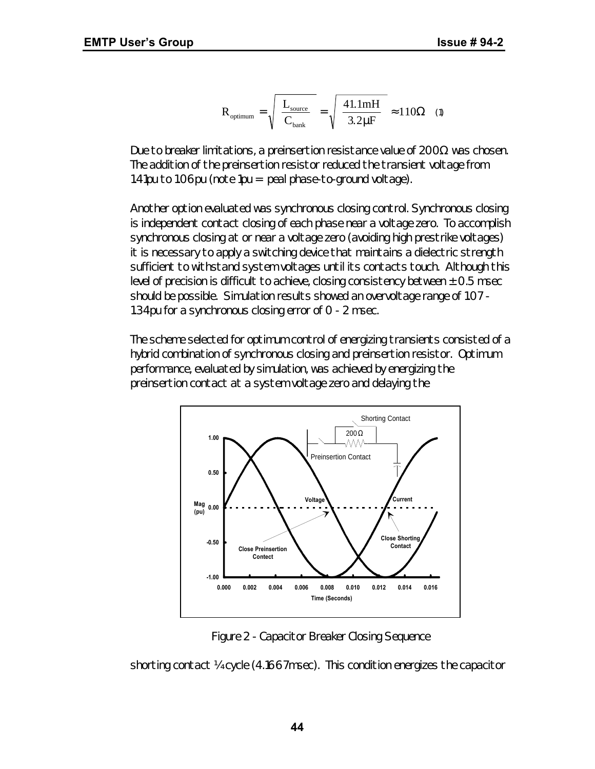$$R_{optimum} = \sqrt{\frac{L_{source}}{C_{bank}}} = \sqrt{\frac{41.1mH}{3.2\mu F}} \approx 110\Omega \quad (1)$$

Due to breaker limitations, a preinsertion resistance value of 200Ω was chosen. The addition of the preinsertion resistor reduced the transient voltage from 1.41pu to 1.06 pu (note 1pu = peal phase-to-ground voltage).

Another option evaluated was synchronous closing control. Synchronous closing is independent contact closing of each phase near a voltage zero. To accomplish synchronous closing at or near a voltage zero (avoiding high prestrike voltages) it is necessary to apply a switching device that maintains a dielectric strength sufficient to withstand system voltages until its contacts touch. Although this level of precision is difficult to achieve, closing consistency between ± 0.5 msec should be possible. Simulation results showed an overvoltage range of 1.07 - 1.34 pu for a synchronous closing error of 0 - 2 msec.

The scheme selected for optimum control of energizing transients consisted of a hybrid combination of synchronous closing and preinsertion resistor. Optimum performance, evaluated by simulation, was achieved by energizing the preinsertion contact at a system voltage zero and delaying the

Figure 2 - Capacitor Breaker Closing Sequence

shorting contact ¼ cycle (4.1667msec). This condition energizes the capacitor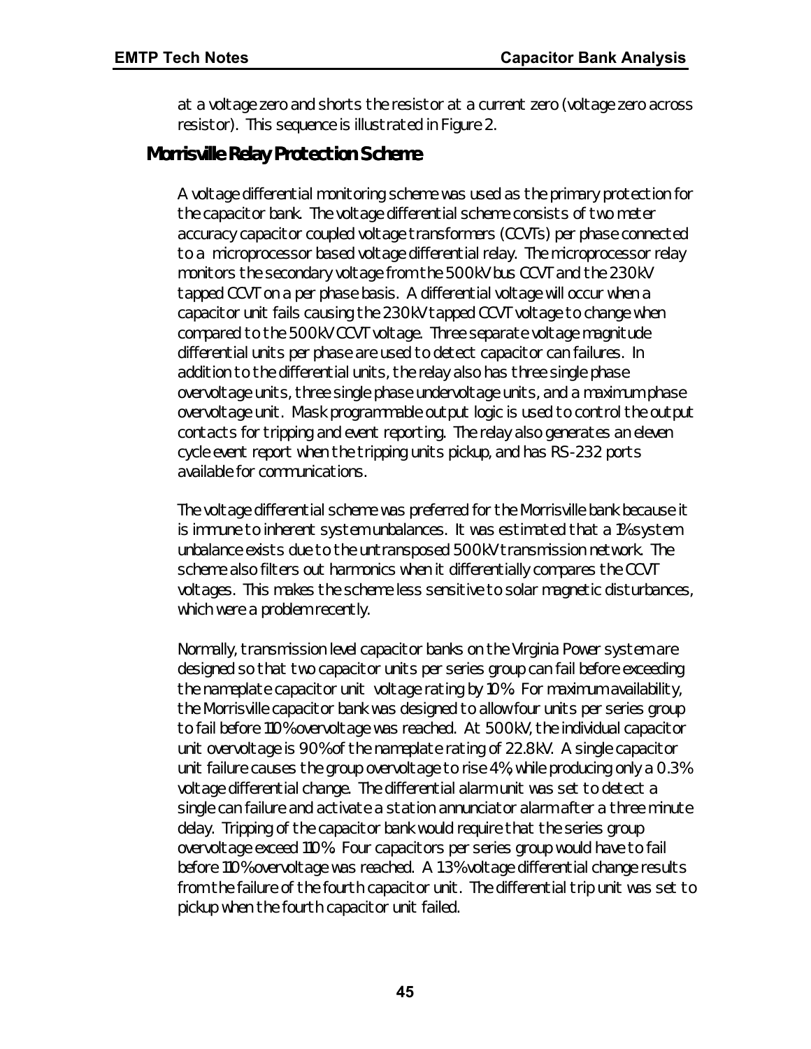at a voltage zero and shorts the resistor at a current zero (voltage zero across resistor). This sequence is illustrated in Figure 2.

## Morrisville Relay Protection Scheme

A voltage differential monitoring scheme was used as the primary protection for the capacitor bank. The voltage differential scheme consists of two meter accuracy capacitor coupled voltage transformers (CCVTs) per phase connected to a microprocessor based voltage differential relay. The microprocessor relay monitors the secondary voltage from the 500kV bus CCVT and the 230kV tapped CCVT on a per phase basis. A differential voltage will occur when a capacitor unit fails causing the 230kV tapped CCVT voltage to change when compared to the 500kV CCVT voltage. Three separate voltage magnitude differential units per phase are used to detect capacitor can failures. In addition to the differential units, the relay also has three single phase overvoltage units, three single phase undervoltage units, and a maximum phase overvoltage unit. Mask programmable output logic is used to control the output contacts for tripping and event reporting. The relay also generates an eleven cycle event report when the tripping units pickup, and has RS-232 ports available for communications.

The voltage differential scheme was preferred for the Morrisville bank because it is immune to inherent system unbalances. It was estimated that a 1% system unbalance exists due to the untransposed 500kV transmission network. The scheme also filters out harmonics when it differentially compares the CCVT voltages. This makes the scheme less sensitive to solar magnetic disturbances, which were a problem recently.

Normally, transmission level capacitor banks on the Virginia Power system are designed so that two capacitor units per series group can fail before exceeding the nameplate capacitor unit voltage rating by 10%. For maximum availability, the Morrisville capacitor bank was designed to allow four units per series group to fail before 110% overvoltage was reached. At 500kV, the individual capacitor unit overvoltage is 90% of the nameplate rating of 22.8kV. A single capacitor unit failure causes the group overvoltage to rise 4%, while producing only a 0.3% voltage differential change. The differential alarm unit was set to detect a single can failure and activate a station annunciator alarm after a three minute delay. Tripping of the capacitor bank would require that the series group overvoltage exceed 110%. Four capacitors per series group would have to fail before 110% overvoltage was reached. A 1.3% voltage differential change results from the failure of the fourth capacitor unit. The differential trip unit was set to pickup when the fourth capacitor unit failed.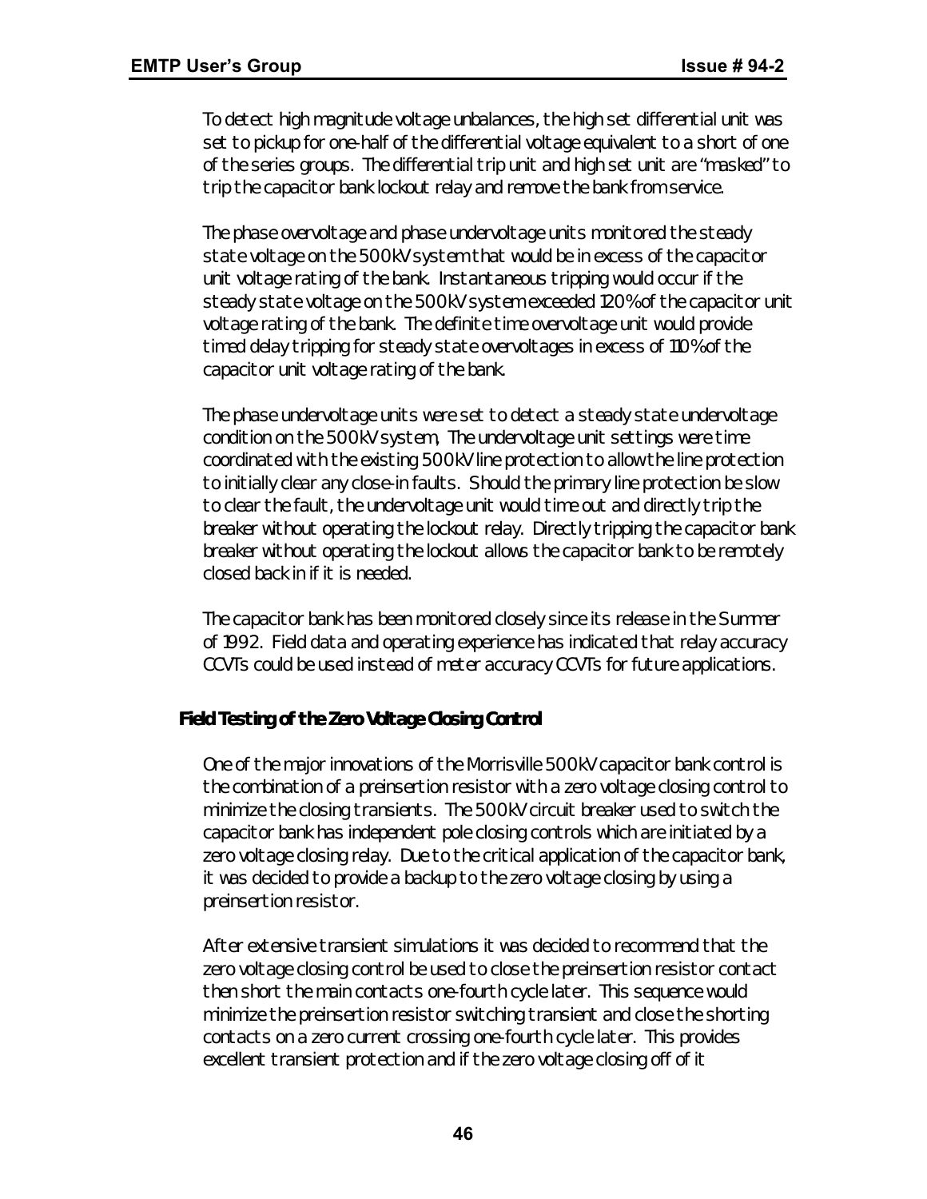To detect high magnitude voltage unbalances, the high set differential unit was set to pickup for one-half of the differential voltage equivalent to a short of one of the series groups. The differential trip unit and high set unit are "masked" to trip the capacitor bank lockout relay and remove the bank from service.

The phase overvoltage and phase undervoltage units monitored the steady state voltage on the 500kV system that would be in excess of the capacitor unit voltage rating of the bank. Instantaneous tripping would occur if the steady state voltage on the 500kV system exceeded 120% of the capacitor unit voltage rating of the bank. The definite time overvoltage unit would provide timed delay tripping for steady state overvoltages in excess of 110% of the capacitor unit voltage rating of the bank.

The phase undervoltage units were set to detect a steady state undervoltage condition on the 500kV system, The undervoltage unit settings were time coordinated with the existing 500kV line protection to allow the line protection to initially clear any close-in faults. Should the primary line protection be slow to clear the fault, the undervoltage unit would time out and directly trip the breaker without operating the lockout relay. Directly tripping the capacitor bank breaker without operating the lockout allows the capacitor bank to be remotely closed back in if it is needed.

The capacitor bank has been monitored closely since its release in the Summer of 1992. Field data and operating experience has indicated that relay accuracy CCVTs could be used instead of meter accuracy CCVTs for future applications.

## Field Testing of the Zero Voltage Closing Control

One of the major innovations of the Morrisville 500kV capacitor bank control is the combination of a preinsertion resistor with a zero voltage closing control to minimize the closing transients. The 500kV circuit breaker used to switch the capacitor bank has independent pole closing controls which are initiated by a zero voltage closing relay. Due to the critical application of the capacitor bank, it was decided to provide a backup to the zero voltage closing by using a preinsertion resistor.

After extensive transient simulations it was decided to recommend that the zero voltage closing control be used to close the preinsertion resistor contact then short the main contacts one-fourth cycle later. This sequence would minimize the preinsertion resistor switching transient and close the shorting contacts on a zero current crossing one-fourth cycle later. This provides excellent transient protection and if the zero voltage closing off of it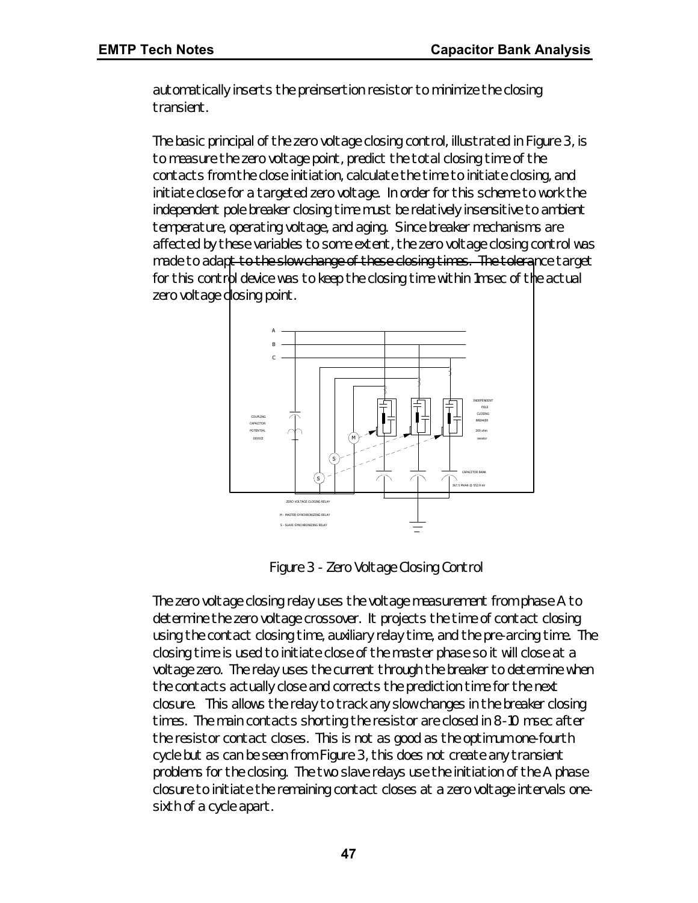automatically inserts the preinsertion resistor to minimize the closing transient.

The basic principal of the zero voltage closing control, illustrated in Figure 3, is to measure the zero voltage point, predict the total closing time of the contacts from the close initiation, calculate the time to initiate closing, and initiate close for a targeted zero voltage. In order for this scheme to work the independent pole breaker closing time must be relatively insensitive to ambient temperature, operating voltage, and aging. Since breaker mechanisms are affected by these variables to some extent, the zero voltage closing control was made to adapt to the slow change of these closing times. The tolerance target for this control device was to keep the closing time within 1msec of the actual zero voltage closing point.

Figure 3 - Zero Voltage Closing Control

The zero voltage closing relay uses the voltage measurement from phase A to determine the zero voltage crossover. It projects the time of contact closing using the contact closing time, auxiliary relay time, and the pre-arcing time. The closing time is used to initiate close of the master phase so it will close at a voltage zero. The relay uses the current through the breaker to determine when the contacts actually close and corrects the prediction time for the next closure. This allows the relay to track any slow changes in the breaker closing times. The main contacts shorting the resistor are closed in 8-10 msec after the resistor contact closes. This is not as good as the optimum one-fourth cycle but as can be seen from Figure 3, this does not create any transient problems for the closing. The two slave relays use the initiation of the A phase closure to initiate the remaining contact closes at a zero voltage intervals one-sixth of a cycle apart.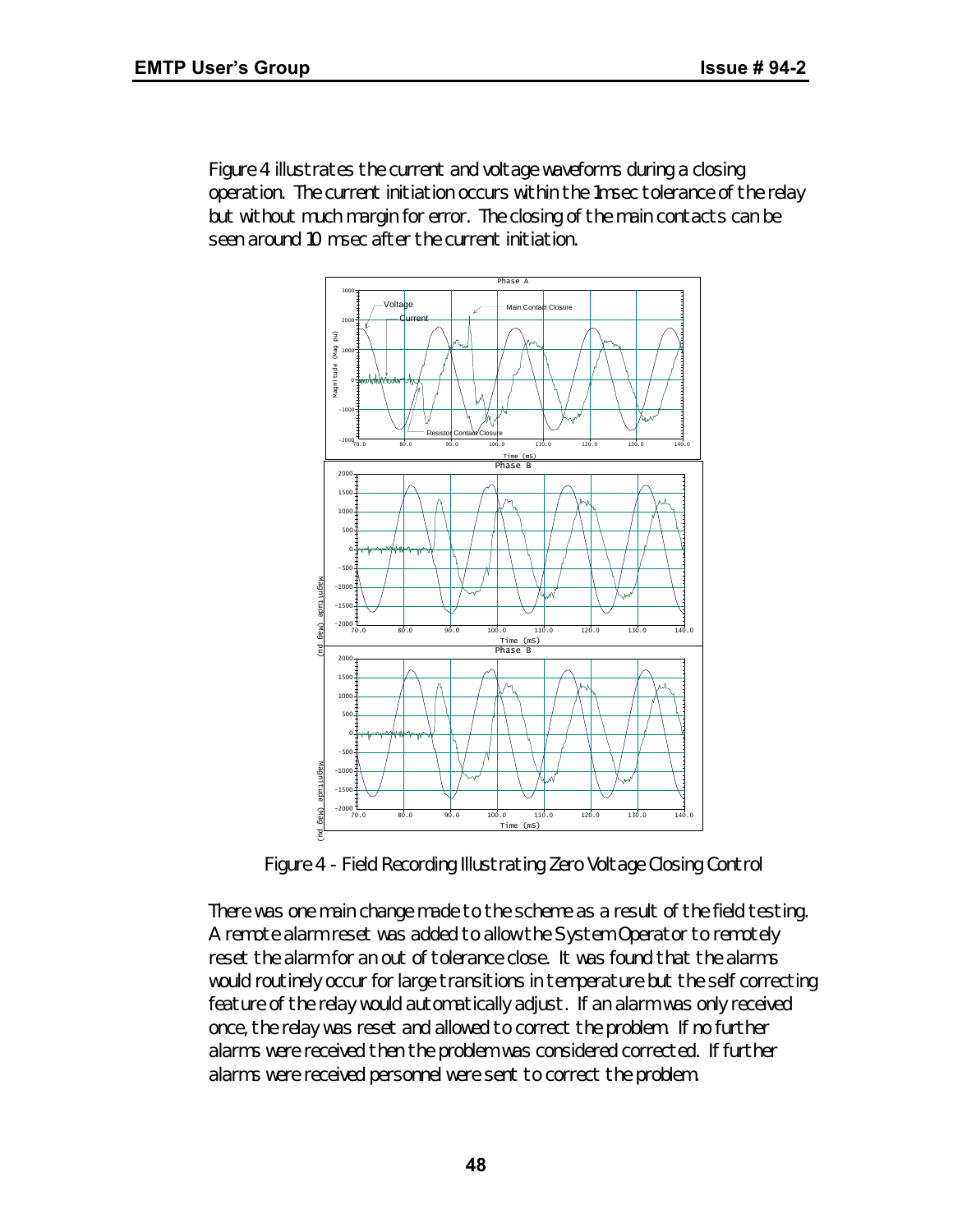Figure 4 illustrates the current and voltage waveforms during a closing operation. The current initiation occurs within the 1msec tolerance of the relay but without much margin for error. The closing of the main contacts can be seen around 10 msec after the current initiation.

Figure 4 - Field Recording Illustrating Zero Voltage Closing Control

There was one main change made to the scheme as a result of the field testing. A remote alarm reset was added to allow the System Operator to remotely reset the alarm for an out of tolerance close. It was found that the alarms would routinely occur for large transitions in temperature but the self correcting feature of the relay would automatically adjust. If an alarm was only received once, the relay was reset and allowed to correct the problem. If no further alarms were received then the problem was considered corrected. If further alarms were received personnel were sent to correct the problem.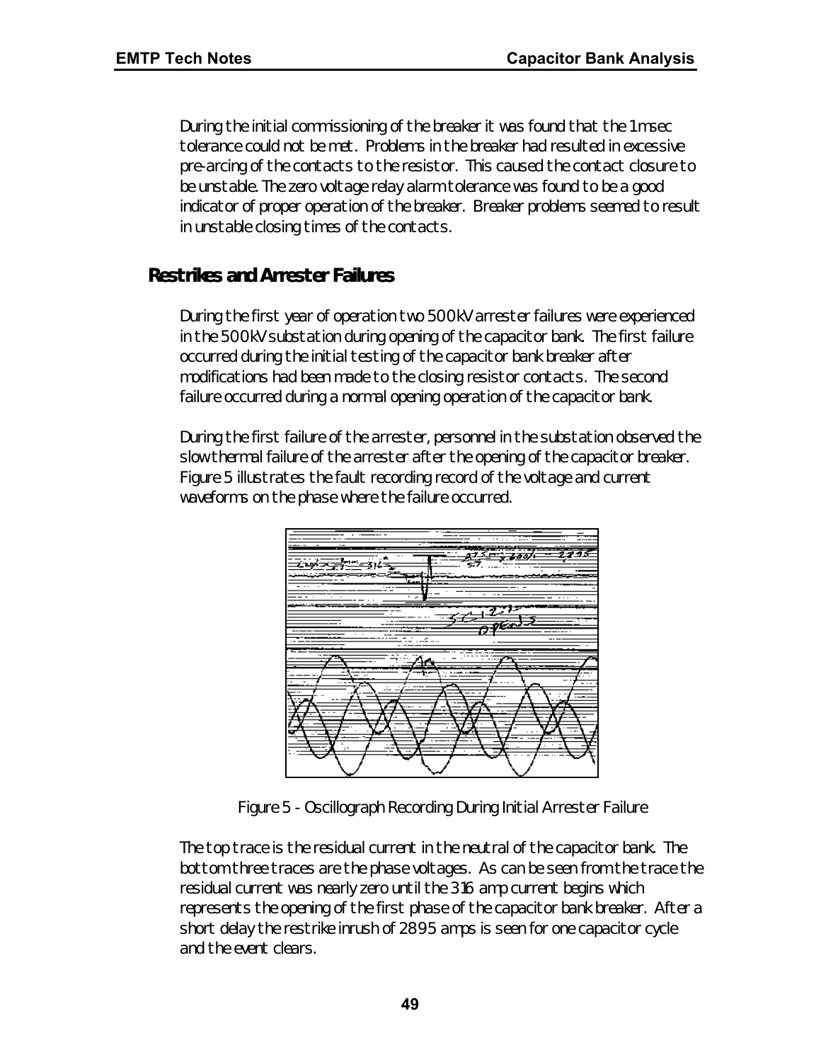During the initial commissioning of the breaker it was found that the 1 msec tolerance could not be met. Problems in the breaker had resulted in excessive pre-arcing of the contacts to the resistor. This caused the contact closure to be unstable. The zero voltage relay alarm tolerance was found to be a good indicator of proper operation of the breaker. Breaker problems seemed to result in unstable closing times of the contacts.

## Restrikes and Arrester Failures

During the first year of operation two 500kV arrester failures were experienced in the 500kV substation during opening of the capacitor bank. The first failure occurred during the initial testing of the capacitor bank breaker after modifications had been made to the closing resistor contacts. The second failure occurred during a normal opening operation of the capacitor bank.

During the first failure of the arrester, personnel in the substation observed the slow thermal failure of the arrester after the opening of the capacitor breaker. Figure 5 illustrates the fault recording record of the voltage and current waveforms on the phase where the failure occurred.

Figure 5 - Oscillograph Recording During Initial Arrester Failure

The top trace is the residual current in the neutral of the capacitor bank. The bottom three traces are the phase voltages. As can be seen from the trace the residual current was nearly zero until the 316 amp current begins which represents the opening of the first phase of the capacitor bank breaker. After a short delay the restrike inrush of 2895 amps is seen for one capacitor cycle and the event clears.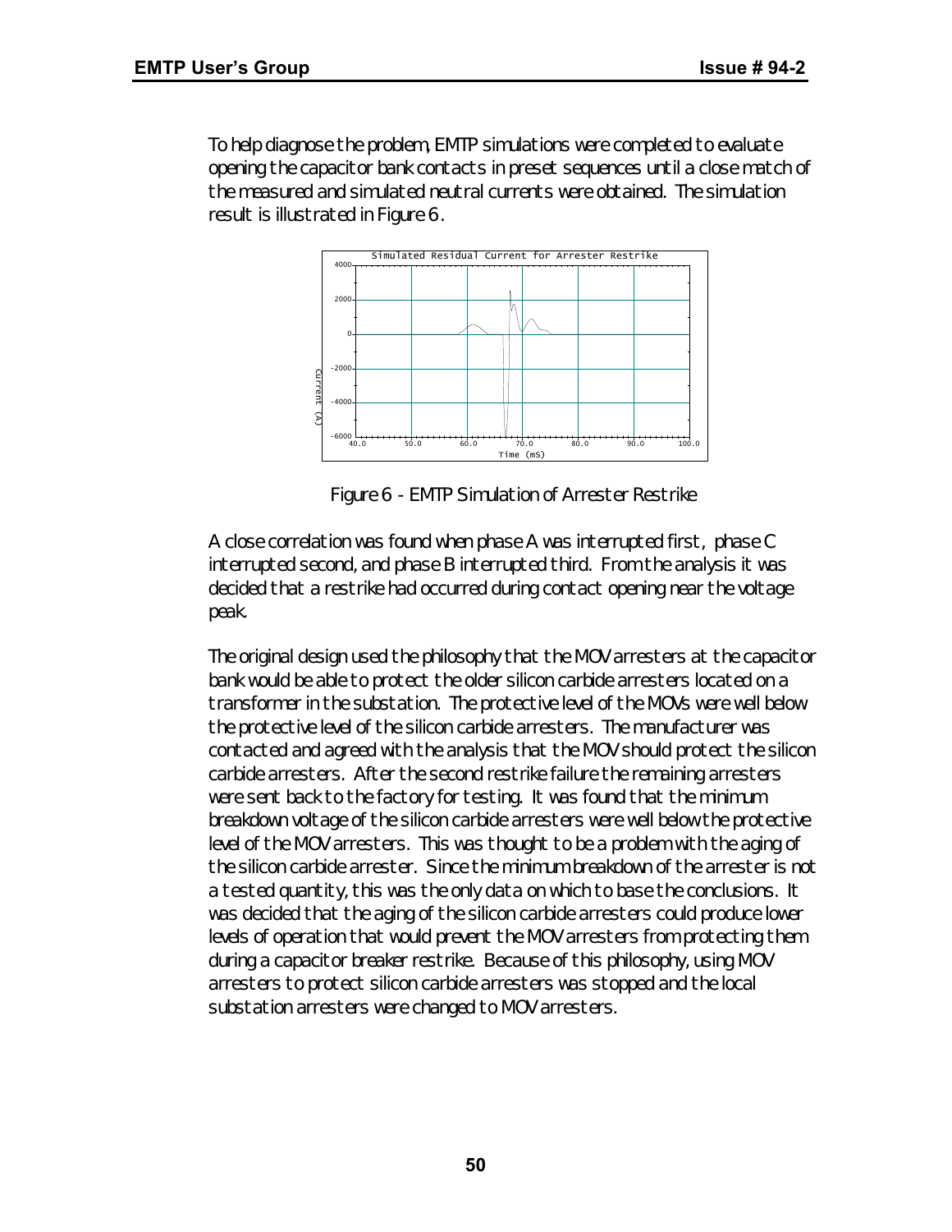To help diagnose the problem, EMTP simulations were completed to evaluate opening the capacitor bank contacts in preset sequences until a close match of the measured and simulated neutral currents were obtained. The simulation result is illustrated in Figure 6.

Figure 6 - EMTP Simulation of Arrester Restrike

A close correlation was found when phase A was interrupted first, phase C interrupted second, and phase B interrupted third. From the analysis it was decided that a restrike had occurred during contact opening near the voltage peak.

The original design used the philosophy that the MOV arresters at the capacitor bank would be able to protect the older silicon carbide arresters located on a transformer in the substation. The protective level of the MOVs were well below the protective level of the silicon carbide arresters. The manufacturer was contacted and agreed with the analysis that the MOV should protect the silicon carbide arresters. After the second restrike failure the remaining arresters were sent back to the factory for testing. It was found that the minimum breakdown voltage of the silicon carbide arresters were well below the protective level of the MOV arresters. This was thought to be a problem with the aging of the silicon carbide arrester. Since the minimum breakdown of the arrester is not a tested quantity, this was the only data on which to base the conclusions. It was decided that the aging of the silicon carbide arresters could produce lower levels of operation that would prevent the MOV arresters from protecting them during a capacitor breaker restrike. Because of this philosophy, using MOV arresters to protect silicon carbide arresters was stopped and the local substation arresters were changed to MOV arresters.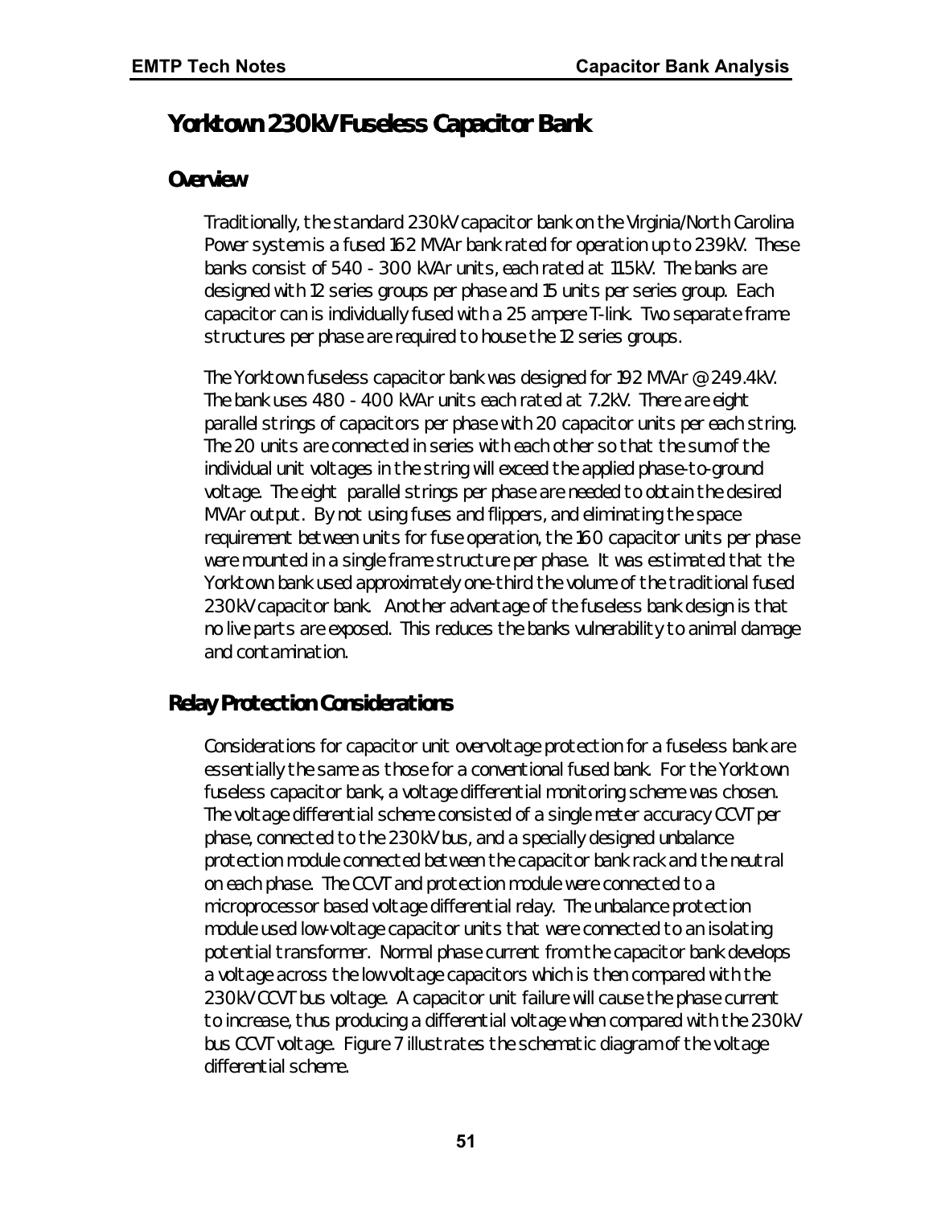# Yorktown 230kV Fuseless Capacitor Bank

## Overview

Traditionally, the standard 230kV capacitor bank on the Virginia/North Carolina Power system is a fused 162 MVAr bank rated for operation up to 239kV. These banks consist of 540 - 300 kVAr units, each rated at 11.5kV. The banks are designed with 12 series groups per phase and 15 units per series group. Each capacitor can is individually fused with a 25 ampere T-link. Two separate frame structures per phase are required to house the 12 series groups.

The Yorktown fuseless capacitor bank was designed for 192 MVAr @ 249.4kV. The bank uses 480 - 400 kVAr units each rated at 7.2kV. There are eight parallel strings of capacitors per phase with 20 capacitor units per each string. The 20 units are connected in series with each other so that the sum of the individual unit voltages in the string will exceed the applied phase-to-ground voltage. The eight parallel strings per phase are needed to obtain the desired MVAr output. By not using fuses and flippers, and eliminating the space requirement between units for fuse operation, the 160 capacitor units per phase were mounted in a single frame structure per phase. It was estimated that the Yorktown bank used approximately one-third the volume of the traditional fused 230kV capacitor bank. Another advantage of the fuseless bank design is that no live parts are exposed. This reduces the banks vulnerability to animal damage and contamination.

## Relay Protection Considerations

Considerations for capacitor unit overvoltage protection for a fuseless bank are essentially the same as those for a conventional fused bank. For the Yorktown fuseless capacitor bank, a voltage differential monitoring scheme was chosen. The voltage differential scheme consisted of a single meter accuracy CCVT per phase, connected to the 230kV bus, and a specially designed unbalance protection module connected between the capacitor bank rack and the neutral on each phase. The CCVT and protection module were connected to a microprocessor based voltage differential relay. The unbalance protection module used low-voltage capacitor units that were connected to an isolating potential transformer. Normal phase current from the capacitor bank develops a voltage across the low voltage capacitors which is then compared with the 230kV CCVT bus voltage. A capacitor unit failure will cause the phase current to increase, thus producing a differential voltage when compared with the 230kV bus CCVT voltage. Figure 7 illustrates the schematic diagram of the voltage differential scheme.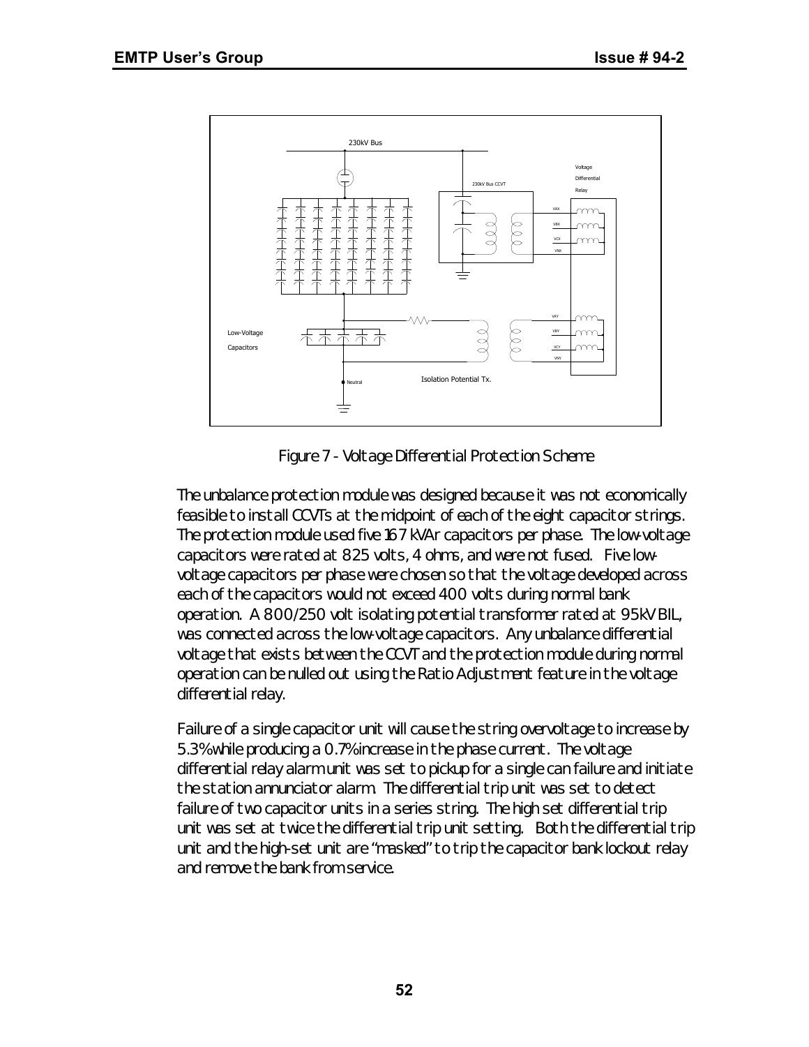Figure 7 - Voltage Differential Protection Scheme

The unbalance protection module was designed because it was not economically feasible to install CCVTs at the midpoint of each of the eight capacitor strings. The protection module used five 167 kVAr capacitors per phase. The low-voltage capacitors were rated at 825 volts, 4 ohms, and were not fused. Five low-voltage capacitors per phase were chosen so that the voltage developed across each of the capacitors would not exceed 400 volts during normal bank operation. A 800/250 volt isolating potential transformer rated at 95kV BIL, was connected across the low-voltage capacitors. Any unbalance differential voltage that exists between the CCVT and the protection module during normal operation can be nulled out using the Ratio Adjustment feature in the voltage differential relay.

Failure of a single capacitor unit will cause the string overvoltage to increase by 5.3% while producing a 0.7% increase in the phase current. The voltage differential relay alarm unit was set to pickup for a single can failure and initiate the station annunciator alarm. The differential trip unit was set to detect failure of two capacitor units in a series string. The high set differential trip unit was set at twice the differential trip unit setting. Both the differential trip unit and the high-set unit are "masked" to trip the capacitor bank lockout relay and remove the bank from service.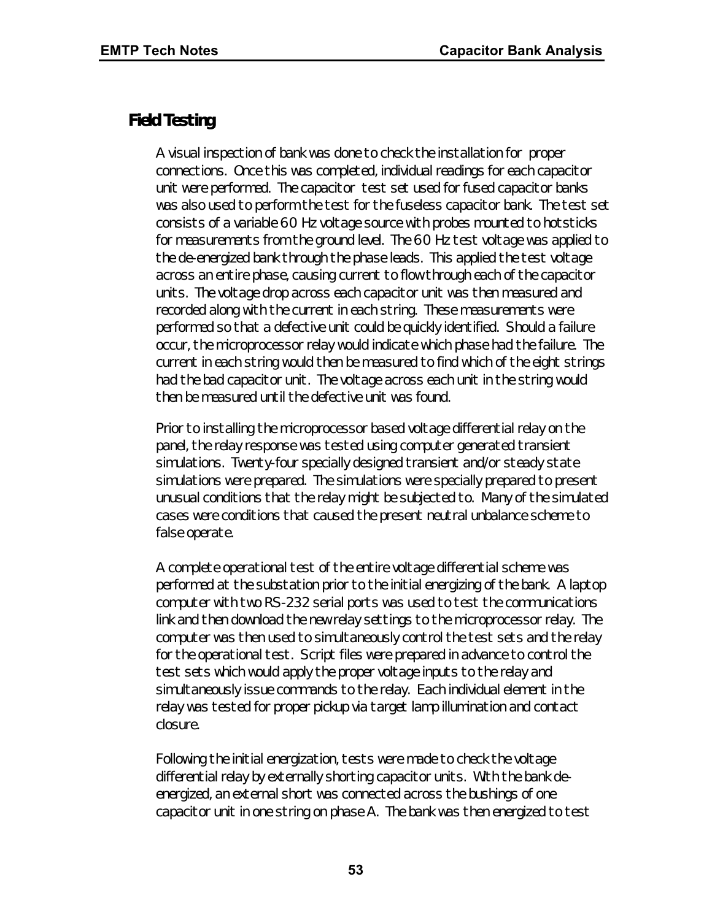## Field Testing

A visual inspection of bank was done to check the installation for proper connections. Once this was completed, individual readings for each capacitor unit were performed. The capacitor test set used for fused capacitor banks was also used to perform the test for the fuseless capacitor bank. The test set consists of a variable 60 Hz voltage source with probes mounted to hotsticks for measurements from the ground level. The 60 Hz test voltage was applied to the de-energized bank through the phase leads. This applied the test voltage across an entire phase, causing current to flow through each of the capacitor units. The voltage drop across each capacitor unit was then measured and recorded along with the current in each string. These measurements were performed so that a defective unit could be quickly identified. Should a failure occur, the microprocessor relay would indicate which phase had the failure. The current in each string would then be measured to find which of the eight strings had the bad capacitor unit. The voltage across each unit in the string would then be measured until the defective unit was found.

Prior to installing the microprocessor based voltage differential relay on the panel, the relay response was tested using computer generated transient simulations. Twenty-four specially designed transient and/or steady state simulations were prepared. The simulations were specially prepared to present unusual conditions that the relay might be subjected to. Many of the simulated cases were conditions that caused the present neutral unbalance scheme to false operate.

A complete operational test of the entire voltage differential scheme was performed at the substation prior to the initial energizing of the bank. A laptop computer with two RS-232 serial ports was used to test the communications link and then download the new relay settings to the microprocessor relay. The computer was then used to simultaneously control the test sets and the relay for the operational test. Script files were prepared in advance to control the test sets which would apply the proper voltage inputs to the relay and simultaneously issue commands to the relay. Each individual element in the relay was tested for proper pickup via target lamp illumination and contact closure.

Following the initial energization, tests were made to check the voltage differential relay by externally shorting capacitor units. With the bank de-energized, an external short was connected across the bushings of one capacitor unit in one string on phase A. The bank was then energized to test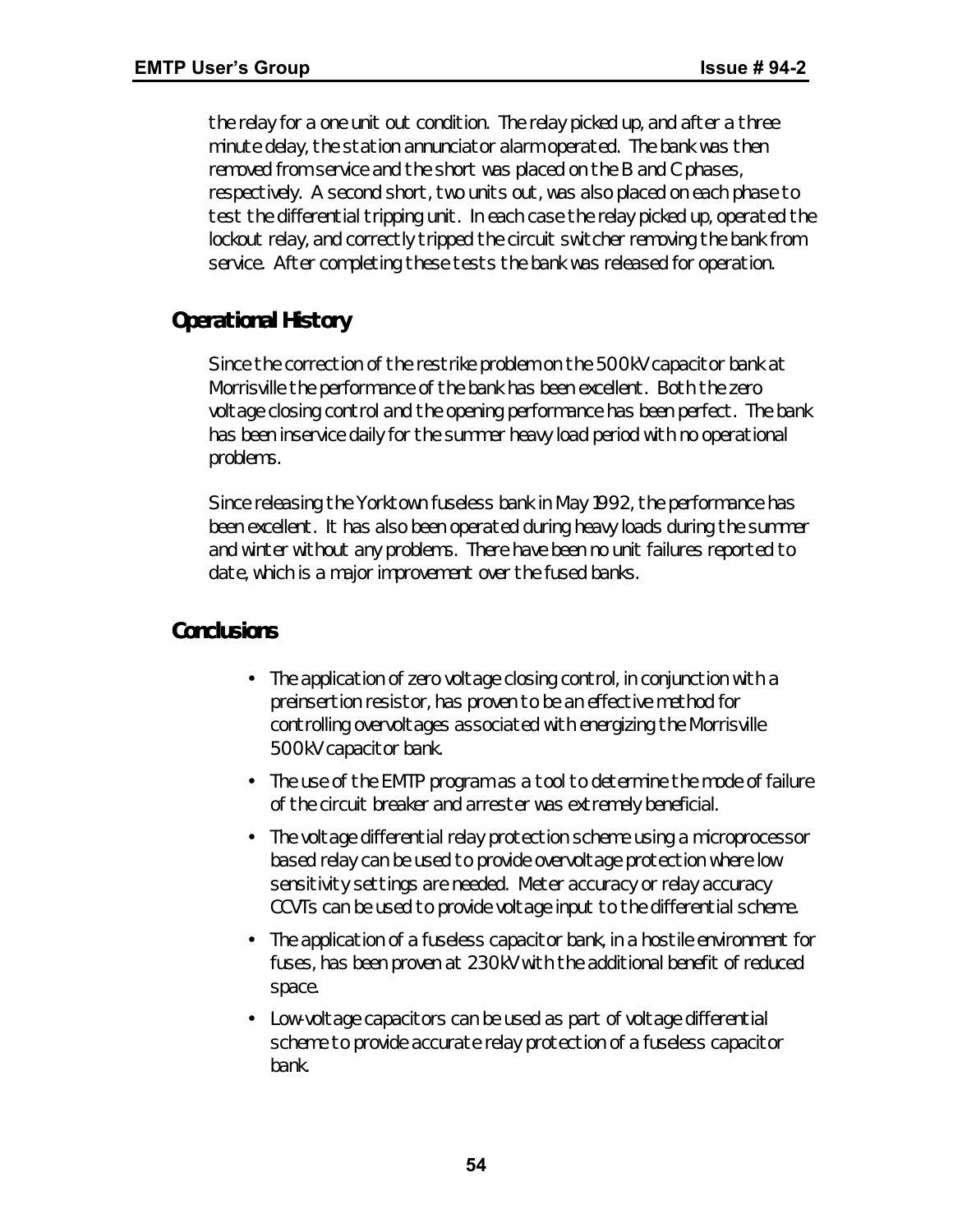the relay for a one unit out condition. The relay picked up, and after a three minute delay, the station annunciator alarm operated. The bank was then removed from service and the short was placed on the B and C phases, respectively. A second short, two units out, was also placed on each phase to test the differential tripping unit. In each case the relay picked up, operated the lockout relay, and correctly tripped the circuit switcher removing the bank from service. After completing these tests the bank was released for operation.

## Operational History

Since the correction of the restrike problem on the 500kV capacitor bank at Morrisville the performance of the bank has been excellent. Both the zero voltage closing control and the opening performance has been perfect. The bank has been inservice daily for the summer heavy load period with no operational problems.

Since releasing the Yorktown fuseless bank in May 1992, the performance has been excellent. It has also been operated during heavy loads during the summer and winter without any problems. There have been no unit failures reported to date, which is a major improvement over the fused banks.

## Conclusions

- The application of zero voltage closing control, in conjunction with a preinsertion resistor, has proven to be an effective method for controlling overvoltages associated with energizing the Morrisville 500kV capacitor bank.
- The use of the EMTP program as a tool to determine the mode of failure of the circuit breaker and arrester was extremely beneficial.
- The voltage differential relay protection scheme using a microprocessor based relay can be used to provide overvoltage protection where low sensitivity settings are needed. Meter accuracy or relay accuracy CCVTs can be used to provide voltage input to the differential scheme.
- The application of a fuseless capacitor bank, in a hostile environment for fuses, has been proven at 230kV with the additional benefit of reduced space.
- Low-voltage capacitors can be used as part of voltage differential scheme to provide accurate relay protection of a fuseless capacitor bank.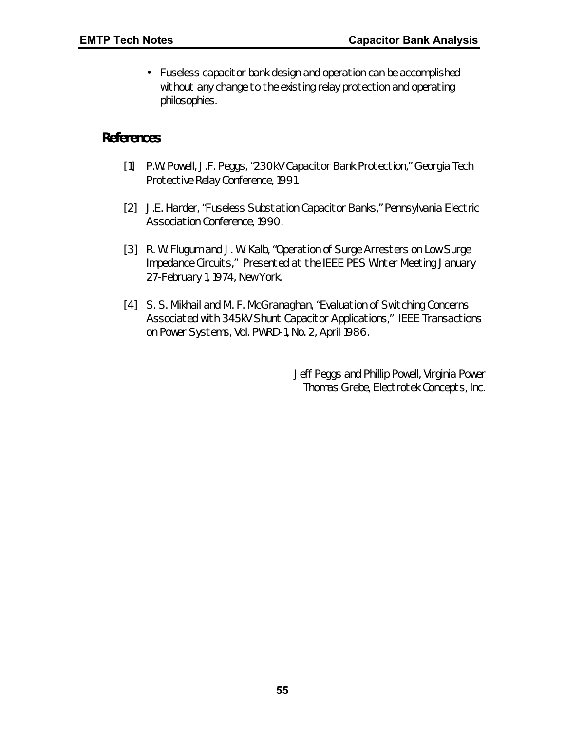- Fuseless capacitor bank design and operation can be accomplished without any change to the existing relay protection and operating philosophies.

## References

[1] P.W. Powell, J.F. Peggs, "230kV Capacitor Bank Protection," Georgia Tech Protective Relay Conference, 1991.

[2] J.E. Harder, "Fuseless Substation Capacitor Banks," Pennsylvania Electric Association Conference, 1990.

[3] R. W. Flugum and J. W. Kalb, "Operation of Surge Arresters on Low Surge Impedance Circuits," Presented at the IEEE PES Winter Meeting January 27-February 1, 1974, New York.

[4] S. S. Mikhail and M. F. McGranaghan, "Evaluation of Switching Concerns Associated with 345kV Shunt Capacitor Applications," IEEE Transactions on Power Systems, Vol. PWRD-1, No. 2, April 1986.

*Jeff Peggs and Phillip Powell, Virginia Power*
*Thomas Grebe, Electrotek Concepts, Inc.*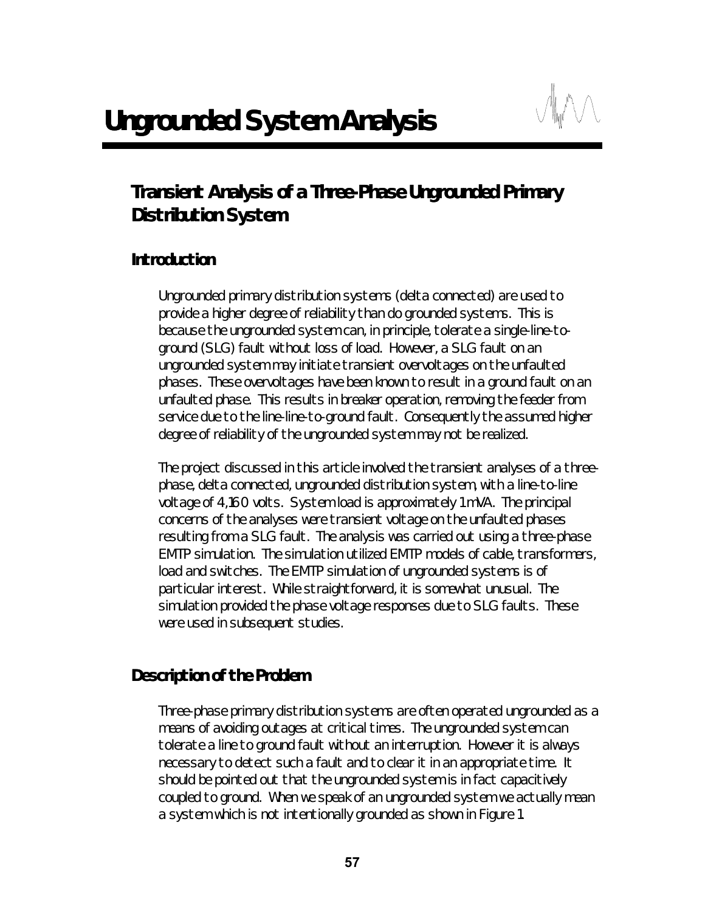# Ungrounded System Analysis

## Transient Analysis of a Three-Phase Ungrounded Primary Distribution System

### Introduction

Ungrounded primary distribution systems (delta connected) are used to provide a higher degree of reliability than do grounded systems. This is because the ungrounded system can, in principle, tolerate a single-line-to-ground (SLG) fault without loss of load. However, a SLG fault on an ungrounded system may initiate transient overvoltages on the unfaulted phases. These overvoltages have been known to result in a ground fault on an unfaulted phase. This results in breaker operation, removing the feeder from service due to the line-line-to-ground fault. Consequently the assumed higher degree of reliability of the ungrounded system may not be realized.

The project discussed in this article involved the transient analyses of a three-phase, delta connected, ungrounded distribution system, with a line-to-line voltage of 4,160 volts. System load is approximately 1 mVA. The principal concerns of the analyses were transient voltage on the unfaulted phases resulting from a SLG fault. The analysis was carried out using a three-phase EMTP simulation. The simulation utilized EMTP models of cable, transformers, load and switches. The EMTP simulation of ungrounded systems is of particular interest. While straightforward, it is somewhat unusual. The simulation provided the phase voltage responses due to SLG faults. These were used in subsequent studies.

### Description of the Problem

Three-phase primary distribution systems are often operated ungrounded as a means of avoiding outages at critical times. The ungrounded system can tolerate a line to ground fault without an interruption. However it is always necessary to detect such a fault and to clear it in an appropriate time. It should be pointed out that the ungrounded system is in fact capacitively coupled to ground. When we speak of an ungrounded system we actually mean a system which is not intentionally grounded as shown in Figure 1.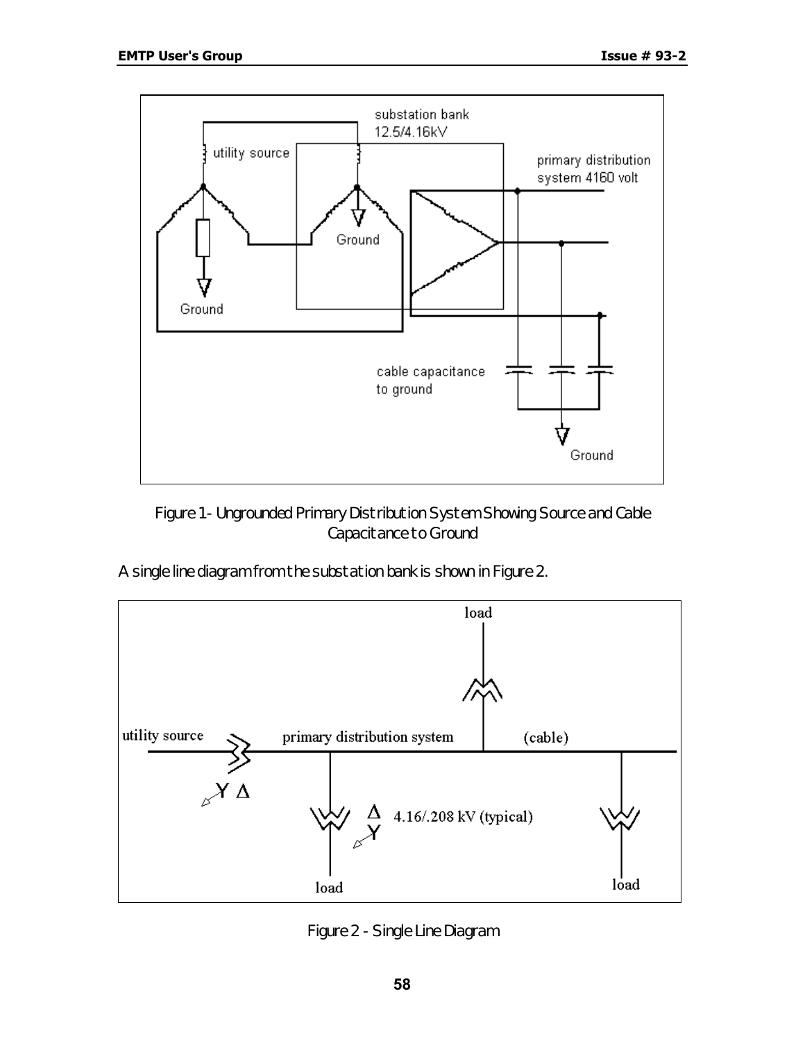Figure 1- Ungrounded Primary Distribution System Showing Source and Cable Capacitance to Ground

A single line diagram from the substation bank is shown in Figure 2.

Figure 2 - Single Line Diagram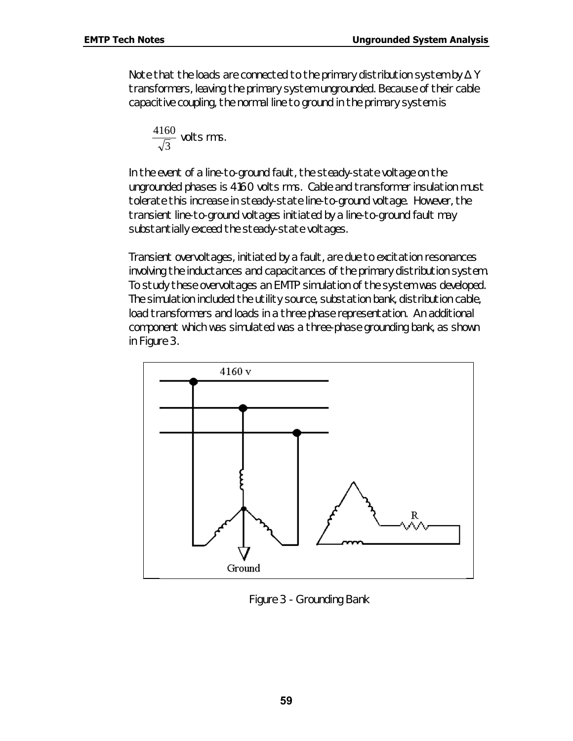Note that the loads are connected to the primary distribution system by Δ Y transformers, leaving the primary system ungrounded. Because of their cable capacitive coupling, the normal line to ground in the primary system is

$$\frac{4160}{\sqrt{3}} \text{ volts rms.}$$

In the event of a line-to-ground fault, the steady-state voltage on the ungrounded phases is 4160 volts rms. Cable and transformer insulation must tolerate this increase in steady-state line-to-ground voltage. However, the transient line-to-ground voltages initiated by a line-to-ground fault may substantially exceed the steady-state voltages.

Transient overvoltages, initiated by a fault, are due to excitation resonances involving the inductances and capacitances of the primary distribution system. To study these overvoltages an EMTP simulation of the system was developed. The simulation included the utility source, substation bank, distribution cable, load transformers and loads in a three phase representation. An additional component which was simulated was a three-phase grounding bank, as shown in Figure 3.

Figure 3 - Grounding Bank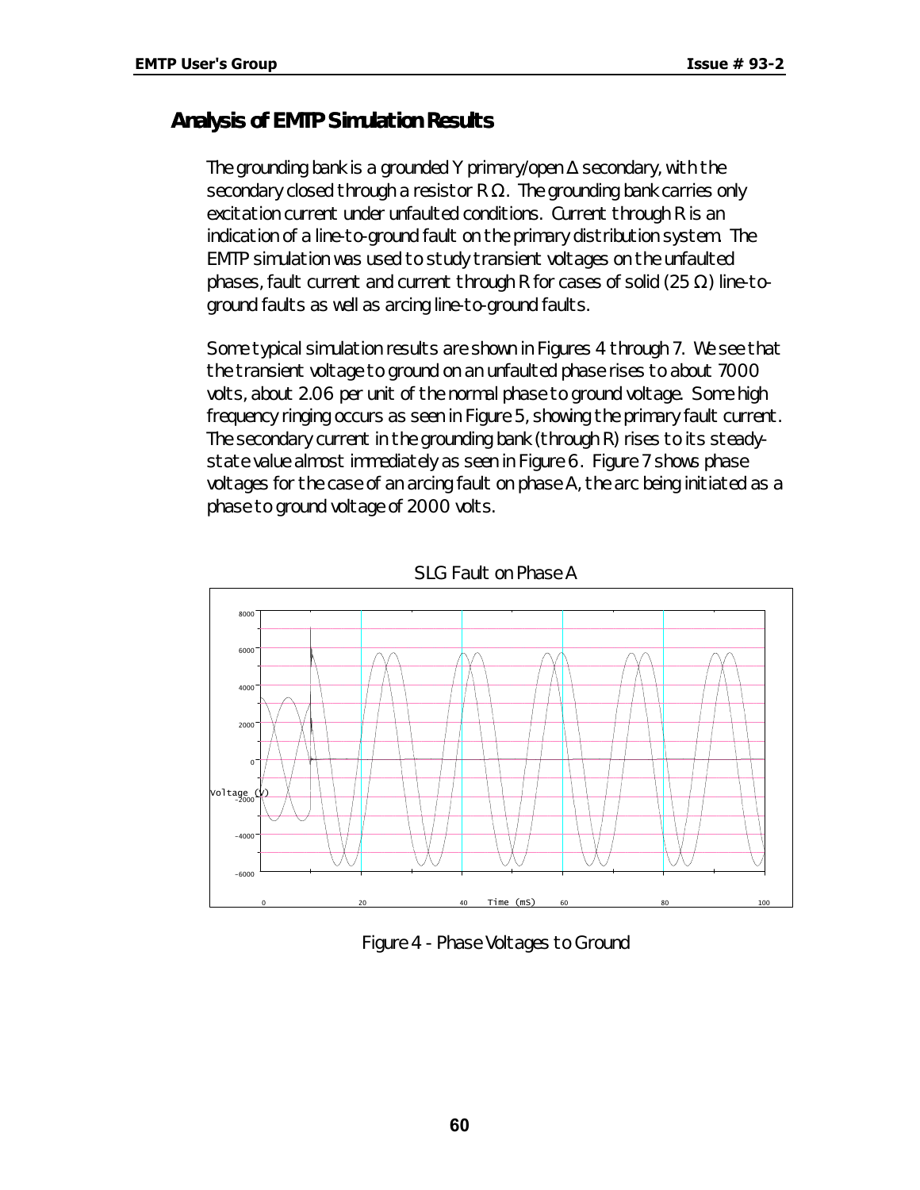## Analysis of EMTP Simulation Results

The grounding bank is a grounded Y primary/open Δ secondary, with the secondary closed through a resistor R Ω. The grounding bank carries only excitation current under unfaulted conditions. Current through R is an indication of a line-to-ground fault on the primary distribution system. The EMTP simulation was used to study transient voltages on the unfaulted phases, fault current and current through R for cases of solid (25 Ω) line-to-ground faults as well as arcing line-to-ground faults.

Some typical simulation results are shown in Figures 4 through 7. We see that the transient voltage to ground on an unfaulted phase rises to about 7000 volts, about 2.06 per unit of the normal phase to ground voltage. Some high frequency ringing occurs as seen in Figure 5, showing the primary fault current. The secondary current in the grounding bank (through R) rises to its steady-state value almost immediately as seen in Figure 6. Figure 7 shows phase voltages for the case of an arcing fault on phase A, the arc being initiated as a phase to ground voltage of 2000 volts.

SLG Fault on Phase A

Figure 4 - Phase Voltages to Ground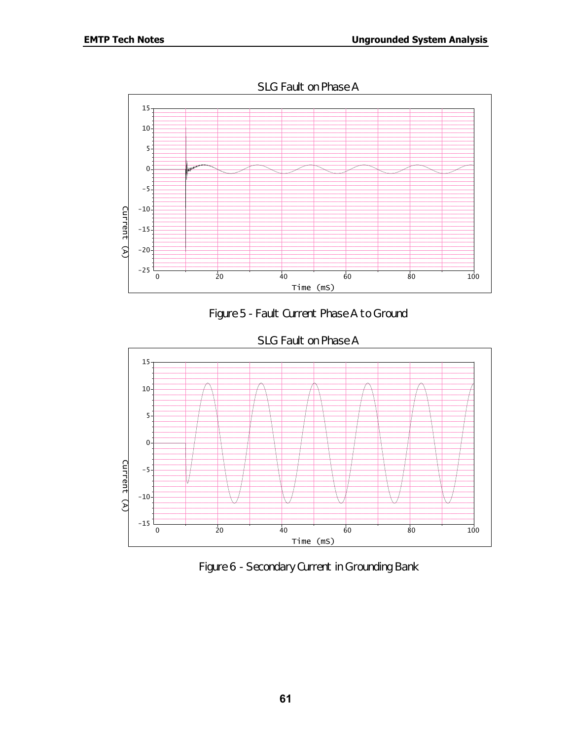Figure 5 - Fault Current Phase A to Ground

Figure 6 - Secondary Current in Grounding Bank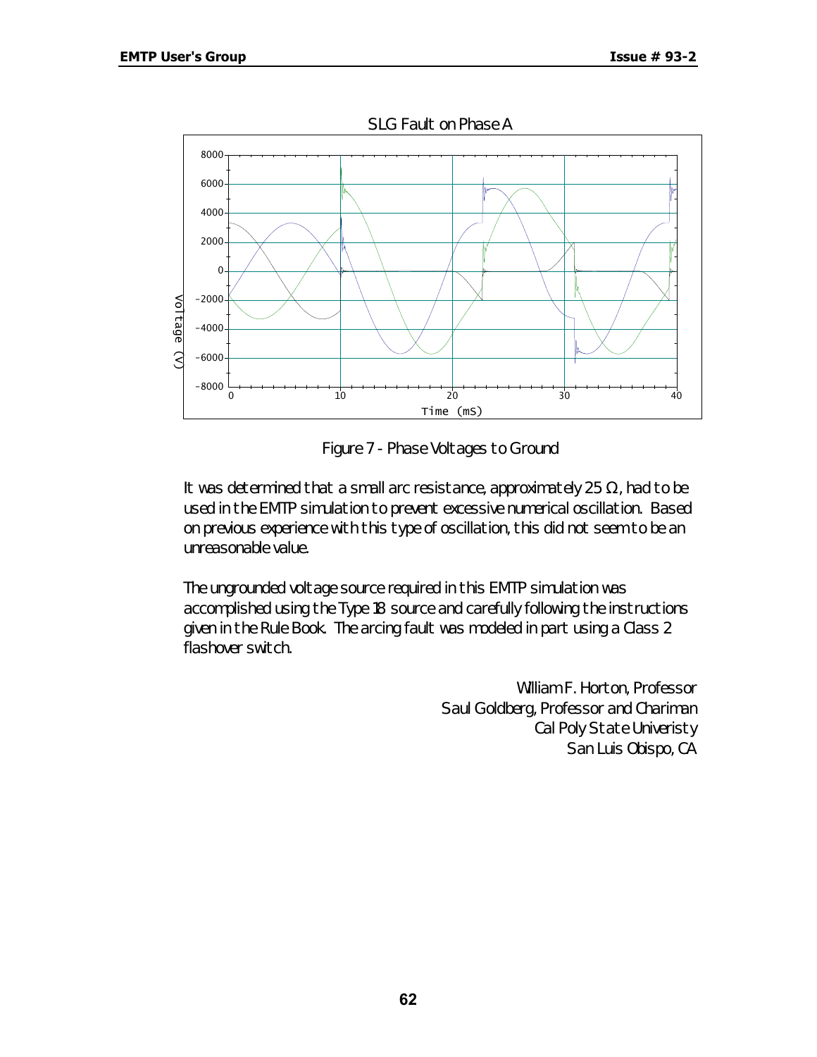SLG Fault on Phase A

8000
6000
4000
2000
0
-2000
-4000
-6000
-8000

Voltage (V)

0
10
20
30
40

Time (mS)

Figure 7 - Phase Voltages to Ground

It was determined that a small arc resistance, approximately 25 Ω, had to be used in the EMTP simulation to prevent excessive numerical oscillation. Based on previous experience with this type of oscillation, this did not seem to be an unreasonable value.

The ungrounded voltage source required in this EMTP simulation was accomplished using the Type 18 source and carefully following the instructions given in the Rule Book. The arcing fault was modeled in part using a Class 2 flashover switch.

William F. Horton, Professor
Saul Goldberg, Professor and Chariman
Cal Poly State Univeristy
San Luis Obispo, CA